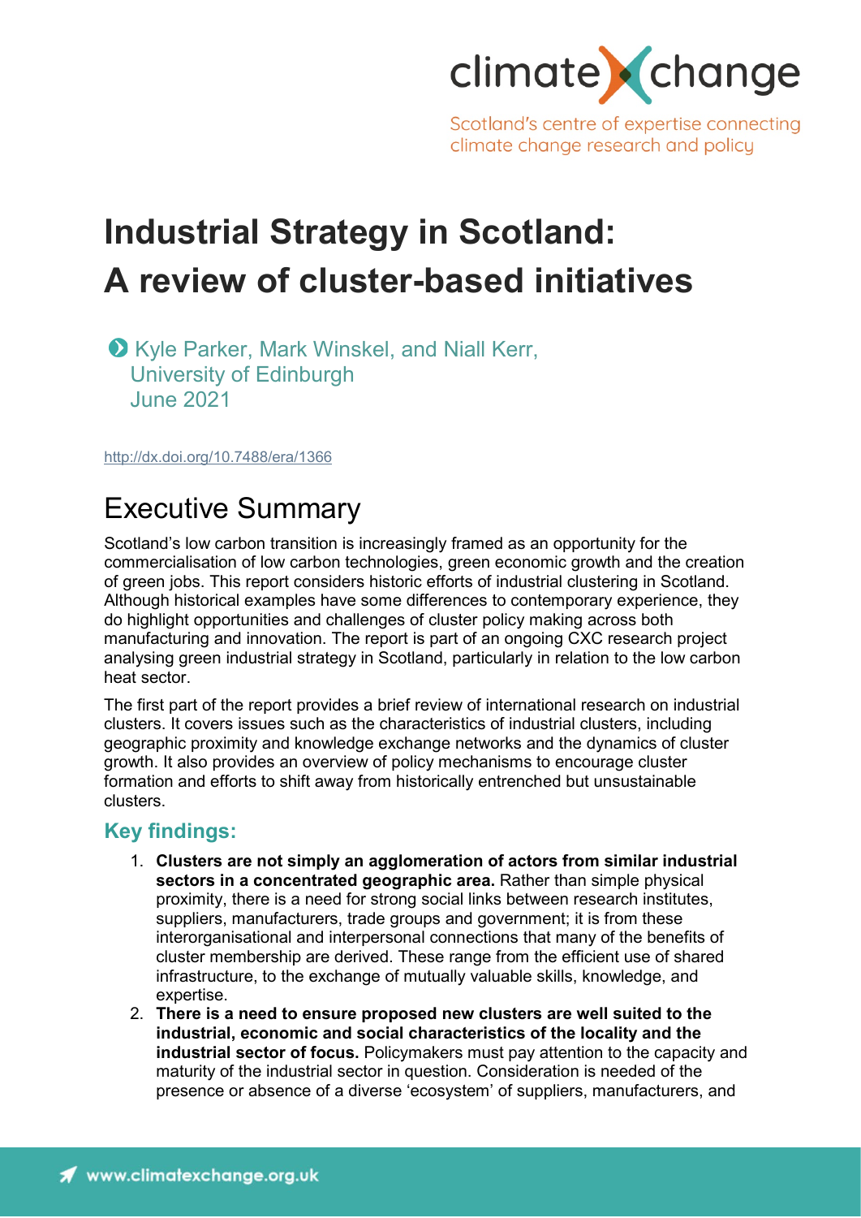climate change

Scotland's centre of expertise connecting climate change research and policy

# Industrial Strategy in Scotland: A review of cluster-based initiatives

Kyle Parker, Mark Winskel, and Niall Kerr, University of Edinburgh
June 2021

http://dx.doi.org/10.7488/era/1366

## Executive Summary

Scotland's low carbon transition is increasingly framed as an opportunity for the commercialisation of low carbon technologies, green economic growth and the creation of green jobs. This report considers historic efforts of industrial clustering in Scotland. Although historical examples have some differences to contemporary experience, they do highlight opportunities and challenges of cluster policy making across both manufacturing and innovation. The report is part of an ongoing CXC research project analysing green industrial strategy in Scotland, particularly in relation to the low carbon heat sector.

The first part of the report provides a brief review of international research on industrial clusters. It covers issues such as the characteristics of industrial clusters, including geographic proximity and knowledge exchange networks and the dynamics of cluster growth. It also provides an overview of policy mechanisms to encourage cluster formation and efforts to shift away from historically entrenched but unsustainable clusters.

### Key findings:

1. **Clusters are not simply an agglomeration of actors from similar industrial sectors in a concentrated geographic area.** Rather than simple physical proximity, there is a need for strong social links between research institutes, suppliers, manufacturers, trade groups and government; it is from these interorganisational and interpersonal connections that many of the benefits of cluster membership are derived. These range from the efficient use of shared infrastructure, to the exchange of mutually valuable skills, knowledge, and expertise.
2. **There is a need to ensure proposed new clusters are well suited to the industrial, economic and social characteristics of the locality and the industrial sector of focus.** Policymakers must pay attention to the capacity and maturity of the industrial sector in question. Consideration is needed of the presence or absence of a diverse 'ecosystem' of suppliers, manufacturers, and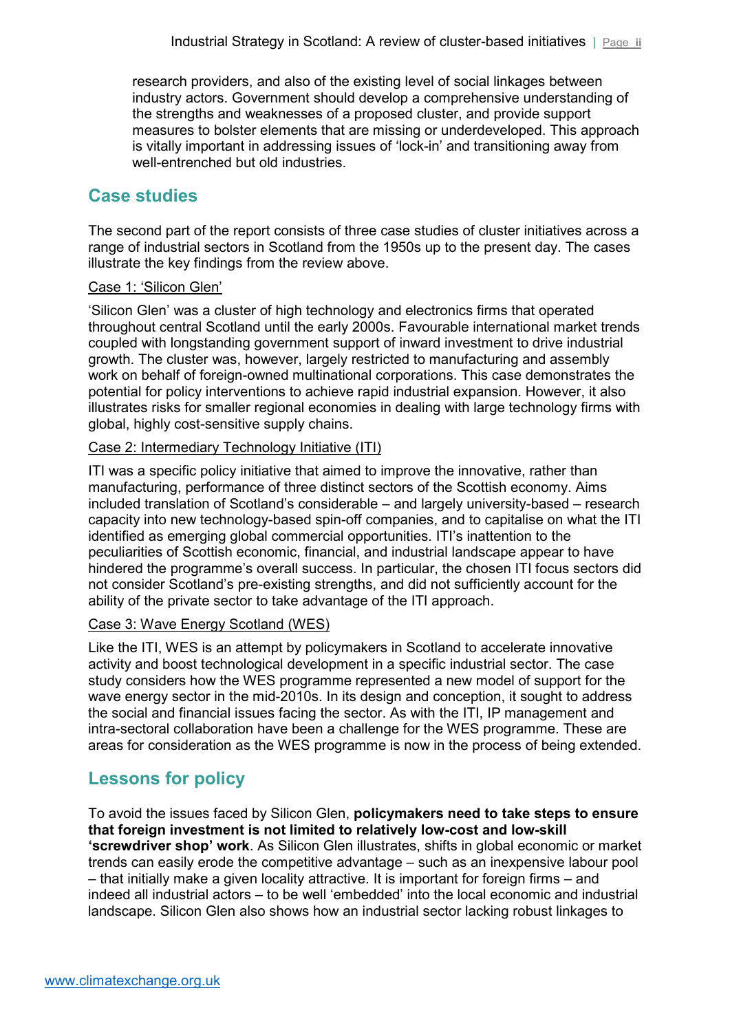research providers, and also of the existing level of social linkages between industry actors. Government should develop a comprehensive understanding of the strengths and weaknesses of a proposed cluster, and provide support measures to bolster elements that are missing or underdeveloped. This approach is vitally important in addressing issues of 'lock-in' and transitioning away from well-entrenched but old industries.

## Case studies

The second part of the report consists of three case studies of cluster initiatives across a range of industrial sectors in Scotland from the 1950s up to the present day. The cases illustrate the key findings from the review above.

Case 1: 'Silicon Glen'

'Silicon Glen' was a cluster of high technology and electronics firms that operated throughout central Scotland until the early 2000s. Favourable international market trends coupled with longstanding government support of inward investment to drive industrial growth. The cluster was, however, largely restricted to manufacturing and assembly work on behalf of foreign-owned multinational corporations. This case demonstrates the potential for policy interventions to achieve rapid industrial expansion. However, it also illustrates risks for smaller regional economies in dealing with large technology firms with global, highly cost-sensitive supply chains.

Case 2: Intermediary Technology Initiative (ITI)

ITI was a specific policy initiative that aimed to improve the innovative, rather than manufacturing, performance of three distinct sectors of the Scottish economy. Aims included translation of Scotland's considerable – and largely university-based – research capacity into new technology-based spin-off companies, and to capitalise on what the ITI identified as emerging global commercial opportunities. ITI's inattention to the peculiarities of Scottish economic, financial, and industrial landscape appear to have hindered the programme's overall success. In particular, the chosen ITI focus sectors did not consider Scotland's pre-existing strengths, and did not sufficiently account for the ability of the private sector to take advantage of the ITI approach.

Case 3: Wave Energy Scotland (WES)

Like the ITI, WES is an attempt by policymakers in Scotland to accelerate innovative activity and boost technological development in a specific industrial sector. The case study considers how the WES programme represented a new model of support for the wave energy sector in the mid-2010s. In its design and conception, it sought to address the social and financial issues facing the sector. As with the ITI, IP management and intra-sectoral collaboration have been a challenge for the WES programme. These are areas for consideration as the WES programme is now in the process of being extended.

## Lessons for policy

To avoid the issues faced by Silicon Glen, **policymakers need to take steps to ensure that foreign investment is not limited to relatively low-cost and low-skill 'screwdriver shop' work**. As Silicon Glen illustrates, shifts in global economic or market trends can easily erode the competitive advantage – such as an inexpensive labour pool – that initially make a given locality attractive. It is important for foreign firms – and indeed all industrial actors – to be well 'embedded' into the local economic and industrial landscape. Silicon Glen also shows how an industrial sector lacking robust linkages to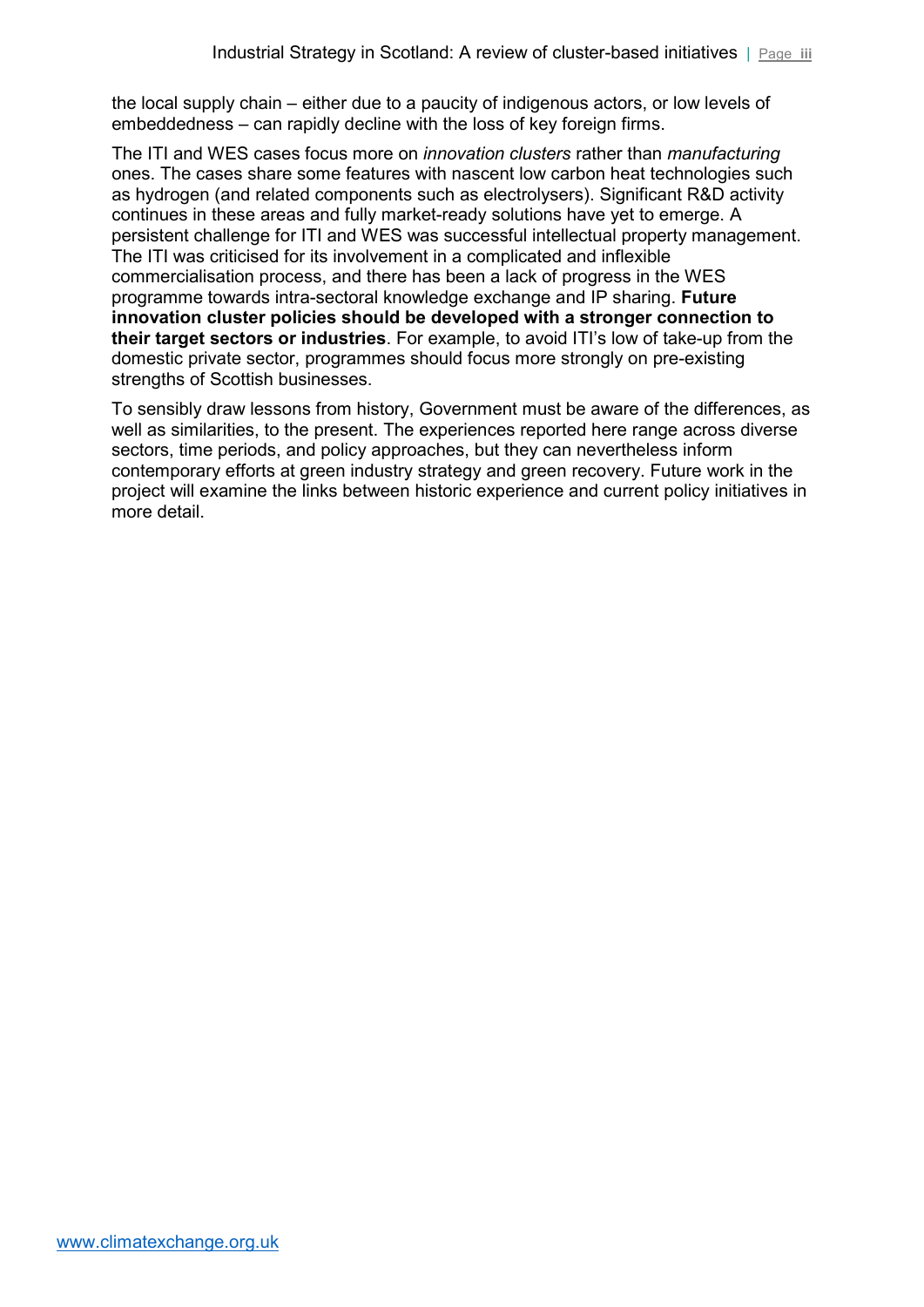the local supply chain – either due to a paucity of indigenous actors, or low levels of embeddedness – can rapidly decline with the loss of key foreign firms.

The ITI and WES cases focus more on *innovation clusters* rather than *manufacturing* ones. The cases share some features with nascent low carbon heat technologies such as hydrogen (and related components such as electrolysers). Significant R&D activity continues in these areas and fully market-ready solutions have yet to emerge. A persistent challenge for ITI and WES was successful intellectual property management. The ITI was criticised for its involvement in a complicated and inflexible commercialisation process, and there has been a lack of progress in the WES programme towards intra-sectoral knowledge exchange and IP sharing. **Future innovation cluster policies should be developed with a stronger connection to their target sectors or industries**. For example, to avoid ITI's low of take-up from the domestic private sector, programmes should focus more strongly on pre-existing strengths of Scottish businesses.

To sensibly draw lessons from history, Government must be aware of the differences, as well as similarities, to the present. The experiences reported here range across diverse sectors, time periods, and policy approaches, but they can nevertheless inform contemporary efforts at green industry strategy and green recovery. Future work in the project will examine the links between historic experience and current policy initiatives in more detail.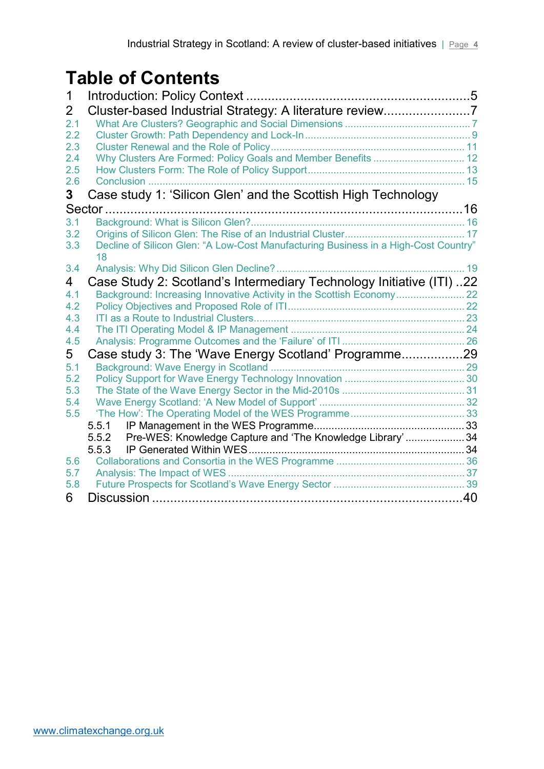# Table of Contents

1 Introduction: Policy Context ....................................................................5

2 Cluster-based Industrial Strategy: A literature review........................7

2.1 What Are Clusters? Geographic and Social Dimensions ........................................... 7

2.2 Cluster Growth: Path Dependency and Lock-In .......................................................... 9

2.3 Cluster Renewal and the Role of Policy .................................................................... 11

2.4 Why Clusters Are Formed: Policy Goals and Member Benefits ............................... 12

2.5 How Clusters Form: The Role of Policy Support ....................................................... 13

2.6 Conclusion ............................................................................................................... 15

3 Case study 1: 'Silicon Glen' and the Scottish High Technology Sector ........................................................................................................16

3.1 Background: What is Silicon Glen? .......................................................................... 16

3.2 Origins of Silicon Glen: The Rise of an Industrial Cluster .......................................... 17

3.3 Decline of Silicon Glen: "A Low-Cost Manufacturing Business in a High-Cost Country" 18

3.4 Analysis: Why Did Silicon Glen Decline? .................................................................. 19

4 Case Study 2: Scotland's Intermediary Technology Initiative (ITI) ..22

4.1 Background: Increasing Innovative Activity in the Scottish Economy ........................ 22

4.2 Policy Objectives and Proposed Role of ITI .............................................................. 22

4.3 ITI as a Route to Industrial Clusters .......................................................................... 23

4.4 The ITI Operating Model & IP Management ............................................................. 24

4.5 Analysis: Programme Outcomes and the 'Failure' of ITI ........................................... 26

5 Case study 3: The 'Wave Energy Scotland' Programme.................29

5.1 Background: Wave Energy in Scotland .................................................................... 29

5.2 Policy Support for Wave Energy Technology Innovation .......................................... 30

5.3 The State of the Wave Energy Sector in the Mid-2010s ........................................... 31

5.4 Wave Energy Scotland: 'A New Model of Support' ................................................... 32

5.5 'The How': The Operating Model of the WES Programme ........................................ 33

5.5.1 IP Management in the WES Programme.................................................. 33

5.5.2 Pre-WES: Knowledge Capture and 'The Knowledge Library' .................... 34

5.5.3 IP Generated Within WES ........................................................................ 34

5.6 Collaborations and Consortia in the WES Programme ............................................. 36

5.7 Analysis: The Impact of WES ................................................................................... 37

5.8 Future Prospects for Scotland's Wave Energy Sector .............................................. 39

6 Discussion ......................................................................................40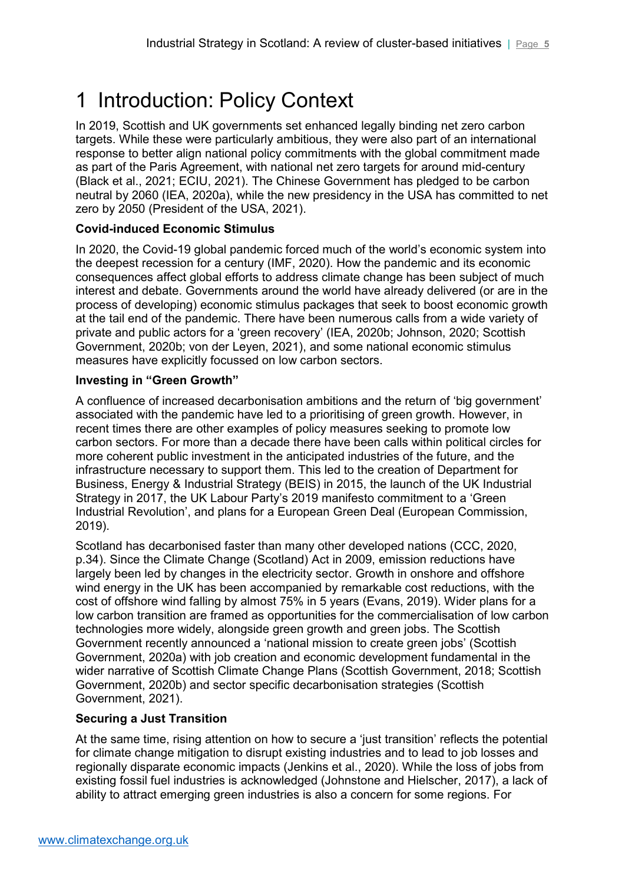# 1 Introduction: Policy Context

In 2019, Scottish and UK governments set enhanced legally binding net zero carbon targets. While these were particularly ambitious, they were also part of an international response to better align national policy commitments with the global commitment made as part of the Paris Agreement, with national net zero targets for around mid-century (Black et al., 2021; ECIU, 2021). The Chinese Government has pledged to be carbon neutral by 2060 (IEA, 2020a), while the new presidency in the USA has committed to net zero by 2050 (President of the USA, 2021).

**Covid-induced Economic Stimulus**

In 2020, the Covid-19 global pandemic forced much of the world's economic system into the deepest recession for a century (IMF, 2020). How the pandemic and its economic consequences affect global efforts to address climate change has been subject of much interest and debate. Governments around the world have already delivered (or are in the process of developing) economic stimulus packages that seek to boost economic growth at the tail end of the pandemic. There have been numerous calls from a wide variety of private and public actors for a 'green recovery' (IEA, 2020b; Johnson, 2020; Scottish Government, 2020b; von der Leyen, 2021), and some national economic stimulus measures have explicitly focussed on low carbon sectors.

**Investing in "Green Growth"**

A confluence of increased decarbonisation ambitions and the return of 'big government' associated with the pandemic have led to a prioritising of green growth. However, in recent times there are other examples of policy measures seeking to promote low carbon sectors. For more than a decade there have been calls within political circles for more coherent public investment in the anticipated industries of the future, and the infrastructure necessary to support them. This led to the creation of Department for Business, Energy & Industrial Strategy (BEIS) in 2015, the launch of the UK Industrial Strategy in 2017, the UK Labour Party's 2019 manifesto commitment to a 'Green Industrial Revolution', and plans for a European Green Deal (European Commission, 2019).

Scotland has decarbonised faster than many other developed nations (CCC, 2020, p.34). Since the Climate Change (Scotland) Act in 2009, emission reductions have largely been led by changes in the electricity sector. Growth in onshore and offshore wind energy in the UK has been accompanied by remarkable cost reductions, with the cost of offshore wind falling by almost 75% in 5 years (Evans, 2019). Wider plans for a low carbon transition are framed as opportunities for the commercialisation of low carbon technologies more widely, alongside green growth and green jobs. The Scottish Government recently announced a 'national mission to create green jobs' (Scottish Government, 2020a) with job creation and economic development fundamental in the wider narrative of Scottish Climate Change Plans (Scottish Government, 2018; Scottish Government, 2020b) and sector specific decarbonisation strategies (Scottish Government, 2021).

**Securing a Just Transition**

At the same time, rising attention on how to secure a 'just transition' reflects the potential for climate change mitigation to disrupt existing industries and to lead to job losses and regionally disparate economic impacts (Jenkins et al., 2020). While the loss of jobs from existing fossil fuel industries is acknowledged (Johnstone and Hielscher, 2017), a lack of ability to attract emerging green industries is also a concern for some regions. For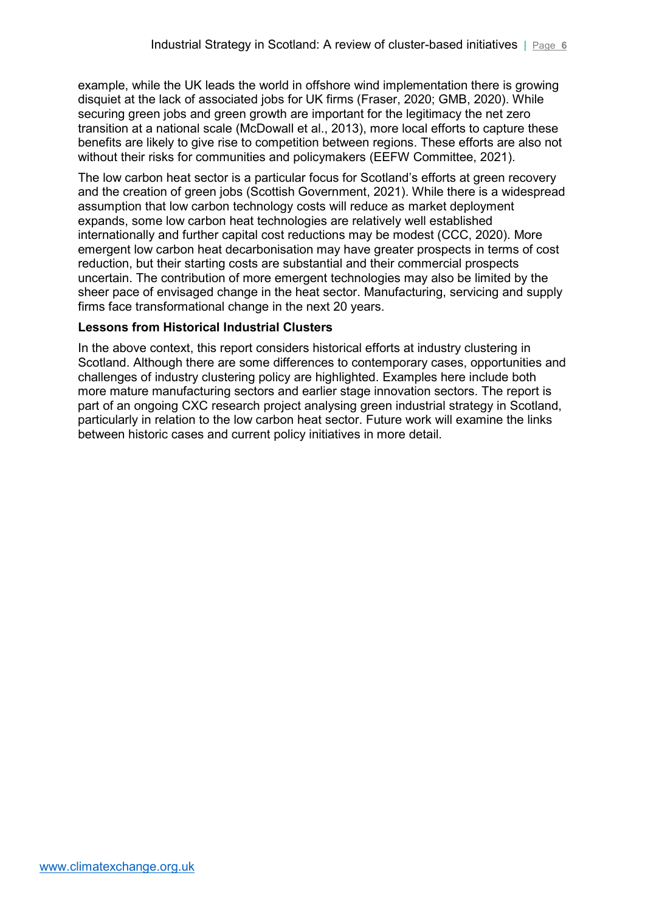example, while the UK leads the world in offshore wind implementation there is growing disquiet at the lack of associated jobs for UK firms (Fraser, 2020; GMB, 2020). While securing green jobs and green growth are important for the legitimacy the net zero transition at a national scale (McDowall et al., 2013), more local efforts to capture these benefits are likely to give rise to competition between regions. These efforts are also not without their risks for communities and policymakers (EEFW Committee, 2021).

The low carbon heat sector is a particular focus for Scotland's efforts at green recovery and the creation of green jobs (Scottish Government, 2021). While there is a widespread assumption that low carbon technology costs will reduce as market deployment expands, some low carbon heat technologies are relatively well established internationally and further capital cost reductions may be modest (CCC, 2020). More emergent low carbon heat decarbonisation may have greater prospects in terms of cost reduction, but their starting costs are substantial and their commercial prospects uncertain. The contribution of more emergent technologies may also be limited by the sheer pace of envisaged change in the heat sector. Manufacturing, servicing and supply firms face transformational change in the next 20 years.

**Lessons from Historical Industrial Clusters**

In the above context, this report considers historical efforts at industry clustering in Scotland. Although there are some differences to contemporary cases, opportunities and challenges of industry clustering policy are highlighted. Examples here include both more mature manufacturing sectors and earlier stage innovation sectors. The report is part of an ongoing CXC research project analysing green industrial strategy in Scotland, particularly in relation to the low carbon heat sector. Future work will examine the links between historic cases and current policy initiatives in more detail.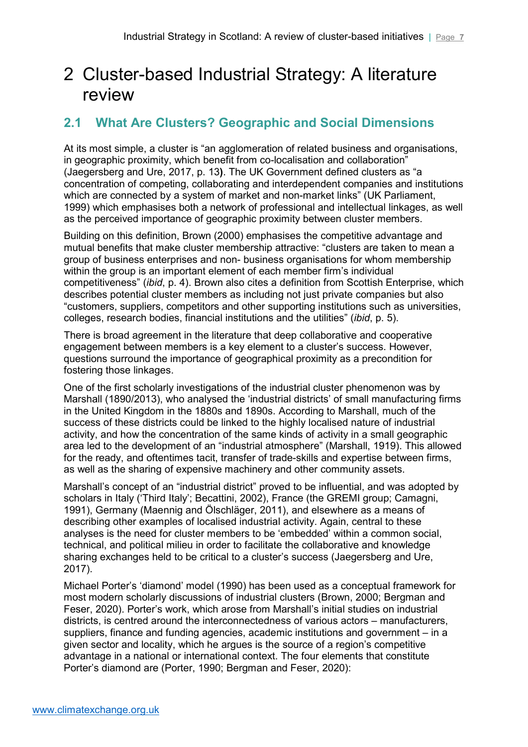# 2 Cluster-based Industrial Strategy: A literature review

## 2.1 What Are Clusters? Geographic and Social Dimensions

At its most simple, a cluster is "an agglomeration of related business and organisations, in geographic proximity, which benefit from co-localisation and collaboration" (Jaegersberg and Ure, 2017, p. 13**)**. The UK Government defined clusters as "a concentration of competing, collaborating and interdependent companies and institutions which are connected by a system of market and non-market links" (UK Parliament, 1999) which emphasises both a network of professional and intellectual linkages, as well as the perceived importance of geographic proximity between cluster members.

Building on this definition, Brown (2000) emphasises the competitive advantage and mutual benefits that make cluster membership attractive: "clusters are taken to mean a group of business enterprises and non- business organisations for whom membership within the group is an important element of each member firm's individual competitiveness" (*ibid*, p. 4). Brown also cites a definition from Scottish Enterprise, which describes potential cluster members as including not just private companies but also "customers, suppliers, competitors and other supporting institutions such as universities, colleges, research bodies, financial institutions and the utilities" (*ibid*, p. 5).

There is broad agreement in the literature that deep collaborative and cooperative engagement between members is a key element to a cluster's success. However, questions surround the importance of geographical proximity as a precondition for fostering those linkages.

One of the first scholarly investigations of the industrial cluster phenomenon was by Marshall (1890/2013), who analysed the 'industrial districts' of small manufacturing firms in the United Kingdom in the 1880s and 1890s. According to Marshall, much of the success of these districts could be linked to the highly localised nature of industrial activity, and how the concentration of the same kinds of activity in a small geographic area led to the development of an "industrial atmosphere" (Marshall, 1919). This allowed for the ready, and oftentimes tacit, transfer of trade-skills and expertise between firms, as well as the sharing of expensive machinery and other community assets.

Marshall's concept of an "industrial district" proved to be influential, and was adopted by scholars in Italy ('Third Italy'; Becattini, 2002), France (the GREMI group; Camagni, 1991), Germany (Maennig and Ölschläger, 2011), and elsewhere as a means of describing other examples of localised industrial activity. Again, central to these analyses is the need for cluster members to be 'embedded' within a common social, technical, and political milieu in order to facilitate the collaborative and knowledge sharing exchanges held to be critical to a cluster's success (Jaegersberg and Ure, 2017).

Michael Porter's 'diamond' model (1990) has been used as a conceptual framework for most modern scholarly discussions of industrial clusters (Brown, 2000; Bergman and Feser, 2020). Porter's work, which arose from Marshall's initial studies on industrial districts, is centred around the interconnectedness of various actors – manufacturers, suppliers, finance and funding agencies, academic institutions and government – in a given sector and locality, which he argues is the source of a region's competitive advantage in a national or international context. The four elements that constitute Porter's diamond are (Porter, 1990; Bergman and Feser, 2020):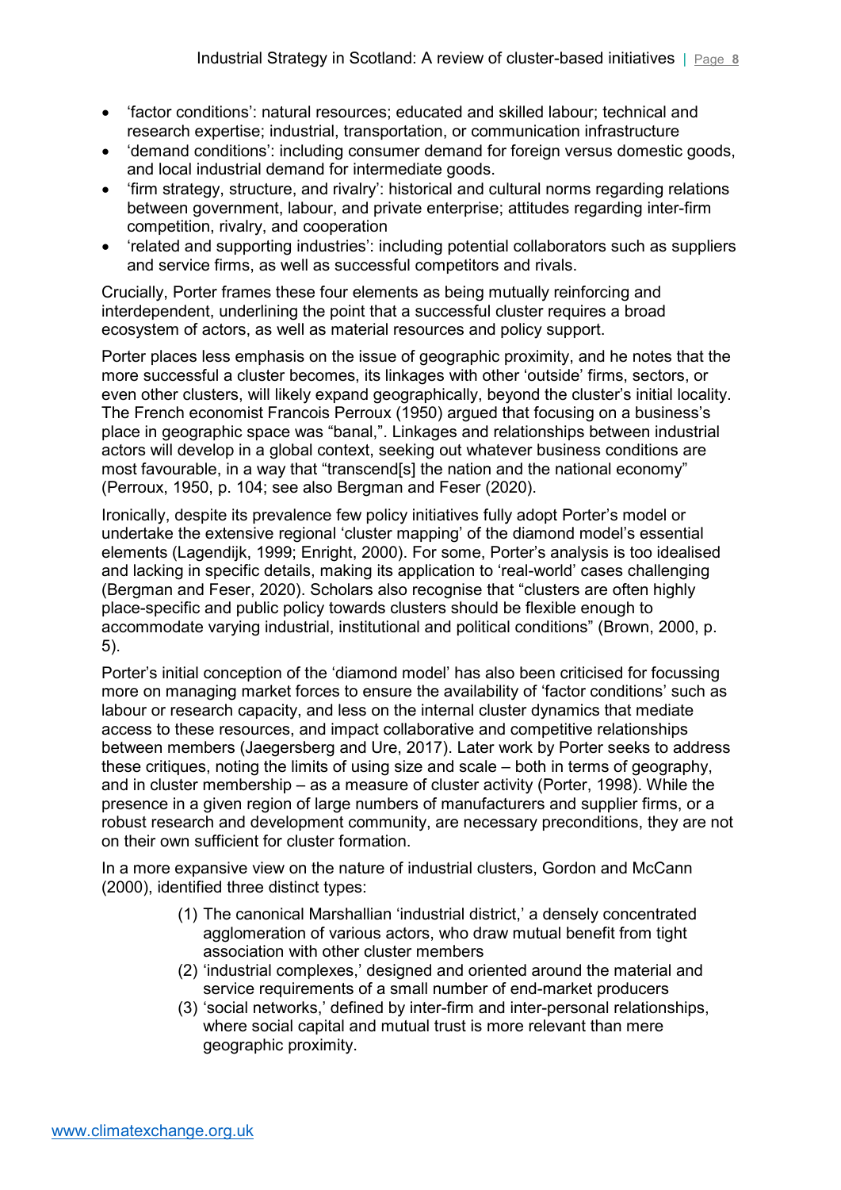- 'factor conditions': natural resources; educated and skilled labour; technical and research expertise; industrial, transportation, or communication infrastructure
- 'demand conditions': including consumer demand for foreign versus domestic goods, and local industrial demand for intermediate goods.
- 'firm strategy, structure, and rivalry': historical and cultural norms regarding relations between government, labour, and private enterprise; attitudes regarding inter-firm competition, rivalry, and cooperation
- 'related and supporting industries': including potential collaborators such as suppliers and service firms, as well as successful competitors and rivals.

Crucially, Porter frames these four elements as being mutually reinforcing and interdependent, underlining the point that a successful cluster requires a broad ecosystem of actors, as well as material resources and policy support.

Porter places less emphasis on the issue of geographic proximity, and he notes that the more successful a cluster becomes, its linkages with other 'outside' firms, sectors, or even other clusters, will likely expand geographically, beyond the cluster's initial locality. The French economist Francois Perroux (1950) argued that focusing on a business's place in geographic space was "banal,". Linkages and relationships between industrial actors will develop in a global context, seeking out whatever business conditions are most favourable, in a way that "transcend[s] the nation and the national economy" (Perroux, 1950, p. 104; see also Bergman and Feser (2020).

Ironically, despite its prevalence few policy initiatives fully adopt Porter's model or undertake the extensive regional 'cluster mapping' of the diamond model's essential elements (Lagendijk, 1999; Enright, 2000). For some, Porter's analysis is too idealised and lacking in specific details, making its application to 'real-world' cases challenging (Bergman and Feser, 2020). Scholars also recognise that "clusters are often highly place-specific and public policy towards clusters should be flexible enough to accommodate varying industrial, institutional and political conditions" (Brown, 2000, p. 5).

Porter's initial conception of the 'diamond model' has also been criticised for focussing more on managing market forces to ensure the availability of 'factor conditions' such as labour or research capacity, and less on the internal cluster dynamics that mediate access to these resources, and impact collaborative and competitive relationships between members (Jaegersberg and Ure, 2017). Later work by Porter seeks to address these critiques, noting the limits of using size and scale – both in terms of geography, and in cluster membership – as a measure of cluster activity (Porter, 1998). While the presence in a given region of large numbers of manufacturers and supplier firms, or a robust research and development community, are necessary preconditions, they are not on their own sufficient for cluster formation.

In a more expansive view on the nature of industrial clusters, Gordon and McCann (2000), identified three distinct types:

(1) The canonical Marshallian 'industrial district,' a densely concentrated agglomeration of various actors, who draw mutual benefit from tight association with other cluster members
(2) 'industrial complexes,' designed and oriented around the material and service requirements of a small number of end-market producers
(3) 'social networks,' defined by inter-firm and inter-personal relationships, where social capital and mutual trust is more relevant than mere geographic proximity.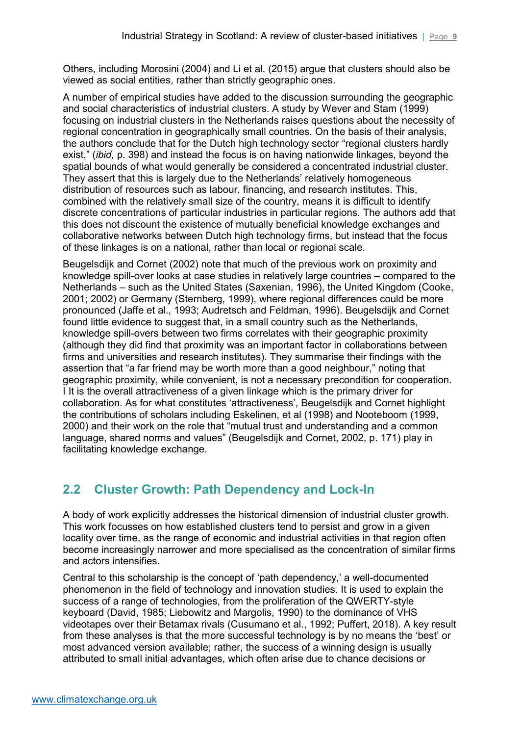Others, including Morosini (2004) and Li et al. (2015) argue that clusters should also be viewed as social entities, rather than strictly geographic ones.

A number of empirical studies have added to the discussion surrounding the geographic and social characteristics of industrial clusters. A study by Wever and Stam (1999) focusing on industrial clusters in the Netherlands raises questions about the necessity of regional concentration in geographically small countries. On the basis of their analysis, the authors conclude that for the Dutch high technology sector "regional clusters hardly exist," (*ibid,* p. 398) and instead the focus is on having nationwide linkages, beyond the spatial bounds of what would generally be considered a concentrated industrial cluster. They assert that this is largely due to the Netherlands' relatively homogeneous distribution of resources such as labour, financing, and research institutes. This, combined with the relatively small size of the country, means it is difficult to identify discrete concentrations of particular industries in particular regions. The authors add that this does not discount the existence of mutually beneficial knowledge exchanges and collaborative networks between Dutch high technology firms, but instead that the focus of these linkages is on a national, rather than local or regional scale.

Beugelsdijk and Cornet (2002) note that much of the previous work on proximity and knowledge spill-over looks at case studies in relatively large countries – compared to the Netherlands – such as the United States (Saxenian, 1996), the United Kingdom (Cooke, 2001; 2002) or Germany (Sternberg, 1999), where regional differences could be more pronounced (Jaffe et al., 1993; Audretsch and Feldman, 1996). Beugelsdijk and Cornet found little evidence to suggest that, in a small country such as the Netherlands, knowledge spill-overs between two firms correlates with their geographic proximity (although they did find that proximity was an important factor in collaborations between firms and universities and research institutes). They summarise their findings with the assertion that "a far friend may be worth more than a good neighbour," noting that geographic proximity, while convenient, is not a necessary precondition for cooperation. I It is the overall attractiveness of a given linkage which is the primary driver for collaboration. As for what constitutes 'attractiveness', Beugelsdijk and Cornet highlight the contributions of scholars including Eskelinen, et al (1998) and Nooteboom (1999, 2000) and their work on the role that "mutual trust and understanding and a common language, shared norms and values" (Beugelsdijk and Cornet, 2002, p. 171) play in facilitating knowledge exchange.

## 2.2 Cluster Growth: Path Dependency and Lock-In

A body of work explicitly addresses the historical dimension of industrial cluster growth. This work focusses on how established clusters tend to persist and grow in a given locality over time, as the range of economic and industrial activities in that region often become increasingly narrower and more specialised as the concentration of similar firms and actors intensifies.

Central to this scholarship is the concept of 'path dependency,' a well-documented phenomenon in the field of technology and innovation studies. It is used to explain the success of a range of technologies, from the proliferation of the QWERTY-style keyboard (David, 1985; Liebowitz and Margolis, 1990) to the dominance of VHS videotapes over their Betamax rivals (Cusumano et al., 1992; Puffert, 2018). A key result from these analyses is that the more successful technology is by no means the 'best' or most advanced version available; rather, the success of a winning design is usually attributed to small initial advantages, which often arise due to chance decisions or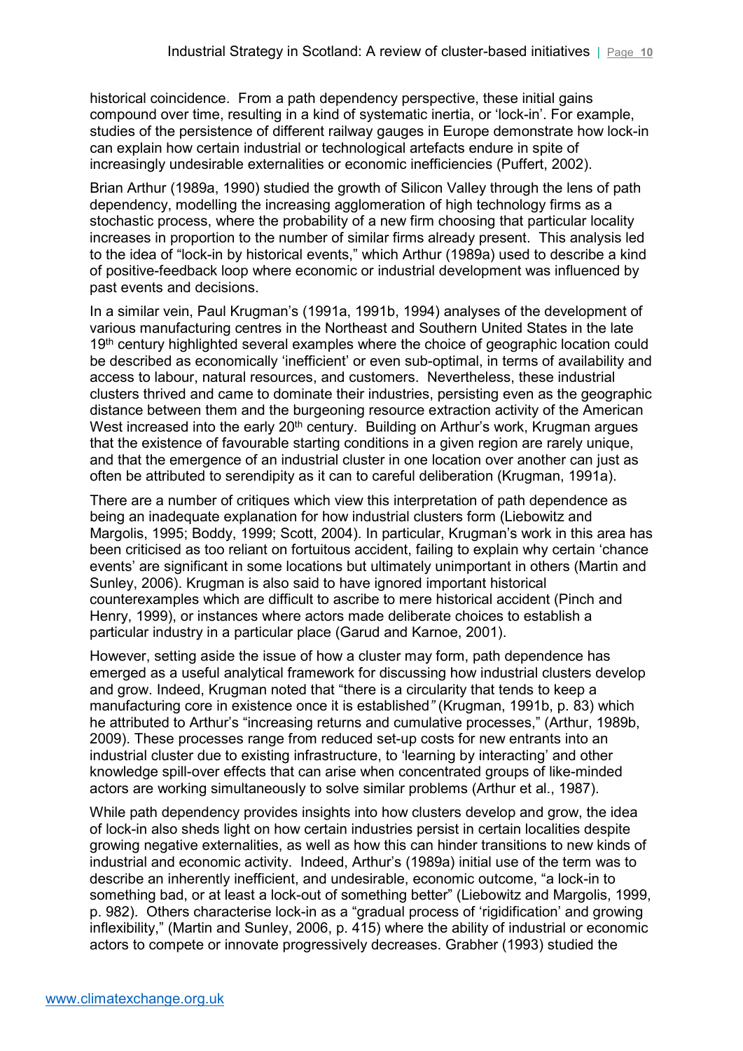historical coincidence. From a path dependency perspective, these initial gains compound over time, resulting in a kind of systematic inertia, or 'lock-in'. For example, studies of the persistence of different railway gauges in Europe demonstrate how lock-in can explain how certain industrial or technological artefacts endure in spite of increasingly undesirable externalities or economic inefficiencies (Puffert, 2002).

Brian Arthur (1989a, 1990) studied the growth of Silicon Valley through the lens of path dependency, modelling the increasing agglomeration of high technology firms as a stochastic process, where the probability of a new firm choosing that particular locality increases in proportion to the number of similar firms already present. This analysis led to the idea of "lock-in by historical events," which Arthur (1989a) used to describe a kind of positive-feedback loop where economic or industrial development was influenced by past events and decisions.

In a similar vein, Paul Krugman's (1991a, 1991b, 1994) analyses of the development of various manufacturing centres in the Northeast and Southern United States in the late 19th century highlighted several examples where the choice of geographic location could be described as economically 'inefficient' or even sub-optimal, in terms of availability and access to labour, natural resources, and customers. Nevertheless, these industrial clusters thrived and came to dominate their industries, persisting even as the geographic distance between them and the burgeoning resource extraction activity of the American West increased into the early 20th century. Building on Arthur's work, Krugman argues that the existence of favourable starting conditions in a given region are rarely unique, and that the emergence of an industrial cluster in one location over another can just as often be attributed to serendipity as it can to careful deliberation (Krugman, 1991a).

There are a number of critiques which view this interpretation of path dependence as being an inadequate explanation for how industrial clusters form (Liebowitz and Margolis, 1995; Boddy, 1999; Scott, 2004). In particular, Krugman's work in this area has been criticised as too reliant on fortuitous accident, failing to explain why certain 'chance events' are significant in some locations but ultimately unimportant in others (Martin and Sunley, 2006). Krugman is also said to have ignored important historical counterexamples which are difficult to ascribe to mere historical accident (Pinch and Henry, 1999), or instances where actors made deliberate choices to establish a particular industry in a particular place (Garud and Karnoe, 2001).

However, setting aside the issue of how a cluster may form, path dependence has emerged as a useful analytical framework for discussing how industrial clusters develop and grow. Indeed, Krugman noted that "there is a circularity that tends to keep a manufacturing core in existence once it is established" (Krugman, 1991b, p. 83) which he attributed to Arthur's "increasing returns and cumulative processes," (Arthur, 1989b, 2009). These processes range from reduced set-up costs for new entrants into an industrial cluster due to existing infrastructure, to 'learning by interacting' and other knowledge spill-over effects that can arise when concentrated groups of like-minded actors are working simultaneously to solve similar problems (Arthur et al., 1987).

While path dependency provides insights into how clusters develop and grow, the idea of lock-in also sheds light on how certain industries persist in certain localities despite growing negative externalities, as well as how this can hinder transitions to new kinds of industrial and economic activity. Indeed, Arthur's (1989a) initial use of the term was to describe an inherently inefficient, and undesirable, economic outcome, "a lock-in to something bad, or at least a lock-out of something better" (Liebowitz and Margolis, 1999, p. 982). Others characterise lock-in as a "gradual process of 'rigidification' and growing inflexibility," (Martin and Sunley, 2006, p. 415) where the ability of industrial or economic actors to compete or innovate progressively decreases. Grabher (1993) studied the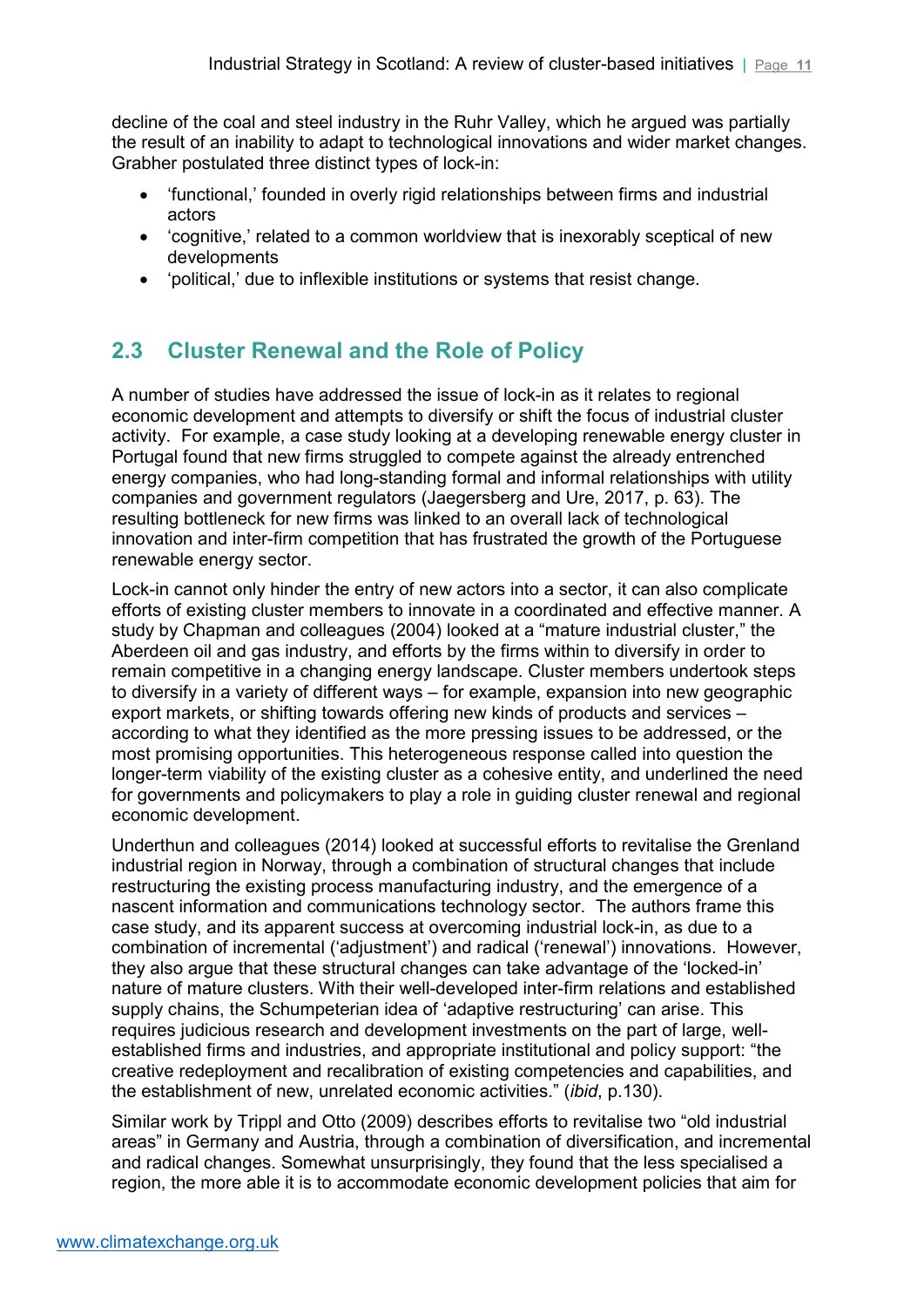decline of the coal and steel industry in the Ruhr Valley, which he argued was partially the result of an inability to adapt to technological innovations and wider market changes. Grabher postulated three distinct types of lock-in:

- 'functional,' founded in overly rigid relationships between firms and industrial actors
- 'cognitive,' related to a common worldview that is inexorably sceptical of new developments
- 'political,' due to inflexible institutions or systems that resist change.

## 2.3 Cluster Renewal and the Role of Policy

A number of studies have addressed the issue of lock-in as it relates to regional economic development and attempts to diversify or shift the focus of industrial cluster activity. For example, a case study looking at a developing renewable energy cluster in Portugal found that new firms struggled to compete against the already entrenched energy companies, who had long-standing formal and informal relationships with utility companies and government regulators (Jaegersberg and Ure, 2017, p. 63). The resulting bottleneck for new firms was linked to an overall lack of technological innovation and inter-firm competition that has frustrated the growth of the Portuguese renewable energy sector.

Lock-in cannot only hinder the entry of new actors into a sector, it can also complicate efforts of existing cluster members to innovate in a coordinated and effective manner. A study by Chapman and colleagues (2004) looked at a "mature industrial cluster," the Aberdeen oil and gas industry, and efforts by the firms within to diversify in order to remain competitive in a changing energy landscape. Cluster members undertook steps to diversify in a variety of different ways – for example, expansion into new geographic export markets, or shifting towards offering new kinds of products and services – according to what they identified as the more pressing issues to be addressed, or the most promising opportunities. This heterogeneous response called into question the longer-term viability of the existing cluster as a cohesive entity, and underlined the need for governments and policymakers to play a role in guiding cluster renewal and regional economic development.

Underthun and colleagues (2014) looked at successful efforts to revitalise the Grenland industrial region in Norway, through a combination of structural changes that include restructuring the existing process manufacturing industry, and the emergence of a nascent information and communications technology sector. The authors frame this case study, and its apparent success at overcoming industrial lock-in, as due to a combination of incremental ('adjustment') and radical ('renewal') innovations. However, they also argue that these structural changes can take advantage of the 'locked-in' nature of mature clusters. With their well-developed inter-firm relations and established supply chains, the Schumpeterian idea of 'adaptive restructuring' can arise. This requires judicious research and development investments on the part of large, well-established firms and industries, and appropriate institutional and policy support: "the creative redeployment and recalibration of existing competencies and capabilities, and the establishment of new, unrelated economic activities." (*ibid*, p.130).

Similar work by Trippl and Otto (2009) describes efforts to revitalise two "old industrial areas" in Germany and Austria, through a combination of diversification, and incremental and radical changes. Somewhat unsurprisingly, they found that the less specialised a region, the more able it is to accommodate economic development policies that aim for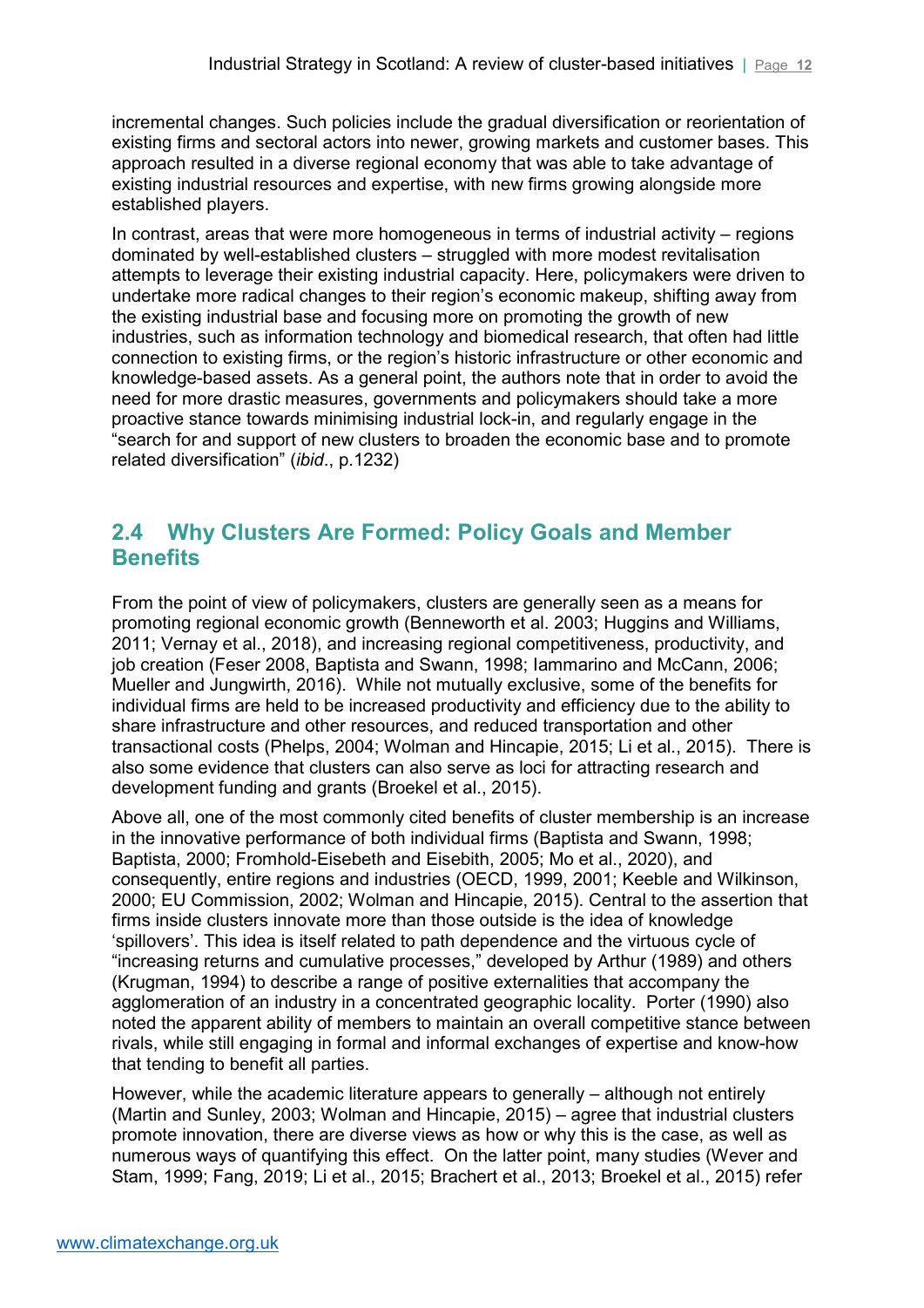incremental changes. Such policies include the gradual diversification or reorientation of existing firms and sectoral actors into newer, growing markets and customer bases. This approach resulted in a diverse regional economy that was able to take advantage of existing industrial resources and expertise, with new firms growing alongside more established players.

In contrast, areas that were more homogeneous in terms of industrial activity – regions dominated by well-established clusters – struggled with more modest revitalisation attempts to leverage their existing industrial capacity. Here, policymakers were driven to undertake more radical changes to their region's economic makeup, shifting away from the existing industrial base and focusing more on promoting the growth of new industries, such as information technology and biomedical research, that often had little connection to existing firms, or the region's historic infrastructure or other economic and knowledge-based assets. As a general point, the authors note that in order to avoid the need for more drastic measures, governments and policymakers should take a more proactive stance towards minimising industrial lock-in, and regularly engage in the "search for and support of new clusters to broaden the economic base and to promote related diversification" (*ibid*., p.1232)

## 2.4 Why Clusters Are Formed: Policy Goals and Member Benefits

From the point of view of policymakers, clusters are generally seen as a means for promoting regional economic growth (Benneworth et al. 2003; Huggins and Williams, 2011; Vernay et al., 2018), and increasing regional competitiveness, productivity, and job creation (Feser 2008, Baptista and Swann, 1998; Iammarino and McCann, 2006; Mueller and Jungwirth, 2016). While not mutually exclusive, some of the benefits for individual firms are held to be increased productivity and efficiency due to the ability to share infrastructure and other resources, and reduced transportation and other transactional costs (Phelps, 2004; Wolman and Hincapie, 2015; Li et al., 2015). There is also some evidence that clusters can also serve as loci for attracting research and development funding and grants (Broekel et al., 2015).

Above all, one of the most commonly cited benefits of cluster membership is an increase in the innovative performance of both individual firms (Baptista and Swann, 1998; Baptista, 2000; Fromhold-Eisebeth and Eisebith, 2005; Mo et al., 2020), and consequently, entire regions and industries (OECD, 1999, 2001; Keeble and Wilkinson, 2000; EU Commission, 2002; Wolman and Hincapie, 2015). Central to the assertion that firms inside clusters innovate more than those outside is the idea of knowledge 'spillovers'. This idea is itself related to path dependence and the virtuous cycle of "increasing returns and cumulative processes," developed by Arthur (1989) and others (Krugman, 1994) to describe a range of positive externalities that accompany the agglomeration of an industry in a concentrated geographic locality. Porter (1990) also noted the apparent ability of members to maintain an overall competitive stance between rivals, while still engaging in formal and informal exchanges of expertise and know-how that tending to benefit all parties.

However, while the academic literature appears to generally – although not entirely (Martin and Sunley, 2003; Wolman and Hincapie, 2015) – agree that industrial clusters promote innovation, there are diverse views as how or why this is the case, as well as numerous ways of quantifying this effect. On the latter point, many studies (Wever and Stam, 1999; Fang, 2019; Li et al., 2015; Brachert et al., 2013; Broekel et al., 2015) refer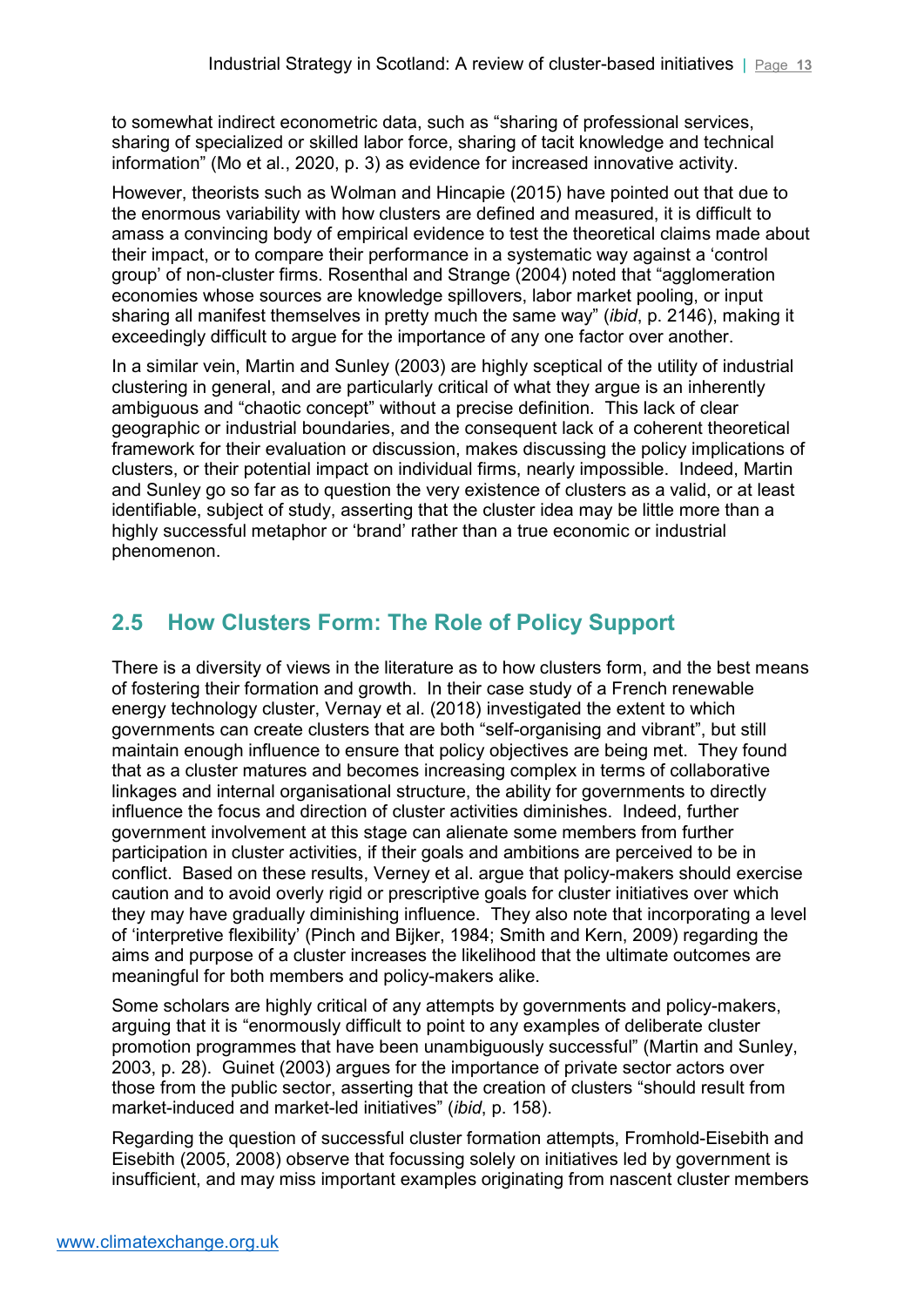to somewhat indirect econometric data, such as "sharing of professional services, sharing of specialized or skilled labor force, sharing of tacit knowledge and technical information" (Mo et al., 2020, p. 3) as evidence for increased innovative activity.

However, theorists such as Wolman and Hincapie (2015) have pointed out that due to the enormous variability with how clusters are defined and measured, it is difficult to amass a convincing body of empirical evidence to test the theoretical claims made about their impact, or to compare their performance in a systematic way against a 'control group' of non-cluster firms. Rosenthal and Strange (2004) noted that "agglomeration economies whose sources are knowledge spillovers, labor market pooling, or input sharing all manifest themselves in pretty much the same way" (*ibid*, p. 2146), making it exceedingly difficult to argue for the importance of any one factor over another.

In a similar vein, Martin and Sunley (2003) are highly sceptical of the utility of industrial clustering in general, and are particularly critical of what they argue is an inherently ambiguous and "chaotic concept" without a precise definition. This lack of clear geographic or industrial boundaries, and the consequent lack of a coherent theoretical framework for their evaluation or discussion, makes discussing the policy implications of clusters, or their potential impact on individual firms, nearly impossible. Indeed, Martin and Sunley go so far as to question the very existence of clusters as a valid, or at least identifiable, subject of study, asserting that the cluster idea may be little more than a highly successful metaphor or 'brand' rather than a true economic or industrial phenomenon.

## 2.5 How Clusters Form: The Role of Policy Support

There is a diversity of views in the literature as to how clusters form, and the best means of fostering their formation and growth. In their case study of a French renewable energy technology cluster, Vernay et al. (2018) investigated the extent to which governments can create clusters that are both "self-organising and vibrant", but still maintain enough influence to ensure that policy objectives are being met. They found that as a cluster matures and becomes increasing complex in terms of collaborative linkages and internal organisational structure, the ability for governments to directly influence the focus and direction of cluster activities diminishes. Indeed, further government involvement at this stage can alienate some members from further participation in cluster activities, if their goals and ambitions are perceived to be in conflict. Based on these results, Verney et al. argue that policy-makers should exercise caution and to avoid overly rigid or prescriptive goals for cluster initiatives over which they may have gradually diminishing influence. They also note that incorporating a level of 'interpretive flexibility' (Pinch and Bijker, 1984; Smith and Kern, 2009) regarding the aims and purpose of a cluster increases the likelihood that the ultimate outcomes are meaningful for both members and policy-makers alike.

Some scholars are highly critical of any attempts by governments and policy-makers, arguing that it is "enormously difficult to point to any examples of deliberate cluster promotion programmes that have been unambiguously successful" (Martin and Sunley, 2003, p. 28). Guinet (2003) argues for the importance of private sector actors over those from the public sector, asserting that the creation of clusters "should result from market-induced and market-led initiatives" (*ibid*, p. 158).

Regarding the question of successful cluster formation attempts, Fromhold-Eisebith and Eisebith (2005, 2008) observe that focussing solely on initiatives led by government is insufficient, and may miss important examples originating from nascent cluster members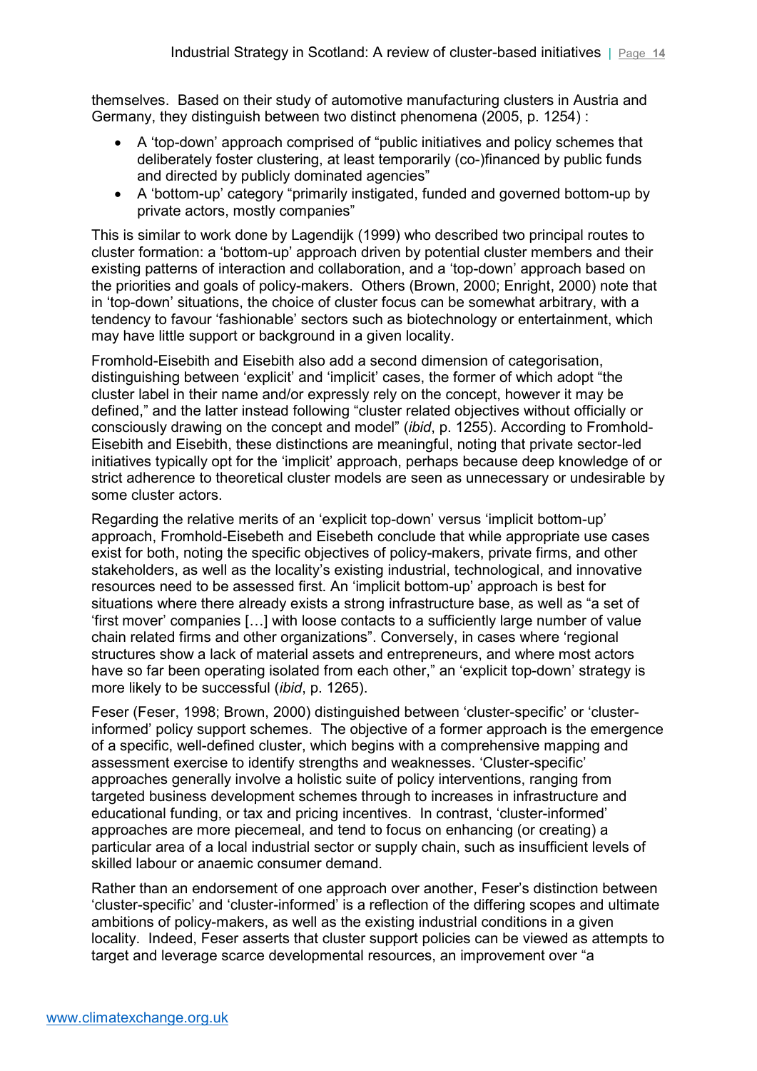themselves. Based on their study of automotive manufacturing clusters in Austria and Germany, they distinguish between two distinct phenomena (2005, p. 1254) :

- A 'top-down' approach comprised of "public initiatives and policy schemes that deliberately foster clustering, at least temporarily (co-)financed by public funds and directed by publicly dominated agencies"
- A 'bottom-up' category "primarily instigated, funded and governed bottom-up by private actors, mostly companies"

This is similar to work done by Lagendijk (1999) who described two principal routes to cluster formation: a 'bottom-up' approach driven by potential cluster members and their existing patterns of interaction and collaboration, and a 'top-down' approach based on the priorities and goals of policy-makers. Others (Brown, 2000; Enright, 2000) note that in 'top-down' situations, the choice of cluster focus can be somewhat arbitrary, with a tendency to favour 'fashionable' sectors such as biotechnology or entertainment, which may have little support or background in a given locality.

Fromhold-Eisebith and Eisebith also add a second dimension of categorisation, distinguishing between 'explicit' and 'implicit' cases, the former of which adopt "the cluster label in their name and/or expressly rely on the concept, however it may be defined," and the latter instead following "cluster related objectives without officially or consciously drawing on the concept and model" (*ibid*, p. 1255). According to Fromhold-Eisebith and Eisebith, these distinctions are meaningful, noting that private sector-led initiatives typically opt for the 'implicit' approach, perhaps because deep knowledge of or strict adherence to theoretical cluster models are seen as unnecessary or undesirable by some cluster actors.

Regarding the relative merits of an 'explicit top-down' versus 'implicit bottom-up' approach, Fromhold-Eisebeth and Eisebeth conclude that while appropriate use cases exist for both, noting the specific objectives of policy-makers, private firms, and other stakeholders, as well as the locality's existing industrial, technological, and innovative resources need to be assessed first. An 'implicit bottom-up' approach is best for situations where there already exists a strong infrastructure base, as well as "a set of 'first mover' companies […] with loose contacts to a sufficiently large number of value chain related firms and other organizations". Conversely, in cases where 'regional structures show a lack of material assets and entrepreneurs, and where most actors have so far been operating isolated from each other," an 'explicit top-down' strategy is more likely to be successful (*ibid*, p. 1265).

Feser (Feser, 1998; Brown, 2000) distinguished between 'cluster-specific' or 'cluster-informed' policy support schemes. The objective of a former approach is the emergence of a specific, well-defined cluster, which begins with a comprehensive mapping and assessment exercise to identify strengths and weaknesses. 'Cluster-specific' approaches generally involve a holistic suite of policy interventions, ranging from targeted business development schemes through to increases in infrastructure and educational funding, or tax and pricing incentives. In contrast, 'cluster-informed' approaches are more piecemeal, and tend to focus on enhancing (or creating) a particular area of a local industrial sector or supply chain, such as insufficient levels of skilled labour or anaemic consumer demand.

Rather than an endorsement of one approach over another, Feser's distinction between 'cluster-specific' and 'cluster-informed' is a reflection of the differing scopes and ultimate ambitions of policy-makers, as well as the existing industrial conditions in a given locality. Indeed, Feser asserts that cluster support policies can be viewed as attempts to target and leverage scarce developmental resources, an improvement over "a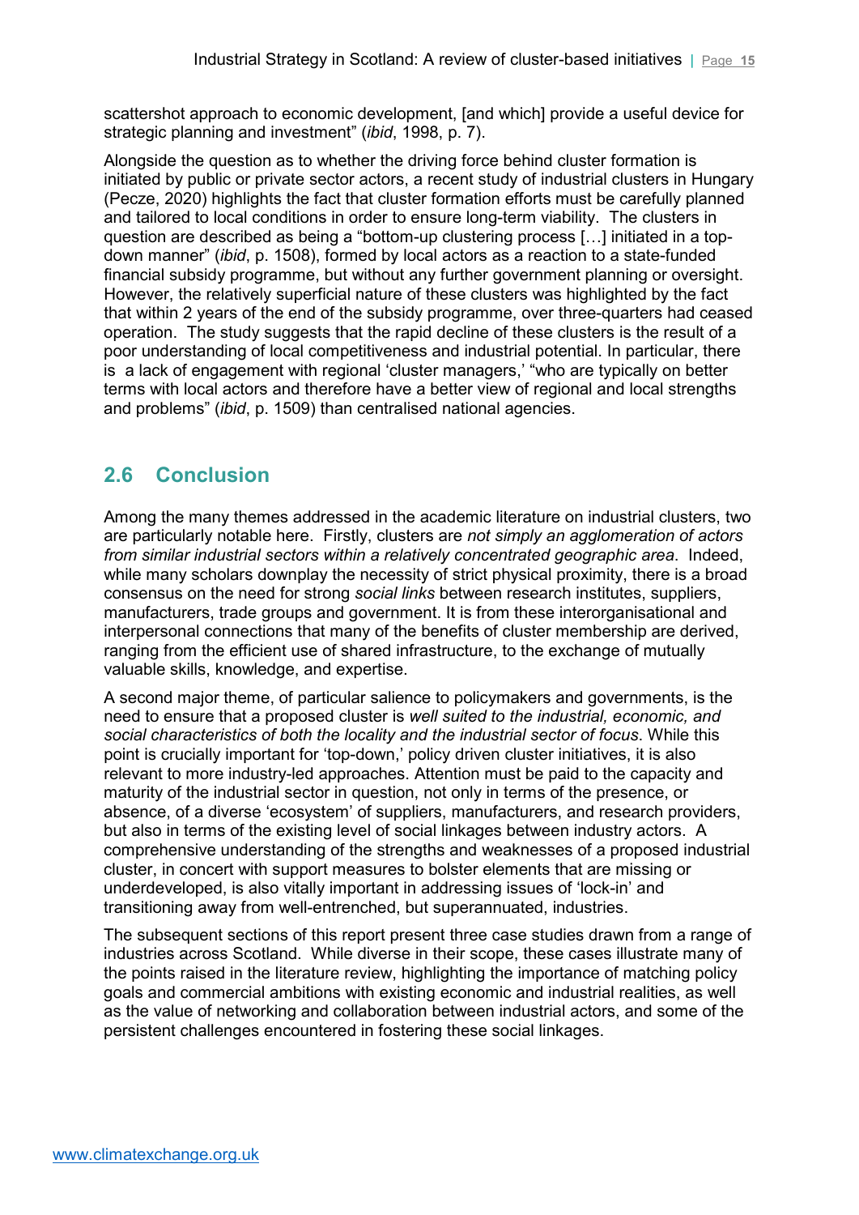scattershot approach to economic development, [and which] provide a useful device for strategic planning and investment" (*ibid*, 1998, p. 7).

Alongside the question as to whether the driving force behind cluster formation is initiated by public or private sector actors, a recent study of industrial clusters in Hungary (Pecze, 2020) highlights the fact that cluster formation efforts must be carefully planned and tailored to local conditions in order to ensure long-term viability. The clusters in question are described as being a "bottom-up clustering process […] initiated in a top-down manner" (*ibid*, p. 1508), formed by local actors as a reaction to a state-funded financial subsidy programme, but without any further government planning or oversight. However, the relatively superficial nature of these clusters was highlighted by the fact that within 2 years of the end of the subsidy programme, over three-quarters had ceased operation. The study suggests that the rapid decline of these clusters is the result of a poor understanding of local competitiveness and industrial potential. In particular, there is a lack of engagement with regional 'cluster managers,' "who are typically on better terms with local actors and therefore have a better view of regional and local strengths and problems" (*ibid*, p. 1509) than centralised national agencies.

## 2.6 Conclusion

Among the many themes addressed in the academic literature on industrial clusters, two are particularly notable here. Firstly, clusters are *not simply an agglomeration of actors from similar industrial sectors within a relatively concentrated geographic area*. Indeed, while many scholars downplay the necessity of strict physical proximity, there is a broad consensus on the need for strong *social links* between research institutes, suppliers, manufacturers, trade groups and government. It is from these interorganisational and interpersonal connections that many of the benefits of cluster membership are derived, ranging from the efficient use of shared infrastructure, to the exchange of mutually valuable skills, knowledge, and expertise.

A second major theme, of particular salience to policymakers and governments, is the need to ensure that a proposed cluster is *well suited to the industrial, economic, and social characteristics of both the locality and the industrial sector of focus*. While this point is crucially important for 'top-down,' policy driven cluster initiatives, it is also relevant to more industry-led approaches. Attention must be paid to the capacity and maturity of the industrial sector in question, not only in terms of the presence, or absence, of a diverse 'ecosystem' of suppliers, manufacturers, and research providers, but also in terms of the existing level of social linkages between industry actors. A comprehensive understanding of the strengths and weaknesses of a proposed industrial cluster, in concert with support measures to bolster elements that are missing or underdeveloped, is also vitally important in addressing issues of 'lock-in' and transitioning away from well-entrenched, but superannuated, industries.

The subsequent sections of this report present three case studies drawn from a range of industries across Scotland. While diverse in their scope, these cases illustrate many of the points raised in the literature review, highlighting the importance of matching policy goals and commercial ambitions with existing economic and industrial realities, as well as the value of networking and collaboration between industrial actors, and some of the persistent challenges encountered in fostering these social linkages.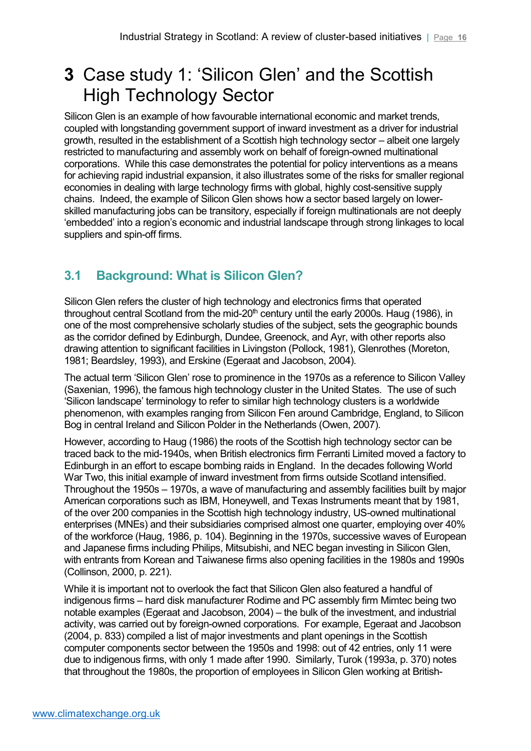# 3 Case study 1: 'Silicon Glen' and the Scottish High Technology Sector

Silicon Glen is an example of how favourable international economic and market trends, coupled with longstanding government support of inward investment as a driver for industrial growth, resulted in the establishment of a Scottish high technology sector – albeit one largely restricted to manufacturing and assembly work on behalf of foreign-owned multinational corporations. While this case demonstrates the potential for policy interventions as a means for achieving rapid industrial expansion, it also illustrates some of the risks for smaller regional economies in dealing with large technology firms with global, highly cost-sensitive supply chains. Indeed, the example of Silicon Glen shows how a sector based largely on lower-skilled manufacturing jobs can be transitory, especially if foreign multinationals are not deeply 'embedded' into a region's economic and industrial landscape through strong linkages to local suppliers and spin-off firms.

## 3.1 Background: What is Silicon Glen?

Silicon Glen refers the cluster of high technology and electronics firms that operated throughout central Scotland from the mid-20th century until the early 2000s. Haug (1986), in one of the most comprehensive scholarly studies of the subject, sets the geographic bounds as the corridor defined by Edinburgh, Dundee, Greenock, and Ayr, with other reports also drawing attention to significant facilities in Livingston (Pollock, 1981), Glenrothes (Moreton, 1981; Beardsley, 1993), and Erskine (Egeraat and Jacobson, 2004).

The actual term 'Silicon Glen' rose to prominence in the 1970s as a reference to Silicon Valley (Saxenian, 1996), the famous high technology cluster in the United States. The use of such 'Silicon landscape' terminology to refer to similar high technology clusters is a worldwide phenomenon, with examples ranging from Silicon Fen around Cambridge, England, to Silicon Bog in central Ireland and Silicon Polder in the Netherlands (Owen, 2007).

However, according to Haug (1986) the roots of the Scottish high technology sector can be traced back to the mid-1940s, when British electronics firm Ferranti Limited moved a factory to Edinburgh in an effort to escape bombing raids in England. In the decades following World War Two, this initial example of inward investment from firms outside Scotland intensified. Throughout the 1950s – 1970s, a wave of manufacturing and assembly facilities built by major American corporations such as IBM, Honeywell, and Texas Instruments meant that by 1981, of the over 200 companies in the Scottish high technology industry, US-owned multinational enterprises (MNEs) and their subsidiaries comprised almost one quarter, employing over 40% of the workforce (Haug, 1986, p. 104). Beginning in the 1970s, successive waves of European and Japanese firms including Philips, Mitsubishi, and NEC began investing in Silicon Glen, with entrants from Korean and Taiwanese firms also opening facilities in the 1980s and 1990s (Collinson, 2000, p. 221).

While it is important not to overlook the fact that Silicon Glen also featured a handful of indigenous firms – hard disk manufacturer Rodime and PC assembly firm Mimtec being two notable examples (Egeraat and Jacobson, 2004) – the bulk of the investment, and industrial activity, was carried out by foreign-owned corporations. For example, Egeraat and Jacobson (2004, p. 833) compiled a list of major investments and plant openings in the Scottish computer components sector between the 1950s and 1998: out of 42 entries, only 11 were due to indigenous firms, with only 1 made after 1990. Similarly, Turok (1993a, p. 370) notes that throughout the 1980s, the proportion of employees in Silicon Glen working at British-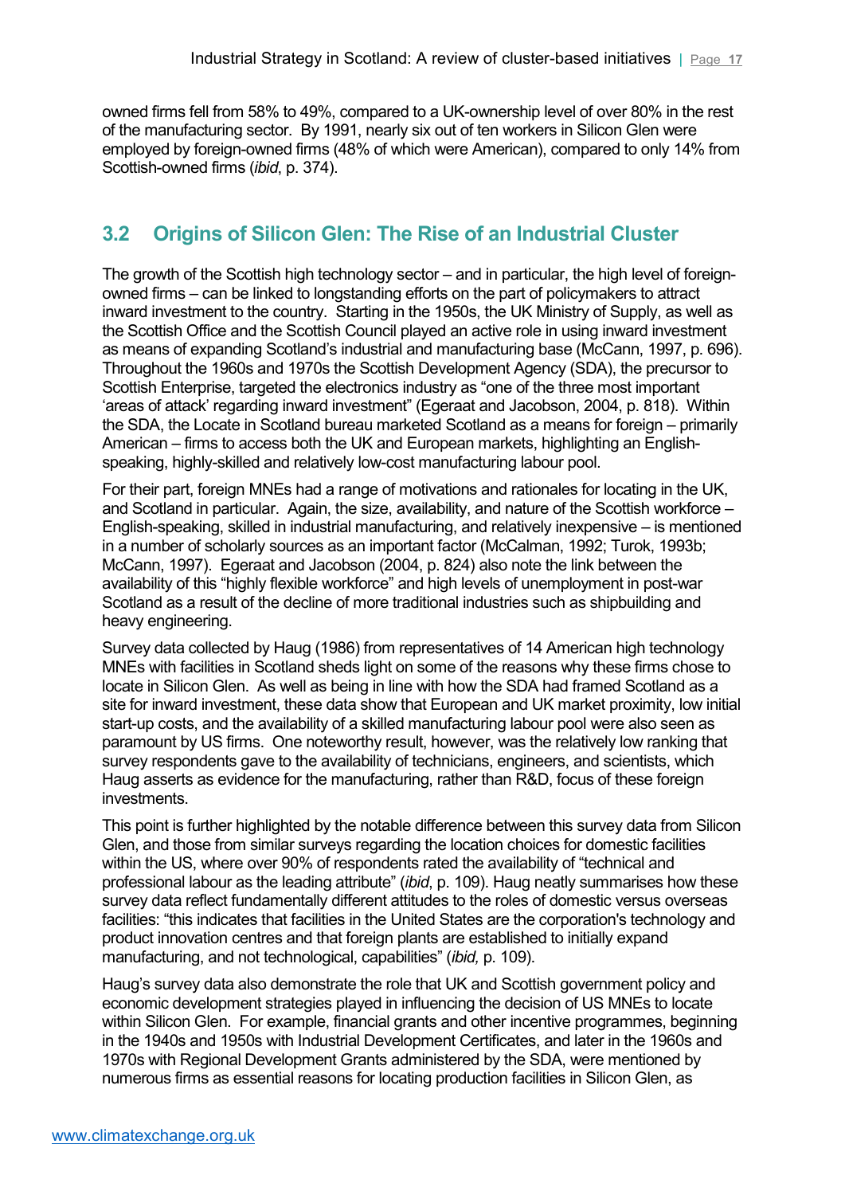owned firms fell from 58% to 49%, compared to a UK-ownership level of over 80% in the rest of the manufacturing sector. By 1991, nearly six out of ten workers in Silicon Glen were employed by foreign-owned firms (48% of which were American), compared to only 14% from Scottish-owned firms (*ibid*, p. 374).

## 3.2 Origins of Silicon Glen: The Rise of an Industrial Cluster

The growth of the Scottish high technology sector – and in particular, the high level of foreign-owned firms – can be linked to longstanding efforts on the part of policymakers to attract inward investment to the country. Starting in the 1950s, the UK Ministry of Supply, as well as the Scottish Office and the Scottish Council played an active role in using inward investment as means of expanding Scotland's industrial and manufacturing base (McCann, 1997, p. 696). Throughout the 1960s and 1970s the Scottish Development Agency (SDA), the precursor to Scottish Enterprise, targeted the electronics industry as "one of the three most important 'areas of attack' regarding inward investment" (Egeraat and Jacobson, 2004, p. 818). Within the SDA, the Locate in Scotland bureau marketed Scotland as a means for foreign – primarily American – firms to access both the UK and European markets, highlighting an English-speaking, highly-skilled and relatively low-cost manufacturing labour pool.

For their part, foreign MNEs had a range of motivations and rationales for locating in the UK, and Scotland in particular. Again, the size, availability, and nature of the Scottish workforce – English-speaking, skilled in industrial manufacturing, and relatively inexpensive – is mentioned in a number of scholarly sources as an important factor (McCalman, 1992; Turok, 1993b; McCann, 1997). Egeraat and Jacobson (2004, p. 824) also note the link between the availability of this "highly flexible workforce" and high levels of unemployment in post-war Scotland as a result of the decline of more traditional industries such as shipbuilding and heavy engineering.

Survey data collected by Haug (1986) from representatives of 14 American high technology MNEs with facilities in Scotland sheds light on some of the reasons why these firms chose to locate in Silicon Glen. As well as being in line with how the SDA had framed Scotland as a site for inward investment, these data show that European and UK market proximity, low initial start-up costs, and the availability of a skilled manufacturing labour pool were also seen as paramount by US firms. One noteworthy result, however, was the relatively low ranking that survey respondents gave to the availability of technicians, engineers, and scientists, which Haug asserts as evidence for the manufacturing, rather than R&D, focus of these foreign investments.

This point is further highlighted by the notable difference between this survey data from Silicon Glen, and those from similar surveys regarding the location choices for domestic facilities within the US, where over 90% of respondents rated the availability of "technical and professional labour as the leading attribute" (*ibid*, p. 109). Haug neatly summarises how these survey data reflect fundamentally different attitudes to the roles of domestic versus overseas facilities: "this indicates that facilities in the United States are the corporation's technology and product innovation centres and that foreign plants are established to initially expand manufacturing, and not technological, capabilities" (*ibid,* p. 109).

Haug's survey data also demonstrate the role that UK and Scottish government policy and economic development strategies played in influencing the decision of US MNEs to locate within Silicon Glen. For example, financial grants and other incentive programmes, beginning in the 1940s and 1950s with Industrial Development Certificates, and later in the 1960s and 1970s with Regional Development Grants administered by the SDA, were mentioned by numerous firms as essential reasons for locating production facilities in Silicon Glen, as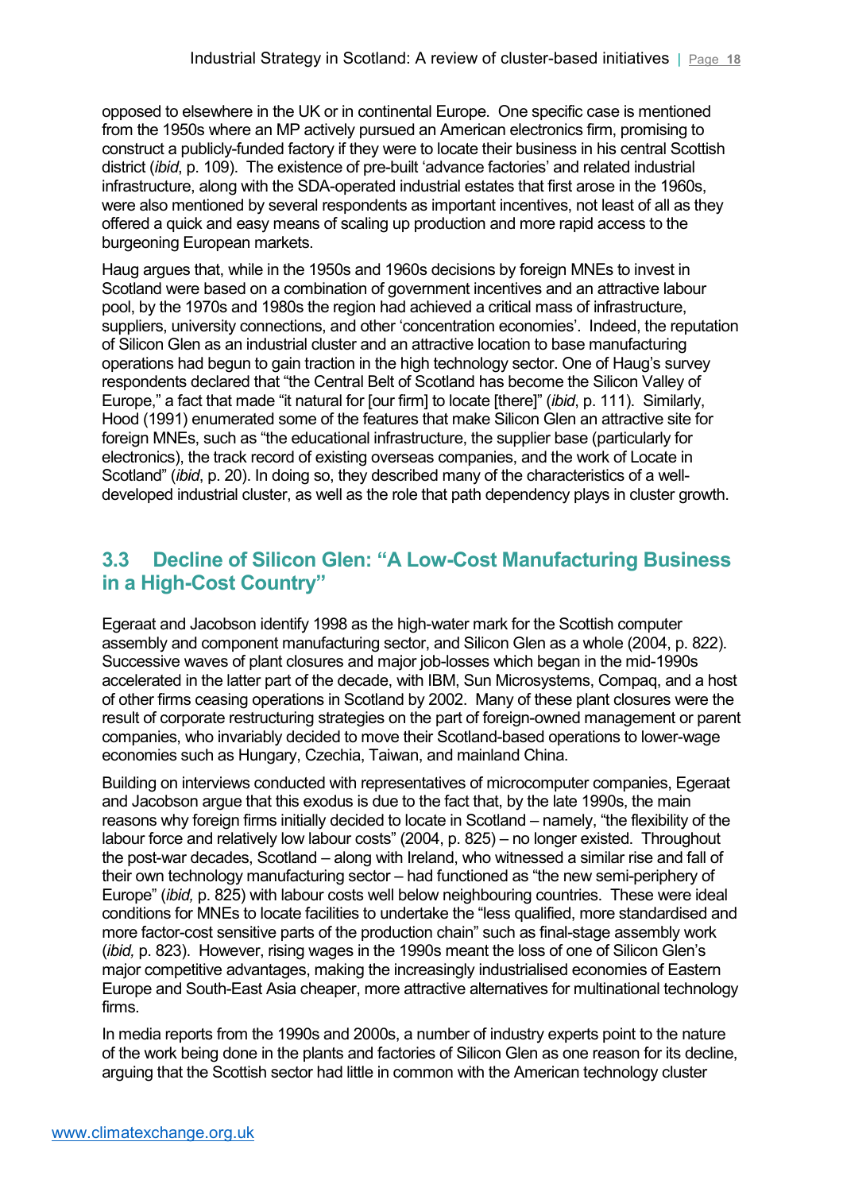opposed to elsewhere in the UK or in continental Europe. One specific case is mentioned from the 1950s where an MP actively pursued an American electronics firm, promising to construct a publicly-funded factory if they were to locate their business in his central Scottish district (*ibid*, p. 109). The existence of pre-built 'advance factories' and related industrial infrastructure, along with the SDA-operated industrial estates that first arose in the 1960s, were also mentioned by several respondents as important incentives, not least of all as they offered a quick and easy means of scaling up production and more rapid access to the burgeoning European markets.

Haug argues that, while in the 1950s and 1960s decisions by foreign MNEs to invest in Scotland were based on a combination of government incentives and an attractive labour pool, by the 1970s and 1980s the region had achieved a critical mass of infrastructure, suppliers, university connections, and other 'concentration economies'. Indeed, the reputation of Silicon Glen as an industrial cluster and an attractive location to base manufacturing operations had begun to gain traction in the high technology sector. One of Haug's survey respondents declared that "the Central Belt of Scotland has become the Silicon Valley of Europe," a fact that made "it natural for [our firm] to locate [there]" (*ibid*, p. 111). Similarly, Hood (1991) enumerated some of the features that make Silicon Glen an attractive site for foreign MNEs, such as "the educational infrastructure, the supplier base (particularly for electronics), the track record of existing overseas companies, and the work of Locate in Scotland" (*ibid*, p. 20). In doing so, they described many of the characteristics of a well-developed industrial cluster, as well as the role that path dependency plays in cluster growth.

## 3.3 Decline of Silicon Glen: "A Low-Cost Manufacturing Business in a High-Cost Country"

Egeraat and Jacobson identify 1998 as the high-water mark for the Scottish computer assembly and component manufacturing sector, and Silicon Glen as a whole (2004, p. 822). Successive waves of plant closures and major job-losses which began in the mid-1990s accelerated in the latter part of the decade, with IBM, Sun Microsystems, Compaq, and a host of other firms ceasing operations in Scotland by 2002. Many of these plant closures were the result of corporate restructuring strategies on the part of foreign-owned management or parent companies, who invariably decided to move their Scotland-based operations to lower-wage economies such as Hungary, Czechia, Taiwan, and mainland China.

Building on interviews conducted with representatives of microcomputer companies, Egeraat and Jacobson argue that this exodus is due to the fact that, by the late 1990s, the main reasons why foreign firms initially decided to locate in Scotland – namely, "the flexibility of the labour force and relatively low labour costs" (2004, p. 825) – no longer existed. Throughout the post-war decades, Scotland – along with Ireland, who witnessed a similar rise and fall of their own technology manufacturing sector – had functioned as "the new semi-periphery of Europe" (*ibid,* p. 825) with labour costs well below neighbouring countries. These were ideal conditions for MNEs to locate facilities to undertake the "less qualified, more standardised and more factor-cost sensitive parts of the production chain" such as final-stage assembly work (*ibid,* p. 823). However, rising wages in the 1990s meant the loss of one of Silicon Glen's major competitive advantages, making the increasingly industrialised economies of Eastern Europe and South-East Asia cheaper, more attractive alternatives for multinational technology firms.

In media reports from the 1990s and 2000s, a number of industry experts point to the nature of the work being done in the plants and factories of Silicon Glen as one reason for its decline, arguing that the Scottish sector had little in common with the American technology cluster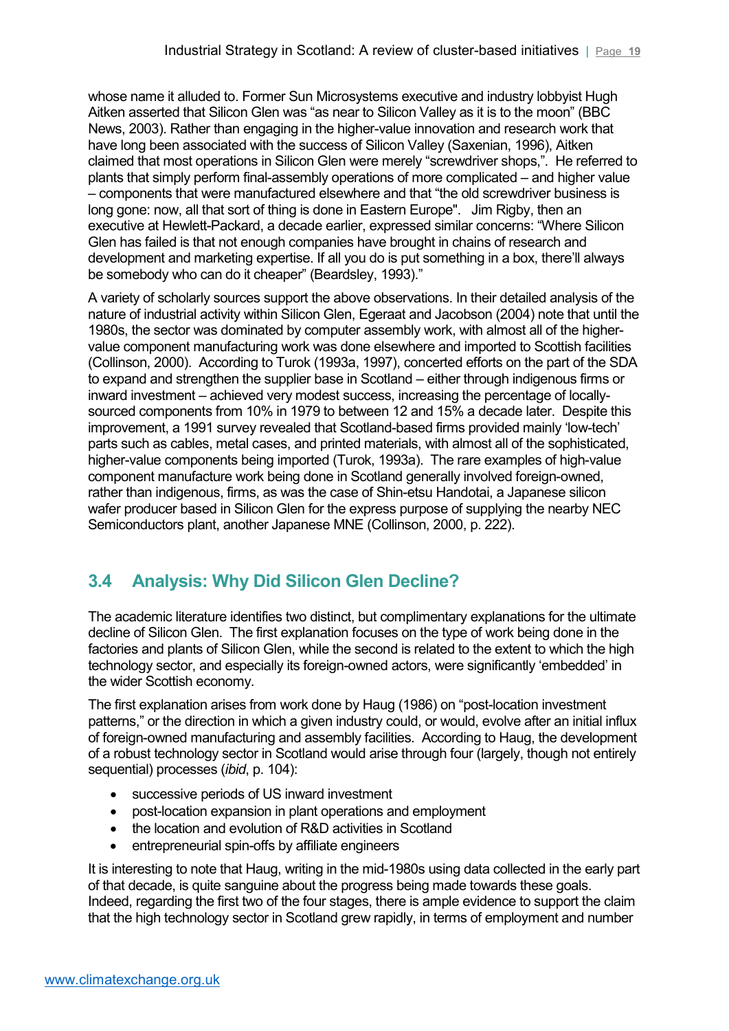whose name it alluded to. Former Sun Microsystems executive and industry lobbyist Hugh Aitken asserted that Silicon Glen was "as near to Silicon Valley as it is to the moon" (BBC News, 2003). Rather than engaging in the higher-value innovation and research work that have long been associated with the success of Silicon Valley (Saxenian, 1996), Aitken claimed that most operations in Silicon Glen were merely "screwdriver shops,". He referred to plants that simply perform final-assembly operations of more complicated – and higher value – components that were manufactured elsewhere and that "the old screwdriver business is long gone: now, all that sort of thing is done in Eastern Europe". Jim Rigby, then an executive at Hewlett-Packard, a decade earlier, expressed similar concerns: "Where Silicon Glen has failed is that not enough companies have brought in chains of research and development and marketing expertise. If all you do is put something in a box, there'll always be somebody who can do it cheaper" (Beardsley, 1993)."

A variety of scholarly sources support the above observations. In their detailed analysis of the nature of industrial activity within Silicon Glen, Egeraat and Jacobson (2004) note that until the 1980s, the sector was dominated by computer assembly work, with almost all of the higher-value component manufacturing work was done elsewhere and imported to Scottish facilities (Collinson, 2000). According to Turok (1993a, 1997), concerted efforts on the part of the SDA to expand and strengthen the supplier base in Scotland – either through indigenous firms or inward investment – achieved very modest success, increasing the percentage of locally-sourced components from 10% in 1979 to between 12 and 15% a decade later. Despite this improvement, a 1991 survey revealed that Scotland-based firms provided mainly 'low-tech' parts such as cables, metal cases, and printed materials, with almost all of the sophisticated, higher-value components being imported (Turok, 1993a). The rare examples of high-value component manufacture work being done in Scotland generally involved foreign-owned, rather than indigenous, firms, as was the case of Shin-etsu Handotai, a Japanese silicon wafer producer based in Silicon Glen for the express purpose of supplying the nearby NEC Semiconductors plant, another Japanese MNE (Collinson, 2000, p. 222).

## 3.4 Analysis: Why Did Silicon Glen Decline?

The academic literature identifies two distinct, but complimentary explanations for the ultimate decline of Silicon Glen. The first explanation focuses on the type of work being done in the factories and plants of Silicon Glen, while the second is related to the extent to which the high technology sector, and especially its foreign-owned actors, were significantly 'embedded' in the wider Scottish economy.

The first explanation arises from work done by Haug (1986) on "post-location investment patterns," or the direction in which a given industry could, or would, evolve after an initial influx of foreign-owned manufacturing and assembly facilities. According to Haug, the development of a robust technology sector in Scotland would arise through four (largely, though not entirely sequential) processes (*ibid*, p. 104):

- successive periods of US inward investment
- post-location expansion in plant operations and employment
- the location and evolution of R&D activities in Scotland
- entrepreneurial spin-offs by affiliate engineers

It is interesting to note that Haug, writing in the mid-1980s using data collected in the early part of that decade, is quite sanguine about the progress being made towards these goals. Indeed, regarding the first two of the four stages, there is ample evidence to support the claim that the high technology sector in Scotland grew rapidly, in terms of employment and number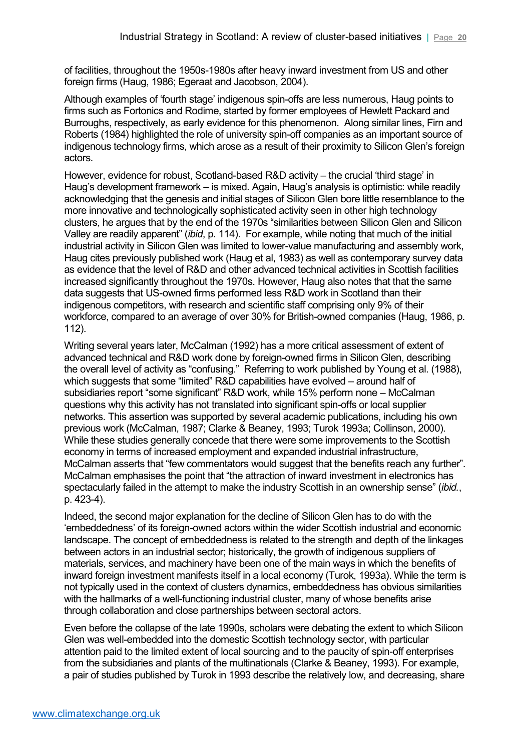of facilities, throughout the 1950s-1980s after heavy inward investment from US and other foreign firms (Haug, 1986; Egeraat and Jacobson, 2004).

Although examples of 'fourth stage' indigenous spin-offs are less numerous, Haug points to firms such as Fortonics and Rodime, started by former employees of Hewlett Packard and Burroughs, respectively, as early evidence for this phenomenon. Along similar lines, Firn and Roberts (1984) highlighted the role of university spin-off companies as an important source of indigenous technology firms, which arose as a result of their proximity to Silicon Glen's foreign actors.

However, evidence for robust, Scotland-based R&D activity – the crucial 'third stage' in Haug's development framework – is mixed. Again, Haug's analysis is optimistic: while readily acknowledging that the genesis and initial stages of Silicon Glen bore little resemblance to the more innovative and technologically sophisticated activity seen in other high technology clusters, he argues that by the end of the 1970s "similarities between Silicon Glen and Silicon Valley are readily apparent" (*ibid*, p. 114). For example, while noting that much of the initial industrial activity in Silicon Glen was limited to lower-value manufacturing and assembly work, Haug cites previously published work (Haug et al, 1983) as well as contemporary survey data as evidence that the level of R&D and other advanced technical activities in Scottish facilities increased significantly throughout the 1970s. However, Haug also notes that that the same data suggests that US-owned firms performed less R&D work in Scotland than their indigenous competitors, with research and scientific staff comprising only 9% of their workforce, compared to an average of over 30% for British-owned companies (Haug, 1986, p. 112).

Writing several years later, McCalman (1992) has a more critical assessment of extent of advanced technical and R&D work done by foreign-owned firms in Silicon Glen, describing the overall level of activity as "confusing." Referring to work published by Young et al. (1988), which suggests that some "limited" R&D capabilities have evolved – around half of subsidiaries report "some significant" R&D work, while 15% perform none – McCalman questions why this activity has not translated into significant spin-offs or local supplier networks. This assertion was supported by several academic publications, including his own previous work (McCalman, 1987; Clarke & Beaney, 1993; Turok 1993a; Collinson, 2000). While these studies generally concede that there were some improvements to the Scottish economy in terms of increased employment and expanded industrial infrastructure, McCalman asserts that "few commentators would suggest that the benefits reach any further". McCalman emphasises the point that "the attraction of inward investment in electronics has spectacularly failed in the attempt to make the industry Scottish in an ownership sense" (*ibid.*, p. 423-4).

Indeed, the second major explanation for the decline of Silicon Glen has to do with the 'embeddedness' of its foreign-owned actors within the wider Scottish industrial and economic landscape. The concept of embeddedness is related to the strength and depth of the linkages between actors in an industrial sector; historically, the growth of indigenous suppliers of materials, services, and machinery have been one of the main ways in which the benefits of inward foreign investment manifests itself in a local economy (Turok, 1993a). While the term is not typically used in the context of clusters dynamics, embeddedness has obvious similarities with the hallmarks of a well-functioning industrial cluster, many of whose benefits arise through collaboration and close partnerships between sectoral actors.

Even before the collapse of the late 1990s, scholars were debating the extent to which Silicon Glen was well-embedded into the domestic Scottish technology sector, with particular attention paid to the limited extent of local sourcing and to the paucity of spin-off enterprises from the subsidiaries and plants of the multinationals (Clarke & Beaney, 1993). For example, a pair of studies published by Turok in 1993 describe the relatively low, and decreasing, share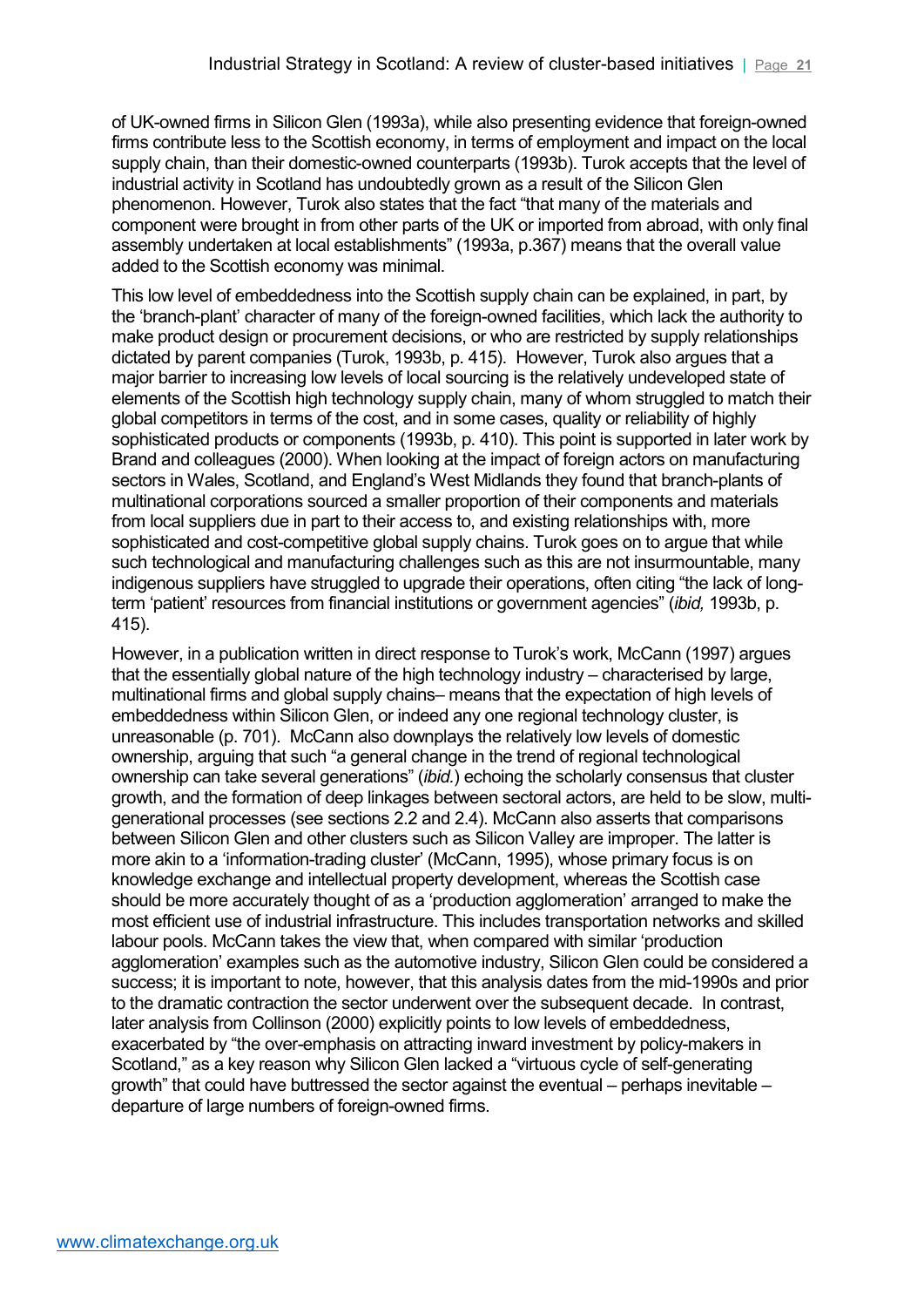of UK-owned firms in Silicon Glen (1993a), while also presenting evidence that foreign-owned firms contribute less to the Scottish economy, in terms of employment and impact on the local supply chain, than their domestic-owned counterparts (1993b). Turok accepts that the level of industrial activity in Scotland has undoubtedly grown as a result of the Silicon Glen phenomenon. However, Turok also states that the fact "that many of the materials and component were brought in from other parts of the UK or imported from abroad, with only final assembly undertaken at local establishments" (1993a, p.367) means that the overall value added to the Scottish economy was minimal.

This low level of embeddedness into the Scottish supply chain can be explained, in part, by the 'branch-plant' character of many of the foreign-owned facilities, which lack the authority to make product design or procurement decisions, or who are restricted by supply relationships dictated by parent companies (Turok, 1993b, p. 415). However, Turok also argues that a major barrier to increasing low levels of local sourcing is the relatively undeveloped state of elements of the Scottish high technology supply chain, many of whom struggled to match their global competitors in terms of the cost, and in some cases, quality or reliability of highly sophisticated products or components (1993b, p. 410). This point is supported in later work by Brand and colleagues (2000). When looking at the impact of foreign actors on manufacturing sectors in Wales, Scotland, and England's West Midlands they found that branch-plants of multinational corporations sourced a smaller proportion of their components and materials from local suppliers due in part to their access to, and existing relationships with, more sophisticated and cost-competitive global supply chains. Turok goes on to argue that while such technological and manufacturing challenges such as this are not insurmountable, many indigenous suppliers have struggled to upgrade their operations, often citing "the lack of long-term 'patient' resources from financial institutions or government agencies" (*ibid,* 1993b, p. 415).

However, in a publication written in direct response to Turok's work, McCann (1997) argues that the essentially global nature of the high technology industry – characterised by large, multinational firms and global supply chains– means that the expectation of high levels of embeddedness within Silicon Glen, or indeed any one regional technology cluster, is unreasonable (p. 701). McCann also downplays the relatively low levels of domestic ownership, arguing that such "a general change in the trend of regional technological ownership can take several generations" (*ibid.*) echoing the scholarly consensus that cluster growth, and the formation of deep linkages between sectoral actors, are held to be slow, multi-generational processes (see sections 2.2 and 2.4). McCann also asserts that comparisons between Silicon Glen and other clusters such as Silicon Valley are improper. The latter is more akin to a 'information-trading cluster' (McCann, 1995), whose primary focus is on knowledge exchange and intellectual property development, whereas the Scottish case should be more accurately thought of as a 'production agglomeration' arranged to make the most efficient use of industrial infrastructure. This includes transportation networks and skilled labour pools. McCann takes the view that, when compared with similar 'production agglomeration' examples such as the automotive industry, Silicon Glen could be considered a success; it is important to note, however, that this analysis dates from the mid-1990s and prior to the dramatic contraction the sector underwent over the subsequent decade. In contrast, later analysis from Collinson (2000) explicitly points to low levels of embeddedness, exacerbated by "the over-emphasis on attracting inward investment by policy-makers in Scotland," as a key reason why Silicon Glen lacked a "virtuous cycle of self-generating growth" that could have buttressed the sector against the eventual – perhaps inevitable – departure of large numbers of foreign-owned firms.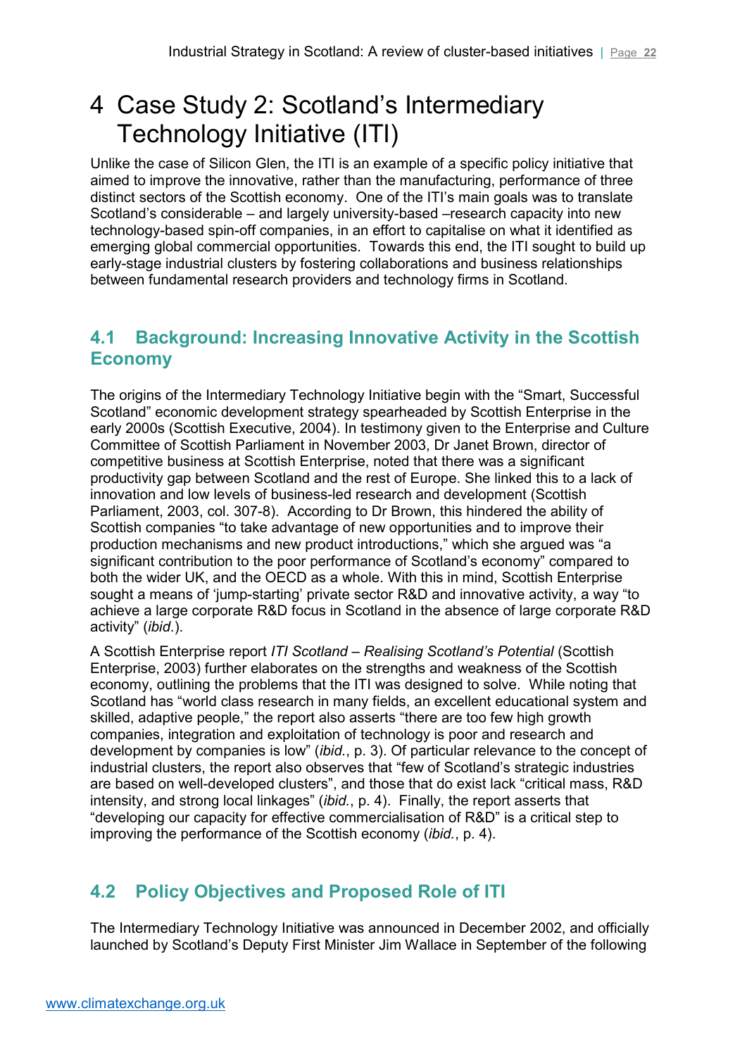# 4 Case Study 2: Scotland's Intermediary Technology Initiative (ITI)

Unlike the case of Silicon Glen, the ITI is an example of a specific policy initiative that aimed to improve the innovative, rather than the manufacturing, performance of three distinct sectors of the Scottish economy. One of the ITI's main goals was to translate Scotland's considerable – and largely university-based –research capacity into new technology-based spin-off companies, in an effort to capitalise on what it identified as emerging global commercial opportunities. Towards this end, the ITI sought to build up early-stage industrial clusters by fostering collaborations and business relationships between fundamental research providers and technology firms in Scotland.

## 4.1 Background: Increasing Innovative Activity in the Scottish Economy

The origins of the Intermediary Technology Initiative begin with the "Smart, Successful Scotland" economic development strategy spearheaded by Scottish Enterprise in the early 2000s (Scottish Executive, 2004). In testimony given to the Enterprise and Culture Committee of Scottish Parliament in November 2003, Dr Janet Brown, director of competitive business at Scottish Enterprise, noted that there was a significant productivity gap between Scotland and the rest of Europe. She linked this to a lack of innovation and low levels of business-led research and development (Scottish Parliament, 2003, col. 307-8). According to Dr Brown, this hindered the ability of Scottish companies "to take advantage of new opportunities and to improve their production mechanisms and new product introductions," which she argued was "a significant contribution to the poor performance of Scotland's economy" compared to both the wider UK, and the OECD as a whole. With this in mind, Scottish Enterprise sought a means of 'jump-starting' private sector R&D and innovative activity, a way "to achieve a large corporate R&D focus in Scotland in the absence of large corporate R&D activity" (*ibid*.).

A Scottish Enterprise report *ITI Scotland – Realising Scotland's Potential* (Scottish Enterprise, 2003) further elaborates on the strengths and weakness of the Scottish economy, outlining the problems that the ITI was designed to solve. While noting that Scotland has "world class research in many fields, an excellent educational system and skilled, adaptive people," the report also asserts "there are too few high growth companies, integration and exploitation of technology is poor and research and development by companies is low" (*ibid.*, p. 3). Of particular relevance to the concept of industrial clusters, the report also observes that "few of Scotland's strategic industries are based on well-developed clusters", and those that do exist lack "critical mass, R&D intensity, and strong local linkages" (*ibid.*, p. 4). Finally, the report asserts that "developing our capacity for effective commercialisation of R&D" is a critical step to improving the performance of the Scottish economy (*ibid.*, p. 4).

## 4.2 Policy Objectives and Proposed Role of ITI

The Intermediary Technology Initiative was announced in December 2002, and officially launched by Scotland's Deputy First Minister Jim Wallace in September of the following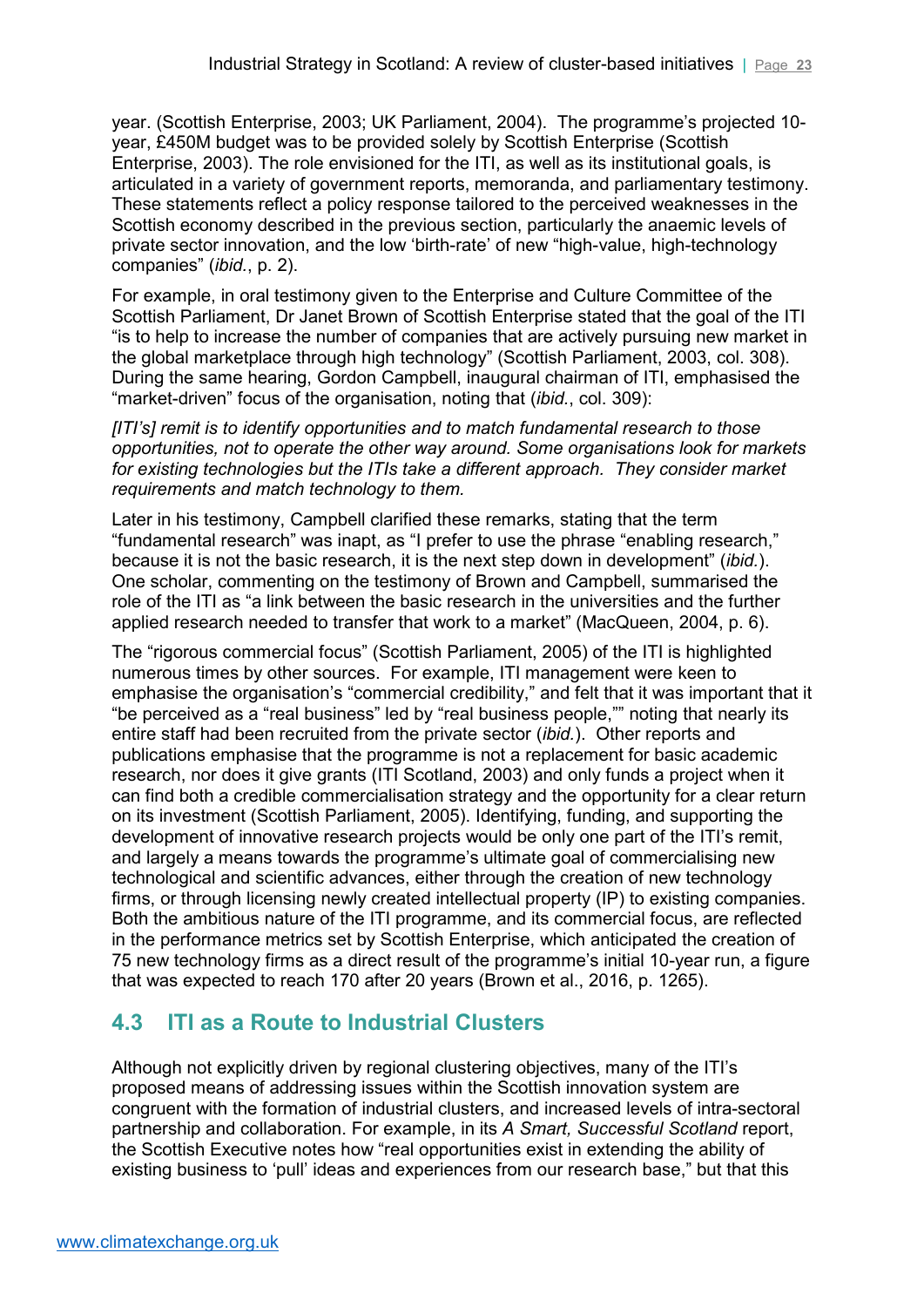year. (Scottish Enterprise, 2003; UK Parliament, 2004). The programme's projected 10-year, £450M budget was to be provided solely by Scottish Enterprise (Scottish Enterprise, 2003). The role envisioned for the ITI, as well as its institutional goals, is articulated in a variety of government reports, memoranda, and parliamentary testimony. These statements reflect a policy response tailored to the perceived weaknesses in the Scottish economy described in the previous section, particularly the anaemic levels of private sector innovation, and the low 'birth-rate' of new "high-value, high-technology companies" (*ibid.*, p. 2).

For example, in oral testimony given to the Enterprise and Culture Committee of the Scottish Parliament, Dr Janet Brown of Scottish Enterprise stated that the goal of the ITI "is to help to increase the number of companies that are actively pursuing new market in the global marketplace through high technology" (Scottish Parliament, 2003, col. 308). During the same hearing, Gordon Campbell, inaugural chairman of ITI, emphasised the "market-driven" focus of the organisation, noting that (*ibid.*, col. 309):

*[ITI's] remit is to identify opportunities and to match fundamental research to those opportunities, not to operate the other way around. Some organisations look for markets for existing technologies but the ITIs take a different approach. They consider market requirements and match technology to them.*

Later in his testimony, Campbell clarified these remarks, stating that the term "fundamental research" was inapt, as "I prefer to use the phrase "enabling research," because it is not the basic research, it is the next step down in development" (*ibid.*). One scholar, commenting on the testimony of Brown and Campbell, summarised the role of the ITI as "a link between the basic research in the universities and the further applied research needed to transfer that work to a market" (MacQueen, 2004, p. 6).

The "rigorous commercial focus" (Scottish Parliament, 2005) of the ITI is highlighted numerous times by other sources. For example, ITI management were keen to emphasise the organisation's "commercial credibility," and felt that it was important that it "be perceived as a "real business" led by "real business people,"" noting that nearly its entire staff had been recruited from the private sector (*ibid.*). Other reports and publications emphasise that the programme is not a replacement for basic academic research, nor does it give grants (ITI Scotland, 2003) and only funds a project when it can find both a credible commercialisation strategy and the opportunity for a clear return on its investment (Scottish Parliament, 2005). Identifying, funding, and supporting the development of innovative research projects would be only one part of the ITI's remit, and largely a means towards the programme's ultimate goal of commercialising new technological and scientific advances, either through the creation of new technology firms, or through licensing newly created intellectual property (IP) to existing companies. Both the ambitious nature of the ITI programme, and its commercial focus, are reflected in the performance metrics set by Scottish Enterprise, which anticipated the creation of 75 new technology firms as a direct result of the programme's initial 10-year run, a figure that was expected to reach 170 after 20 years (Brown et al., 2016, p. 1265).

## 4.3 ITI as a Route to Industrial Clusters

Although not explicitly driven by regional clustering objectives, many of the ITI's proposed means of addressing issues within the Scottish innovation system are congruent with the formation of industrial clusters, and increased levels of intra-sectoral partnership and collaboration. For example, in its *A Smart, Successful Scotland* report, the Scottish Executive notes how "real opportunities exist in extending the ability of existing business to 'pull' ideas and experiences from our research base," but that this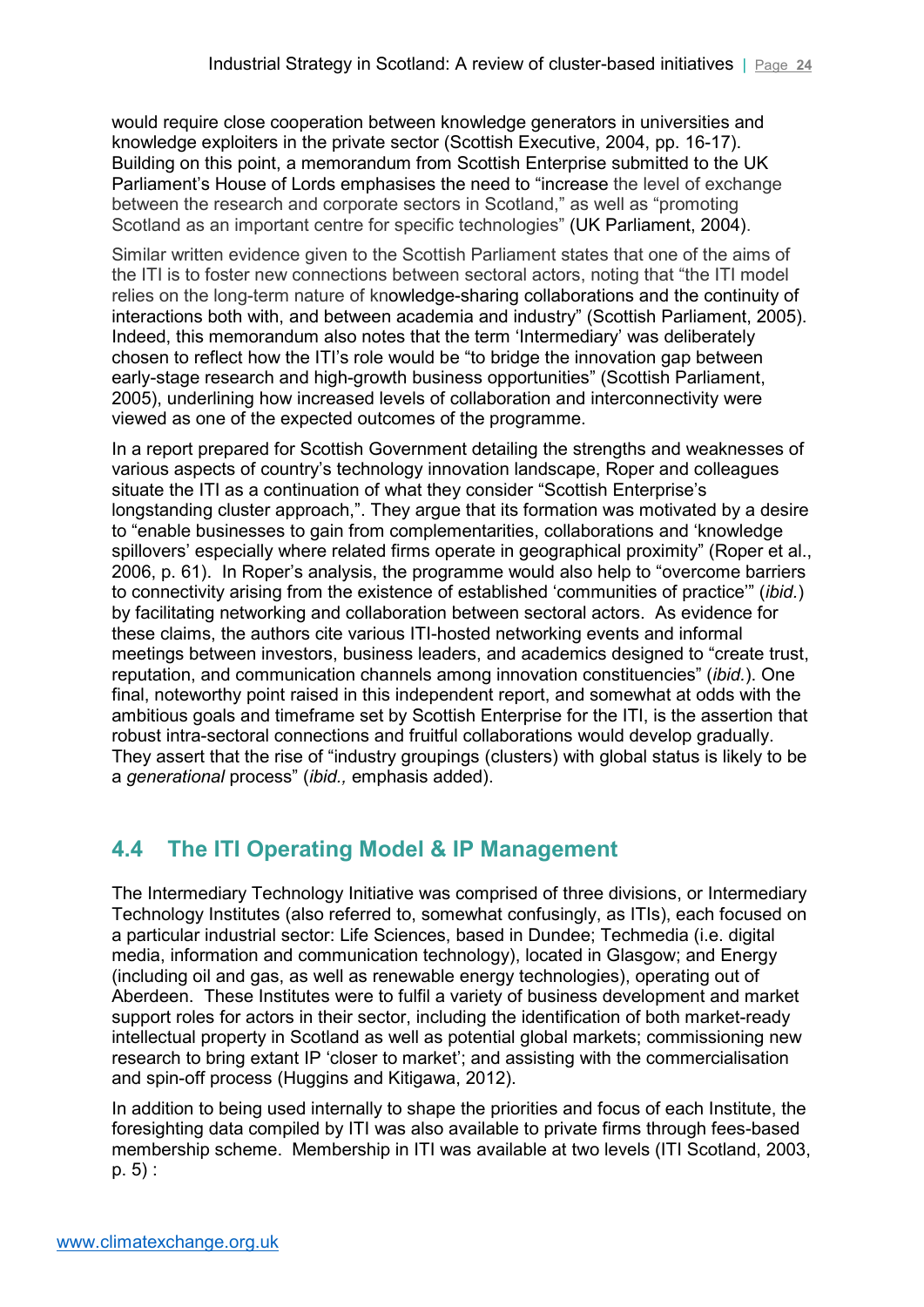would require close cooperation between knowledge generators in universities and knowledge exploiters in the private sector (Scottish Executive, 2004, pp. 16-17). Building on this point, a memorandum from Scottish Enterprise submitted to the UK Parliament's House of Lords emphasises the need to "increase the level of exchange between the research and corporate sectors in Scotland," as well as "promoting Scotland as an important centre for specific technologies" (UK Parliament, 2004).

Similar written evidence given to the Scottish Parliament states that one of the aims of the ITI is to foster new connections between sectoral actors, noting that "the ITI model relies on the long-term nature of knowledge-sharing collaborations and the continuity of interactions both with, and between academia and industry" (Scottish Parliament, 2005). Indeed, this memorandum also notes that the term 'Intermediary' was deliberately chosen to reflect how the ITI's role would be "to bridge the innovation gap between early-stage research and high-growth business opportunities" (Scottish Parliament, 2005), underlining how increased levels of collaboration and interconnectivity were viewed as one of the expected outcomes of the programme.

In a report prepared for Scottish Government detailing the strengths and weaknesses of various aspects of country's technology innovation landscape, Roper and colleagues situate the ITI as a continuation of what they consider "Scottish Enterprise's longstanding cluster approach,". They argue that its formation was motivated by a desire to "enable businesses to gain from complementarities, collaborations and 'knowledge spillovers' especially where related firms operate in geographical proximity" (Roper et al., 2006, p. 61). In Roper's analysis, the programme would also help to "overcome barriers to connectivity arising from the existence of established 'communities of practice'" (*ibid.*) by facilitating networking and collaboration between sectoral actors. As evidence for these claims, the authors cite various ITI-hosted networking events and informal meetings between investors, business leaders, and academics designed to "create trust, reputation, and communication channels among innovation constituencies" (*ibid.*). One final, noteworthy point raised in this independent report, and somewhat at odds with the ambitious goals and timeframe set by Scottish Enterprise for the ITI, is the assertion that robust intra-sectoral connections and fruitful collaborations would develop gradually. They assert that the rise of "industry groupings (clusters) with global status is likely to be a *generational* process" (*ibid.,* emphasis added).

## 4.4 The ITI Operating Model & IP Management

The Intermediary Technology Initiative was comprised of three divisions, or Intermediary Technology Institutes (also referred to, somewhat confusingly, as ITIs), each focused on a particular industrial sector: Life Sciences, based in Dundee; Techmedia (i.e. digital media, information and communication technology), located in Glasgow; and Energy (including oil and gas, as well as renewable energy technologies), operating out of Aberdeen. These Institutes were to fulfil a variety of business development and market support roles for actors in their sector, including the identification of both market-ready intellectual property in Scotland as well as potential global markets; commissioning new research to bring extant IP 'closer to market'; and assisting with the commercialisation and spin-off process (Huggins and Kitigawa, 2012).

In addition to being used internally to shape the priorities and focus of each Institute, the foresighting data compiled by ITI was also available to private firms through fees-based membership scheme. Membership in ITI was available at two levels (ITI Scotland, 2003, p. 5) :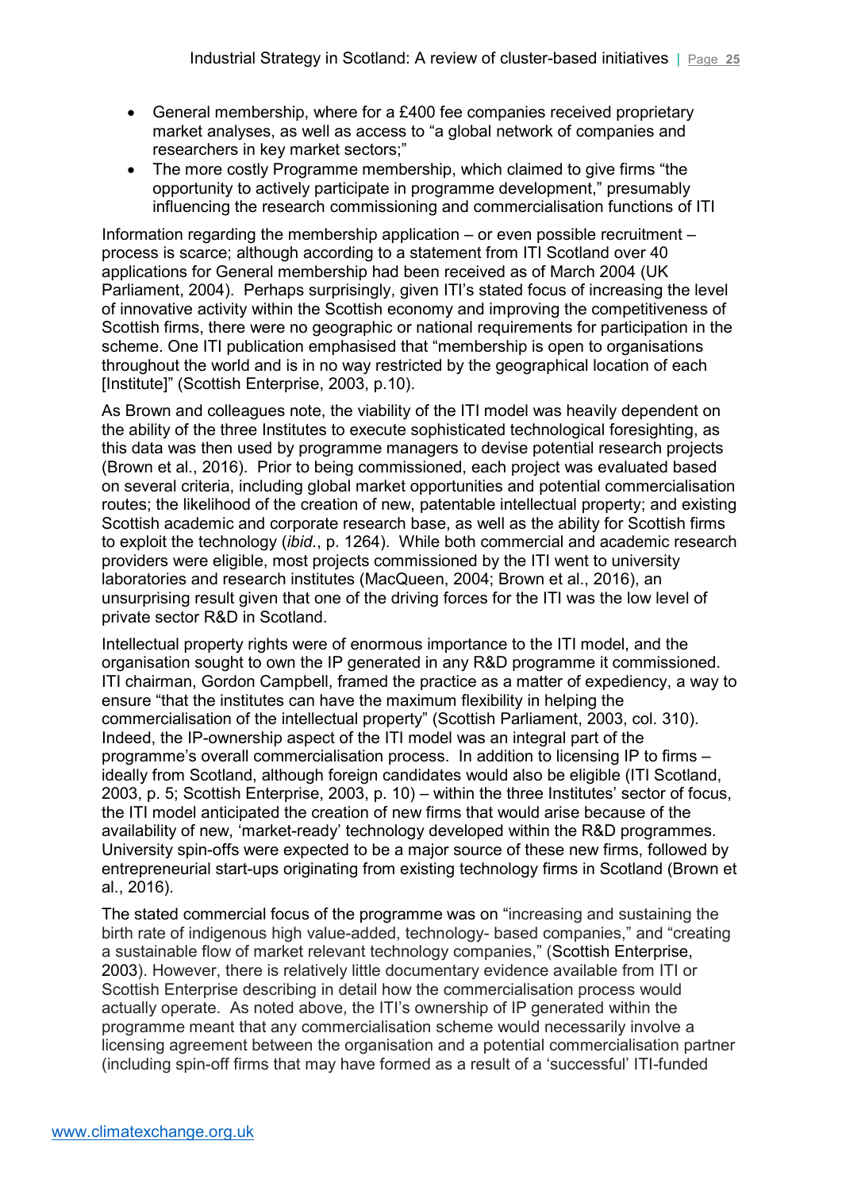- General membership, where for a £400 fee companies received proprietary market analyses, as well as access to "a global network of companies and researchers in key market sectors;"
- The more costly Programme membership, which claimed to give firms "the opportunity to actively participate in programme development," presumably influencing the research commissioning and commercialisation functions of ITI

Information regarding the membership application – or even possible recruitment – process is scarce; although according to a statement from ITI Scotland over 40 applications for General membership had been received as of March 2004 (UK Parliament, 2004). Perhaps surprisingly, given ITI's stated focus of increasing the level of innovative activity within the Scottish economy and improving the competitiveness of Scottish firms, there were no geographic or national requirements for participation in the scheme. One ITI publication emphasised that "membership is open to organisations throughout the world and is in no way restricted by the geographical location of each [Institute]" (Scottish Enterprise, 2003, p.10).

As Brown and colleagues note, the viability of the ITI model was heavily dependent on the ability of the three Institutes to execute sophisticated technological foresighting, as this data was then used by programme managers to devise potential research projects (Brown et al., 2016). Prior to being commissioned, each project was evaluated based on several criteria, including global market opportunities and potential commercialisation routes; the likelihood of the creation of new, patentable intellectual property; and existing Scottish academic and corporate research base, as well as the ability for Scottish firms to exploit the technology (*ibid*., p. 1264). While both commercial and academic research providers were eligible, most projects commissioned by the ITI went to university laboratories and research institutes (MacQueen, 2004; Brown et al., 2016), an unsurprising result given that one of the driving forces for the ITI was the low level of private sector R&D in Scotland.

Intellectual property rights were of enormous importance to the ITI model, and the organisation sought to own the IP generated in any R&D programme it commissioned. ITI chairman, Gordon Campbell, framed the practice as a matter of expediency, a way to ensure "that the institutes can have the maximum flexibility in helping the commercialisation of the intellectual property" (Scottish Parliament, 2003, col. 310). Indeed, the IP-ownership aspect of the ITI model was an integral part of the programme's overall commercialisation process. In addition to licensing IP to firms – ideally from Scotland, although foreign candidates would also be eligible (ITI Scotland, 2003, p. 5; Scottish Enterprise, 2003, p. 10) – within the three Institutes' sector of focus, the ITI model anticipated the creation of new firms that would arise because of the availability of new, 'market-ready' technology developed within the R&D programmes. University spin-offs were expected to be a major source of these new firms, followed by entrepreneurial start-ups originating from existing technology firms in Scotland (Brown et al., 2016).

The stated commercial focus of the programme was on "increasing and sustaining the birth rate of indigenous high value-added, technology- based companies," and "creating a sustainable flow of market relevant technology companies," (Scottish Enterprise, 2003). However, there is relatively little documentary evidence available from ITI or Scottish Enterprise describing in detail how the commercialisation process would actually operate. As noted above, the ITI's ownership of IP generated within the programme meant that any commercialisation scheme would necessarily involve a licensing agreement between the organisation and a potential commercialisation partner (including spin-off firms that may have formed as a result of a 'successful' ITI-funded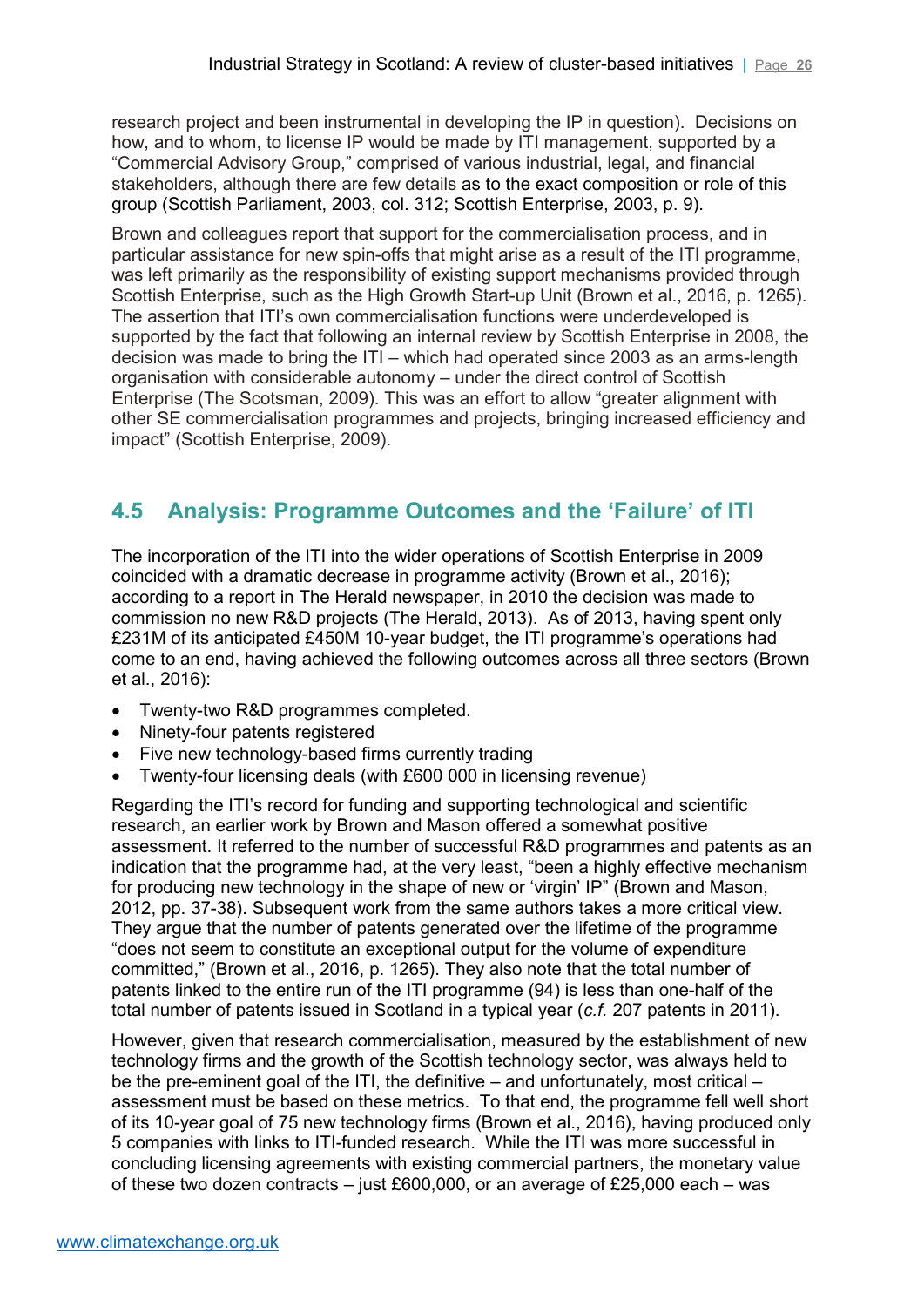research project and been instrumental in developing the IP in question). Decisions on how, and to whom, to license IP would be made by ITI management, supported by a "Commercial Advisory Group," comprised of various industrial, legal, and financial stakeholders, although there are few details as to the exact composition or role of this group (Scottish Parliament, 2003, col. 312; Scottish Enterprise, 2003, p. 9).

Brown and colleagues report that support for the commercialisation process, and in particular assistance for new spin-offs that might arise as a result of the ITI programme, was left primarily as the responsibility of existing support mechanisms provided through Scottish Enterprise, such as the High Growth Start-up Unit (Brown et al., 2016, p. 1265). The assertion that ITI's own commercialisation functions were underdeveloped is supported by the fact that following an internal review by Scottish Enterprise in 2008, the decision was made to bring the ITI – which had operated since 2003 as an arms-length organisation with considerable autonomy – under the direct control of Scottish Enterprise (The Scotsman, 2009). This was an effort to allow "greater alignment with other SE commercialisation programmes and projects, bringing increased efficiency and impact" (Scottish Enterprise, 2009).

## 4.5 Analysis: Programme Outcomes and the 'Failure' of ITI

The incorporation of the ITI into the wider operations of Scottish Enterprise in 2009 coincided with a dramatic decrease in programme activity (Brown et al., 2016); according to a report in The Herald newspaper, in 2010 the decision was made to commission no new R&D projects (The Herald, 2013). As of 2013, having spent only £231M of its anticipated £450M 10-year budget, the ITI programme's operations had come to an end, having achieved the following outcomes across all three sectors (Brown et al., 2016):

- Twenty-two R&D programmes completed.
- Ninety-four patents registered
- Five new technology-based firms currently trading
- Twenty-four licensing deals (with £600 000 in licensing revenue)

Regarding the ITI's record for funding and supporting technological and scientific research, an earlier work by Brown and Mason offered a somewhat positive assessment. It referred to the number of successful R&D programmes and patents as an indication that the programme had, at the very least, "been a highly effective mechanism for producing new technology in the shape of new or 'virgin' IP" (Brown and Mason, 2012, pp. 37-38). Subsequent work from the same authors takes a more critical view. They argue that the number of patents generated over the lifetime of the programme "does not seem to constitute an exceptional output for the volume of expenditure committed," (Brown et al., 2016, p. 1265). They also note that the total number of patents linked to the entire run of the ITI programme (94) is less than one-half of the total number of patents issued in Scotland in a typical year (*c.f.* 207 patents in 2011).

However, given that research commercialisation, measured by the establishment of new technology firms and the growth of the Scottish technology sector, was always held to be the pre-eminent goal of the ITI, the definitive – and unfortunately, most critical – assessment must be based on these metrics. To that end, the programme fell well short of its 10-year goal of 75 new technology firms (Brown et al., 2016), having produced only 5 companies with links to ITI-funded research. While the ITI was more successful in concluding licensing agreements with existing commercial partners, the monetary value of these two dozen contracts – just £600,000, or an average of £25,000 each – was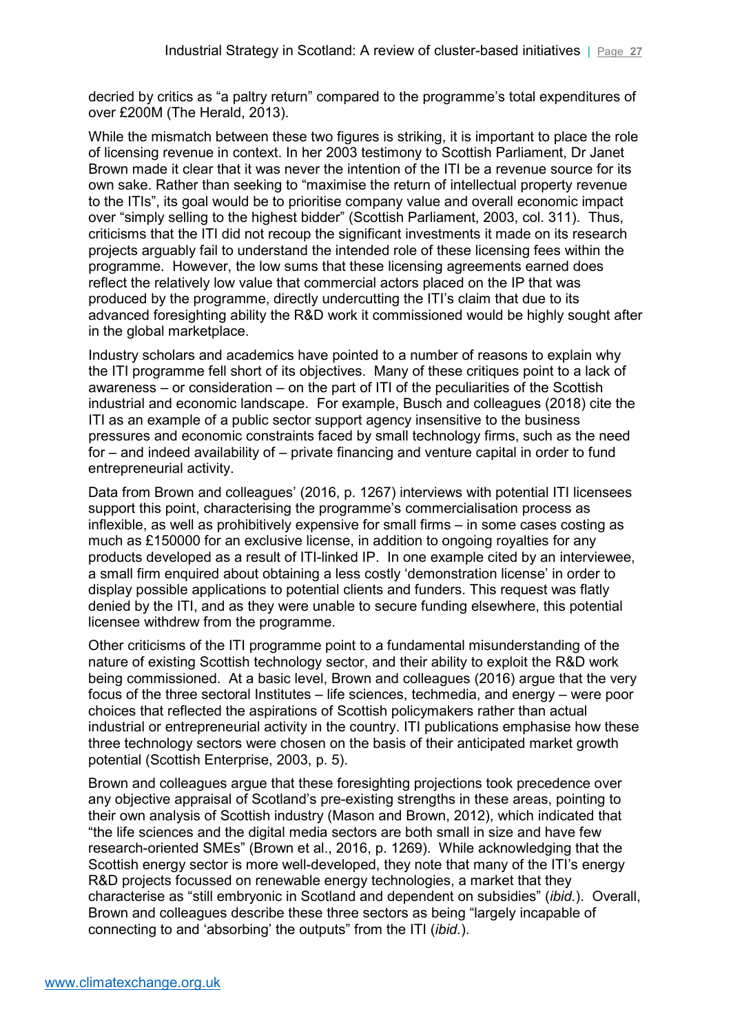decried by critics as "a paltry return" compared to the programme's total expenditures of over £200M (The Herald, 2013).

While the mismatch between these two figures is striking, it is important to place the role of licensing revenue in context. In her 2003 testimony to Scottish Parliament, Dr Janet Brown made it clear that it was never the intention of the ITI be a revenue source for its own sake. Rather than seeking to "maximise the return of intellectual property revenue to the ITIs", its goal would be to prioritise company value and overall economic impact over "simply selling to the highest bidder" (Scottish Parliament, 2003, col. 311). Thus, criticisms that the ITI did not recoup the significant investments it made on its research projects arguably fail to understand the intended role of these licensing fees within the programme. However, the low sums that these licensing agreements earned does reflect the relatively low value that commercial actors placed on the IP that was produced by the programme, directly undercutting the ITI's claim that due to its advanced foresighting ability the R&D work it commissioned would be highly sought after in the global marketplace.

Industry scholars and academics have pointed to a number of reasons to explain why the ITI programme fell short of its objectives. Many of these critiques point to a lack of awareness – or consideration – on the part of ITI of the peculiarities of the Scottish industrial and economic landscape. For example, Busch and colleagues (2018) cite the ITI as an example of a public sector support agency insensitive to the business pressures and economic constraints faced by small technology firms, such as the need for – and indeed availability of – private financing and venture capital in order to fund entrepreneurial activity.

Data from Brown and colleagues' (2016, p. 1267) interviews with potential ITI licensees support this point, characterising the programme's commercialisation process as inflexible, as well as prohibitively expensive for small firms – in some cases costing as much as £150000 for an exclusive license, in addition to ongoing royalties for any products developed as a result of ITI-linked IP. In one example cited by an interviewee, a small firm enquired about obtaining a less costly 'demonstration license' in order to display possible applications to potential clients and funders. This request was flatly denied by the ITI, and as they were unable to secure funding elsewhere, this potential licensee withdrew from the programme.

Other criticisms of the ITI programme point to a fundamental misunderstanding of the nature of existing Scottish technology sector, and their ability to exploit the R&D work being commissioned. At a basic level, Brown and colleagues (2016) argue that the very focus of the three sectoral Institutes – life sciences, techmedia, and energy – were poor choices that reflected the aspirations of Scottish policymakers rather than actual industrial or entrepreneurial activity in the country. ITI publications emphasise how these three technology sectors were chosen on the basis of their anticipated market growth potential (Scottish Enterprise, 2003, p. 5).

Brown and colleagues argue that these foresighting projections took precedence over any objective appraisal of Scotland's pre-existing strengths in these areas, pointing to their own analysis of Scottish industry (Mason and Brown, 2012), which indicated that "the life sciences and the digital media sectors are both small in size and have few research-oriented SMEs" (Brown et al., 2016, p. 1269). While acknowledging that the Scottish energy sector is more well-developed, they note that many of the ITI's energy R&D projects focussed on renewable energy technologies, a market that they characterise as "still embryonic in Scotland and dependent on subsidies" (*ibid.*). Overall, Brown and colleagues describe these three sectors as being "largely incapable of connecting to and 'absorbing' the outputs" from the ITI (*ibid.*).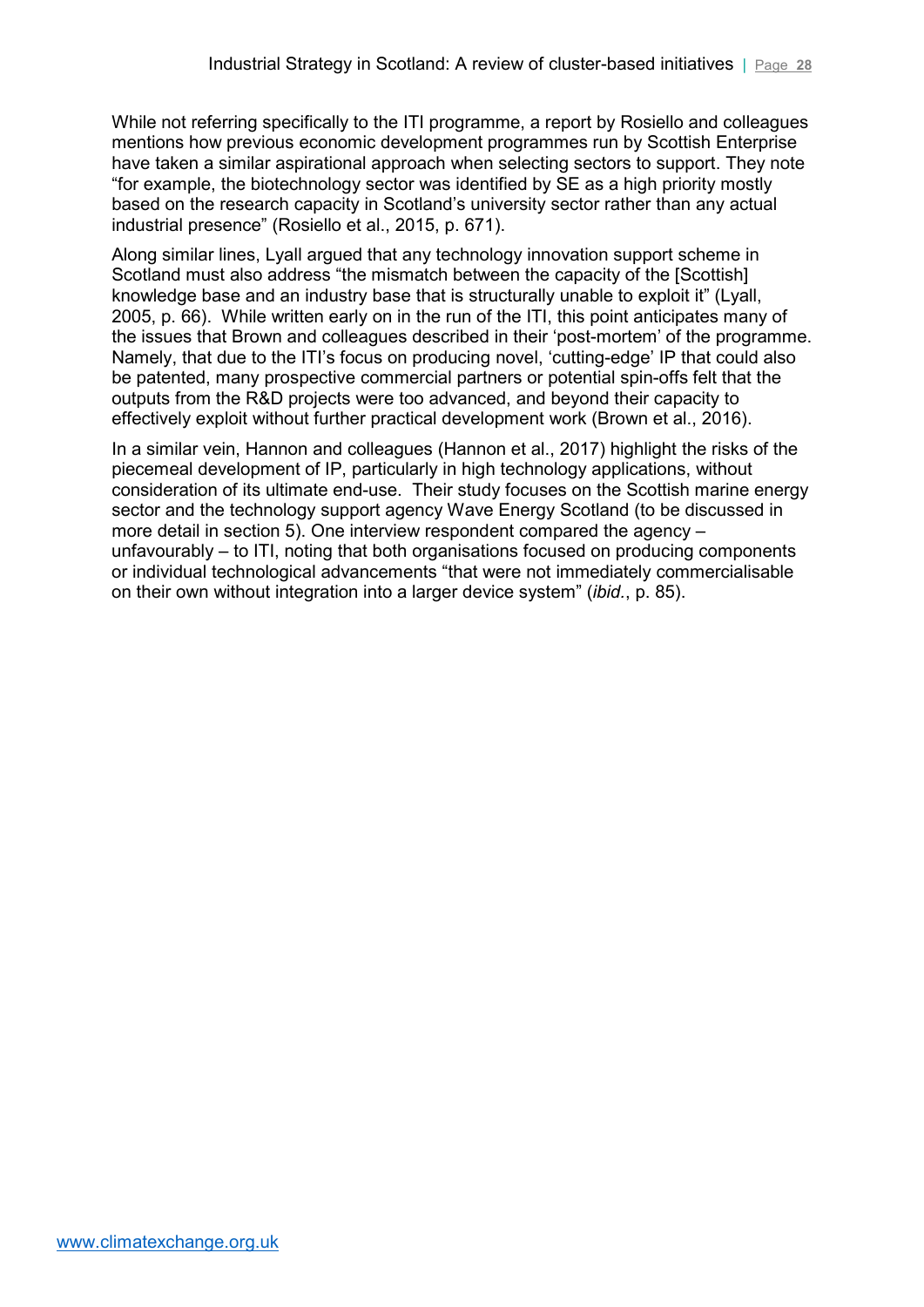While not referring specifically to the ITI programme, a report by Rosiello and colleagues mentions how previous economic development programmes run by Scottish Enterprise have taken a similar aspirational approach when selecting sectors to support. They note "for example, the biotechnology sector was identified by SE as a high priority mostly based on the research capacity in Scotland's university sector rather than any actual industrial presence" (Rosiello et al., 2015, p. 671).

Along similar lines, Lyall argued that any technology innovation support scheme in Scotland must also address "the mismatch between the capacity of the [Scottish] knowledge base and an industry base that is structurally unable to exploit it" (Lyall, 2005, p. 66). While written early on in the run of the ITI, this point anticipates many of the issues that Brown and colleagues described in their 'post-mortem' of the programme. Namely, that due to the ITI's focus on producing novel, 'cutting-edge' IP that could also be patented, many prospective commercial partners or potential spin-offs felt that the outputs from the R&D projects were too advanced, and beyond their capacity to effectively exploit without further practical development work (Brown et al., 2016).

In a similar vein, Hannon and colleagues (Hannon et al., 2017) highlight the risks of the piecemeal development of IP, particularly in high technology applications, without consideration of its ultimate end-use. Their study focuses on the Scottish marine energy sector and the technology support agency Wave Energy Scotland (to be discussed in more detail in section 5). One interview respondent compared the agency – unfavourably – to ITI, noting that both organisations focused on producing components or individual technological advancements "that were not immediately commercialisable on their own without integration into a larger device system" (*ibid.*, p. 85).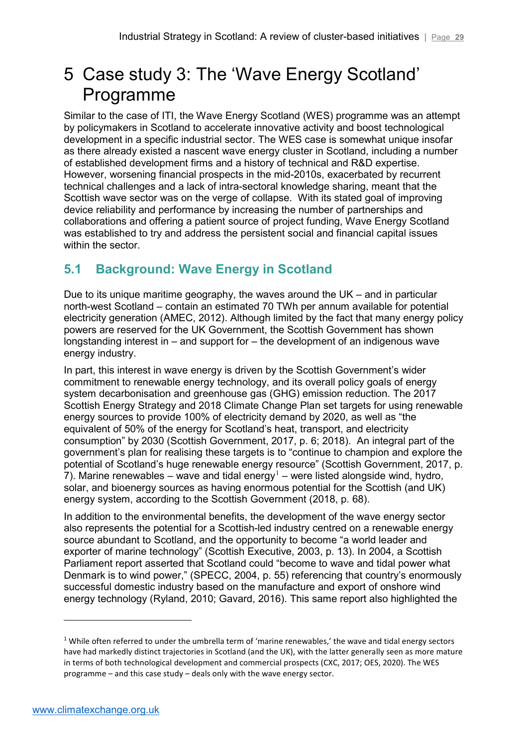# 5 Case study 3: The 'Wave Energy Scotland' Programme

Similar to the case of ITI, the Wave Energy Scotland (WES) programme was an attempt by policymakers in Scotland to accelerate innovative activity and boost technological development in a specific industrial sector. The WES case is somewhat unique insofar as there already existed a nascent wave energy cluster in Scotland, including a number of established development firms and a history of technical and R&D expertise. However, worsening financial prospects in the mid-2010s, exacerbated by recurrent technical challenges and a lack of intra-sectoral knowledge sharing, meant that the Scottish wave sector was on the verge of collapse. With its stated goal of improving device reliability and performance by increasing the number of partnerships and collaborations and offering a patient source of project funding, Wave Energy Scotland was established to try and address the persistent social and financial capital issues within the sector.

## 5.1 Background: Wave Energy in Scotland

Due to its unique maritime geography, the waves around the UK – and in particular north-west Scotland – contain an estimated 70 TWh per annum available for potential electricity generation (AMEC, 2012). Although limited by the fact that many energy policy powers are reserved for the UK Government, the Scottish Government has shown longstanding interest in – and support for – the development of an indigenous wave energy industry.

In part, this interest in wave energy is driven by the Scottish Government's wider commitment to renewable energy technology, and its overall policy goals of energy system decarbonisation and greenhouse gas (GHG) emission reduction. The 2017 Scottish Energy Strategy and 2018 Climate Change Plan set targets for using renewable energy sources to provide 100% of electricity demand by 2020, as well as "the equivalent of 50% of the energy for Scotland's heat, transport, and electricity consumption" by 2030 (Scottish Government, 2017, p. 6; 2018). An integral part of the government's plan for realising these targets is to "continue to champion and explore the potential of Scotland's huge renewable energy resource" (Scottish Government, 2017, p. 7). Marine renewables – wave and tidal energy[1] – were listed alongside wind, hydro, solar, and bioenergy sources as having enormous potential for the Scottish (and UK) energy system, according to the Scottish Government (2018, p. 68).

In addition to the environmental benefits, the development of the wave energy sector also represents the potential for a Scottish-led industry centred on a renewable energy source abundant to Scotland, and the opportunity to become "a world leader and exporter of marine technology" (Scottish Executive, 2003, p. 13). In 2004, a Scottish Parliament report asserted that Scotland could "become to wave and tidal power what Denmark is to wind power," (SPECC, 2004, p. 55) referencing that country's enormously successful domestic industry based on the manufacture and export of onshore wind energy technology (Ryland, 2010; Gavard, 2016). This same report also highlighted the

[1] While often referred to under the umbrella term of 'marine renewables,' the wave and tidal energy sectors have had markedly distinct trajectories in Scotland (and the UK), with the latter generally seen as more mature in terms of both technological development and commercial prospects (CXC, 2017; OES, 2020). The WES programme – and this case study – deals only with the wave energy sector.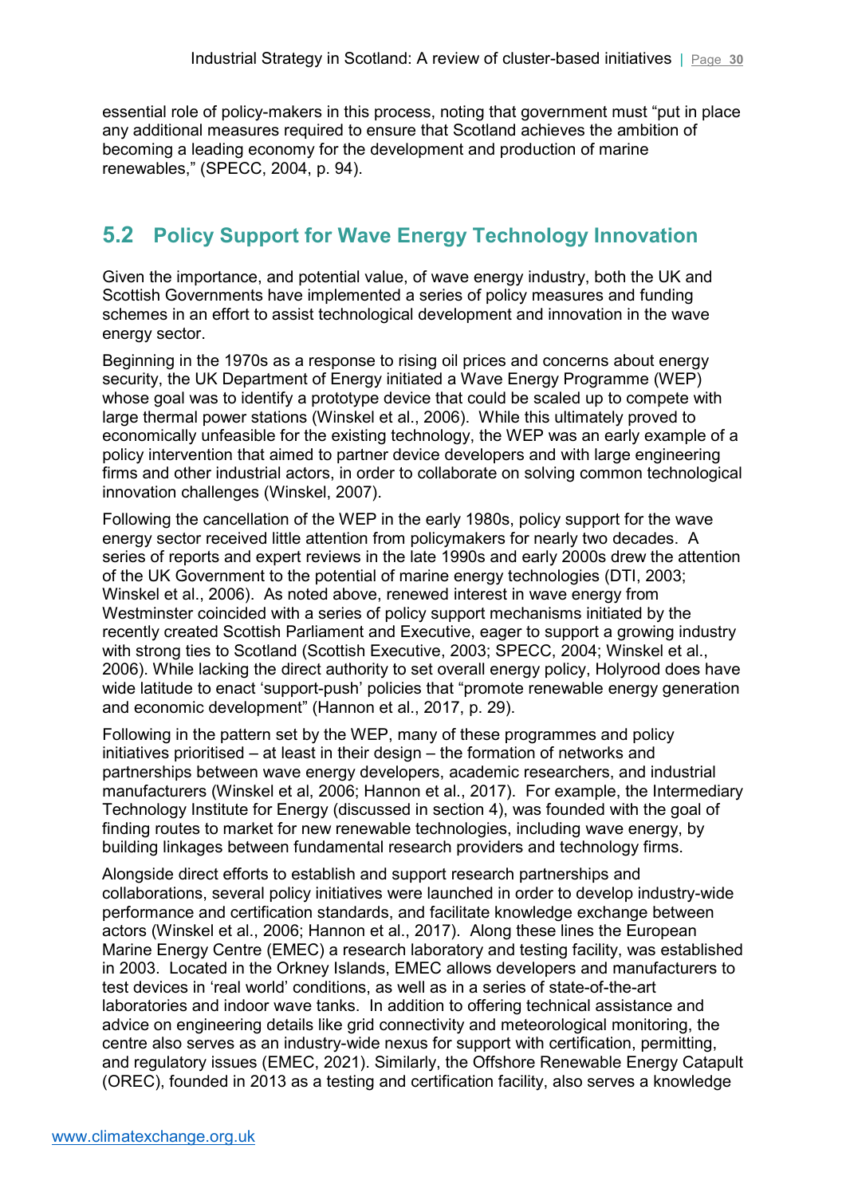essential role of policy-makers in this process, noting that government must "put in place any additional measures required to ensure that Scotland achieves the ambition of becoming a leading economy for the development and production of marine renewables," (SPECC, 2004, p. 94).

## 5.2 Policy Support for Wave Energy Technology Innovation

Given the importance, and potential value, of wave energy industry, both the UK and Scottish Governments have implemented a series of policy measures and funding schemes in an effort to assist technological development and innovation in the wave energy sector.

Beginning in the 1970s as a response to rising oil prices and concerns about energy security, the UK Department of Energy initiated a Wave Energy Programme (WEP) whose goal was to identify a prototype device that could be scaled up to compete with large thermal power stations (Winskel et al., 2006). While this ultimately proved to economically unfeasible for the existing technology, the WEP was an early example of a policy intervention that aimed to partner device developers and with large engineering firms and other industrial actors, in order to collaborate on solving common technological innovation challenges (Winskel, 2007).

Following the cancellation of the WEP in the early 1980s, policy support for the wave energy sector received little attention from policymakers for nearly two decades. A series of reports and expert reviews in the late 1990s and early 2000s drew the attention of the UK Government to the potential of marine energy technologies (DTI, 2003; Winskel et al., 2006). As noted above, renewed interest in wave energy from Westminster coincided with a series of policy support mechanisms initiated by the recently created Scottish Parliament and Executive, eager to support a growing industry with strong ties to Scotland (Scottish Executive, 2003; SPECC, 2004; Winskel et al., 2006). While lacking the direct authority to set overall energy policy, Holyrood does have wide latitude to enact 'support-push' policies that "promote renewable energy generation and economic development" (Hannon et al., 2017, p. 29).

Following in the pattern set by the WEP, many of these programmes and policy initiatives prioritised – at least in their design – the formation of networks and partnerships between wave energy developers, academic researchers, and industrial manufacturers (Winskel et al, 2006; Hannon et al., 2017). For example, the Intermediary Technology Institute for Energy (discussed in section 4), was founded with the goal of finding routes to market for new renewable technologies, including wave energy, by building linkages between fundamental research providers and technology firms.

Alongside direct efforts to establish and support research partnerships and collaborations, several policy initiatives were launched in order to develop industry-wide performance and certification standards, and facilitate knowledge exchange between actors (Winskel et al., 2006; Hannon et al., 2017). Along these lines the European Marine Energy Centre (EMEC) a research laboratory and testing facility, was established in 2003. Located in the Orkney Islands, EMEC allows developers and manufacturers to test devices in 'real world' conditions, as well as in a series of state-of-the-art laboratories and indoor wave tanks. In addition to offering technical assistance and advice on engineering details like grid connectivity and meteorological monitoring, the centre also serves as an industry-wide nexus for support with certification, permitting, and regulatory issues (EMEC, 2021). Similarly, the Offshore Renewable Energy Catapult (OREC), founded in 2013 as a testing and certification facility, also serves a knowledge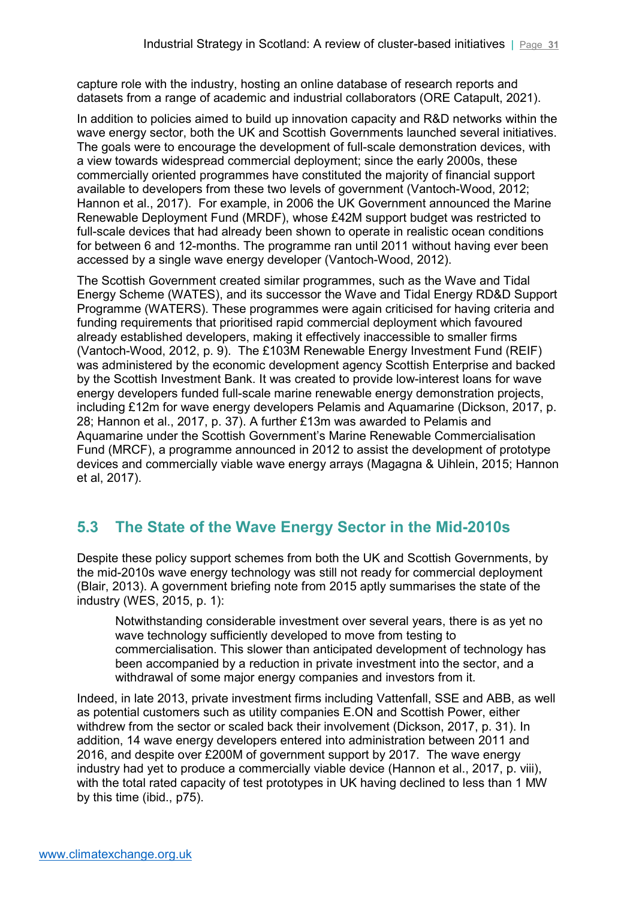capture role with the industry, hosting an online database of research reports and datasets from a range of academic and industrial collaborators (ORE Catapult, 2021).

In addition to policies aimed to build up innovation capacity and R&D networks within the wave energy sector, both the UK and Scottish Governments launched several initiatives. The goals were to encourage the development of full-scale demonstration devices, with a view towards widespread commercial deployment; since the early 2000s, these commercially oriented programmes have constituted the majority of financial support available to developers from these two levels of government (Vantoch-Wood, 2012; Hannon et al., 2017). For example, in 2006 the UK Government announced the Marine Renewable Deployment Fund (MRDF), whose £42M support budget was restricted to full-scale devices that had already been shown to operate in realistic ocean conditions for between 6 and 12-months. The programme ran until 2011 without having ever been accessed by a single wave energy developer (Vantoch-Wood, 2012).

The Scottish Government created similar programmes, such as the Wave and Tidal Energy Scheme (WATES), and its successor the Wave and Tidal Energy RD&D Support Programme (WATERS). These programmes were again criticised for having criteria and funding requirements that prioritised rapid commercial deployment which favoured already established developers, making it effectively inaccessible to smaller firms (Vantoch-Wood, 2012, p. 9). The £103M Renewable Energy Investment Fund (REIF) was administered by the economic development agency Scottish Enterprise and backed by the Scottish Investment Bank. It was created to provide low-interest loans for wave energy developers funded full-scale marine renewable energy demonstration projects, including £12m for wave energy developers Pelamis and Aquamarine (Dickson, 2017, p. 28; Hannon et al., 2017, p. 37). A further £13m was awarded to Pelamis and Aquamarine under the Scottish Government's Marine Renewable Commercialisation Fund (MRCF), a programme announced in 2012 to assist the development of prototype devices and commercially viable wave energy arrays (Magagna & Uihlein, 2015; Hannon et al, 2017).

## 5.3 The State of the Wave Energy Sector in the Mid-2010s

Despite these policy support schemes from both the UK and Scottish Governments, by the mid-2010s wave energy technology was still not ready for commercial deployment (Blair, 2013). A government briefing note from 2015 aptly summarises the state of the industry (WES, 2015, p. 1):

> Notwithstanding considerable investment over several years, there is as yet no wave technology sufficiently developed to move from testing to commercialisation. This slower than anticipated development of technology has been accompanied by a reduction in private investment into the sector, and a withdrawal of some major energy companies and investors from it.

Indeed, in late 2013, private investment firms including Vattenfall, SSE and ABB, as well as potential customers such as utility companies E.ON and Scottish Power, either withdrew from the sector or scaled back their involvement (Dickson, 2017, p. 31). In addition, 14 wave energy developers entered into administration between 2011 and 2016, and despite over £200M of government support by 2017. The wave energy industry had yet to produce a commercially viable device (Hannon et al., 2017, p. viii), with the total rated capacity of test prototypes in UK having declined to less than 1 MW by this time (ibid., p75).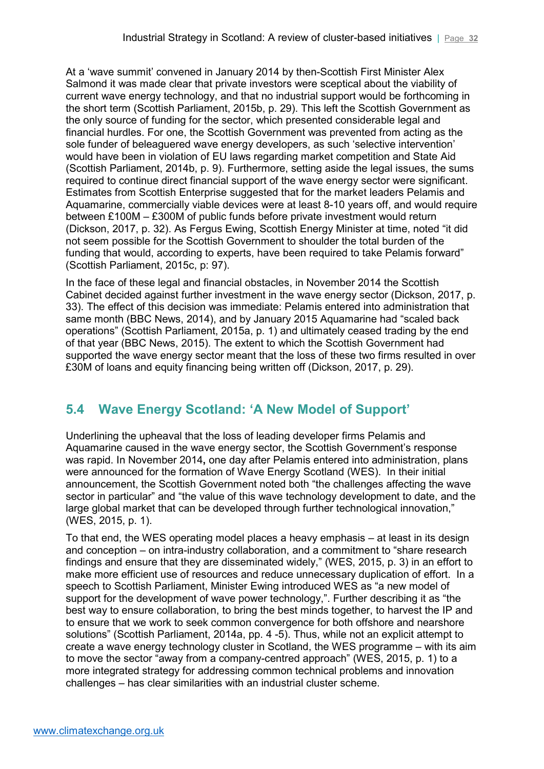At a 'wave summit' convened in January 2014 by then-Scottish First Minister Alex Salmond it was made clear that private investors were sceptical about the viability of current wave energy technology, and that no industrial support would be forthcoming in the short term (Scottish Parliament, 2015b, p. 29). This left the Scottish Government as the only source of funding for the sector, which presented considerable legal and financial hurdles. For one, the Scottish Government was prevented from acting as the sole funder of beleaguered wave energy developers, as such 'selective intervention' would have been in violation of EU laws regarding market competition and State Aid (Scottish Parliament, 2014b, p. 9). Furthermore, setting aside the legal issues, the sums required to continue direct financial support of the wave energy sector were significant. Estimates from Scottish Enterprise suggested that for the market leaders Pelamis and Aquamarine, commercially viable devices were at least 8-10 years off, and would require between £100M – £300M of public funds before private investment would return (Dickson, 2017, p. 32). As Fergus Ewing, Scottish Energy Minister at time, noted "it did not seem possible for the Scottish Government to shoulder the total burden of the funding that would, according to experts, have been required to take Pelamis forward" (Scottish Parliament, 2015c, p: 97).

In the face of these legal and financial obstacles, in November 2014 the Scottish Cabinet decided against further investment in the wave energy sector (Dickson, 2017, p. 33). The effect of this decision was immediate: Pelamis entered into administration that same month (BBC News, 2014), and by January 2015 Aquamarine had "scaled back operations" (Scottish Parliament, 2015a, p. 1) and ultimately ceased trading by the end of that year (BBC News, 2015). The extent to which the Scottish Government had supported the wave energy sector meant that the loss of these two firms resulted in over £30M of loans and equity financing being written off (Dickson, 2017, p. 29).

## 5.4 Wave Energy Scotland: 'A New Model of Support'

Underlining the upheaval that the loss of leading developer firms Pelamis and Aquamarine caused in the wave energy sector, the Scottish Government's response was rapid. In November 2014**,** one day after Pelamis entered into administration, plans were announced for the formation of Wave Energy Scotland (WES). In their initial announcement, the Scottish Government noted both "the challenges affecting the wave sector in particular" and "the value of this wave technology development to date, and the large global market that can be developed through further technological innovation," (WES, 2015, p. 1).

To that end, the WES operating model places a heavy emphasis – at least in its design and conception – on intra-industry collaboration, and a commitment to "share research findings and ensure that they are disseminated widely," (WES, 2015, p. 3) in an effort to make more efficient use of resources and reduce unnecessary duplication of effort. In a speech to Scottish Parliament, Minister Ewing introduced WES as "a new model of support for the development of wave power technology,". Further describing it as "the best way to ensure collaboration, to bring the best minds together, to harvest the IP and to ensure that we work to seek common convergence for both offshore and nearshore solutions" (Scottish Parliament, 2014a, pp. 4 -5). Thus, while not an explicit attempt to create a wave energy technology cluster in Scotland, the WES programme – with its aim to move the sector "away from a company-centred approach" (WES, 2015, p. 1) to a more integrated strategy for addressing common technical problems and innovation challenges – has clear similarities with an industrial cluster scheme.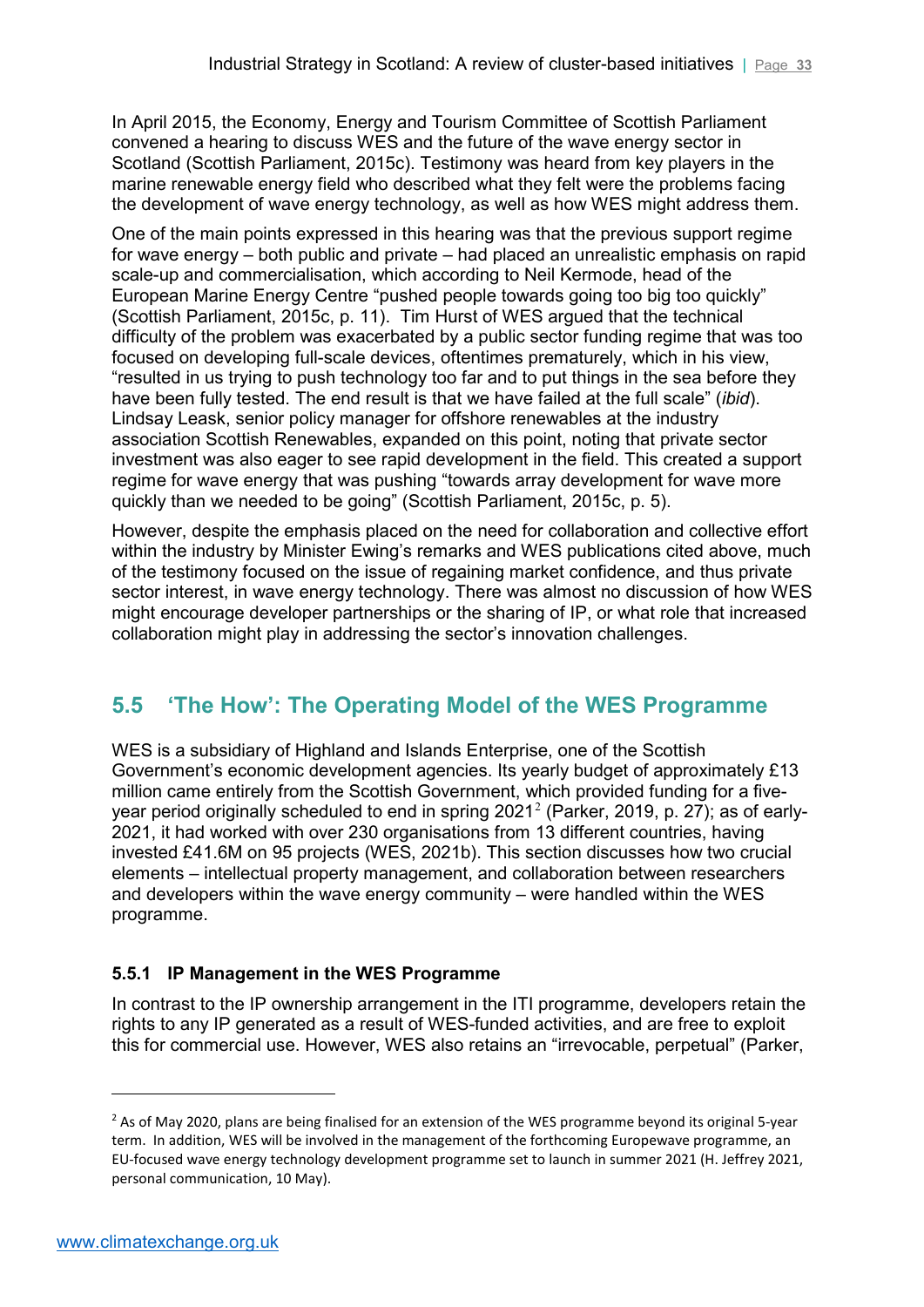In April 2015, the Economy, Energy and Tourism Committee of Scottish Parliament convened a hearing to discuss WES and the future of the wave energy sector in Scotland (Scottish Parliament, 2015c). Testimony was heard from key players in the marine renewable energy field who described what they felt were the problems facing the development of wave energy technology, as well as how WES might address them.

One of the main points expressed in this hearing was that the previous support regime for wave energy – both public and private – had placed an unrealistic emphasis on rapid scale-up and commercialisation, which according to Neil Kermode, head of the European Marine Energy Centre "pushed people towards going too big too quickly" (Scottish Parliament, 2015c, p. 11). Tim Hurst of WES argued that the technical difficulty of the problem was exacerbated by a public sector funding regime that was too focused on developing full-scale devices, oftentimes prematurely, which in his view, "resulted in us trying to push technology too far and to put things in the sea before they have been fully tested. The end result is that we have failed at the full scale" (*ibid*). Lindsay Leask, senior policy manager for offshore renewables at the industry association Scottish Renewables, expanded on this point, noting that private sector investment was also eager to see rapid development in the field. This created a support regime for wave energy that was pushing "towards array development for wave more quickly than we needed to be going" (Scottish Parliament, 2015c, p. 5).

However, despite the emphasis placed on the need for collaboration and collective effort within the industry by Minister Ewing's remarks and WES publications cited above, much of the testimony focused on the issue of regaining market confidence, and thus private sector interest, in wave energy technology. There was almost no discussion of how WES might encourage developer partnerships or the sharing of IP, or what role that increased collaboration might play in addressing the sector's innovation challenges.

## 5.5 'The How': The Operating Model of the WES Programme

WES is a subsidiary of Highland and Islands Enterprise, one of the Scottish Government's economic development agencies. Its yearly budget of approximately £13 million came entirely from the Scottish Government, which provided funding for a five-year period originally scheduled to end in spring 2021[2] (Parker, 2019, p. 27); as of early-2021, it had worked with over 230 organisations from 13 different countries, having invested £41.6M on 95 projects (WES, 2021b). This section discusses how two crucial elements – intellectual property management, and collaboration between researchers and developers within the wave energy community – were handled within the WES programme.

### 5.5.1 IP Management in the WES Programme

In contrast to the IP ownership arrangement in the ITI programme, developers retain the rights to any IP generated as a result of WES-funded activities, and are free to exploit this for commercial use. However, WES also retains an "irrevocable, perpetual" (Parker,

[2] As of May 2020, plans are being finalised for an extension of the WES programme beyond its original 5-year term. In addition, WES will be involved in the management of the forthcoming Europewave programme, an EU-focused wave energy technology development programme set to launch in summer 2021 (H. Jeffrey 2021, personal communication, 10 May).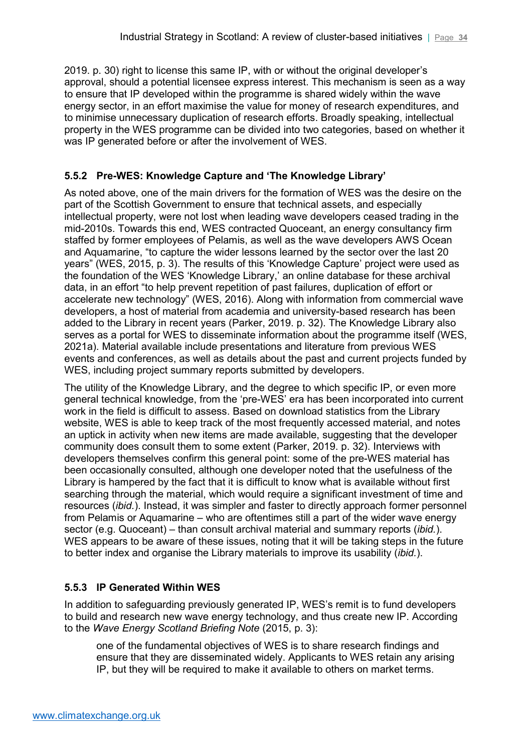2019. p. 30) right to license this same IP, with or without the original developer's approval, should a potential licensee express interest. This mechanism is seen as a way to ensure that IP developed within the programme is shared widely within the wave energy sector, in an effort maximise the value for money of research expenditures, and to minimise unnecessary duplication of research efforts. Broadly speaking, intellectual property in the WES programme can be divided into two categories, based on whether it was IP generated before or after the involvement of WES.

### 5.5.2 Pre-WES: Knowledge Capture and 'The Knowledge Library'

As noted above, one of the main drivers for the formation of WES was the desire on the part of the Scottish Government to ensure that technical assets, and especially intellectual property, were not lost when leading wave developers ceased trading in the mid-2010s. Towards this end, WES contracted Quoceant, an energy consultancy firm staffed by former employees of Pelamis, as well as the wave developers AWS Ocean and Aquamarine, "to capture the wider lessons learned by the sector over the last 20 years" (WES, 2015, p. 3). The results of this 'Knowledge Capture' project were used as the foundation of the WES 'Knowledge Library,' an online database for these archival data, in an effort "to help prevent repetition of past failures, duplication of effort or accelerate new technology" (WES, 2016). Along with information from commercial wave developers, a host of material from academia and university-based research has been added to the Library in recent years (Parker, 2019. p. 32). The Knowledge Library also serves as a portal for WES to disseminate information about the programme itself (WES, 2021a). Material available include presentations and literature from previous WES events and conferences, as well as details about the past and current projects funded by WES, including project summary reports submitted by developers.

The utility of the Knowledge Library, and the degree to which specific IP, or even more general technical knowledge, from the 'pre-WES' era has been incorporated into current work in the field is difficult to assess. Based on download statistics from the Library website, WES is able to keep track of the most frequently accessed material, and notes an uptick in activity when new items are made available, suggesting that the developer community does consult them to some extent (Parker, 2019. p. 32). Interviews with developers themselves confirm this general point: some of the pre-WES material has been occasionally consulted, although one developer noted that the usefulness of the Library is hampered by the fact that it is difficult to know what is available without first searching through the material, which would require a significant investment of time and resources (*ibid.*). Instead, it was simpler and faster to directly approach former personnel from Pelamis or Aquamarine – who are oftentimes still a part of the wider wave energy sector (e.g. Quoceant) – than consult archival material and summary reports (*ibid.*). WES appears to be aware of these issues, noting that it will be taking steps in the future to better index and organise the Library materials to improve its usability (*ibid.*).

### 5.5.3 IP Generated Within WES

In addition to safeguarding previously generated IP, WES's remit is to fund developers to build and research new wave energy technology, and thus create new IP. According to the *Wave Energy Scotland Briefing Note* (2015, p. 3):

> one of the fundamental objectives of WES is to share research findings and ensure that they are disseminated widely. Applicants to WES retain any arising IP, but they will be required to make it available to others on market terms.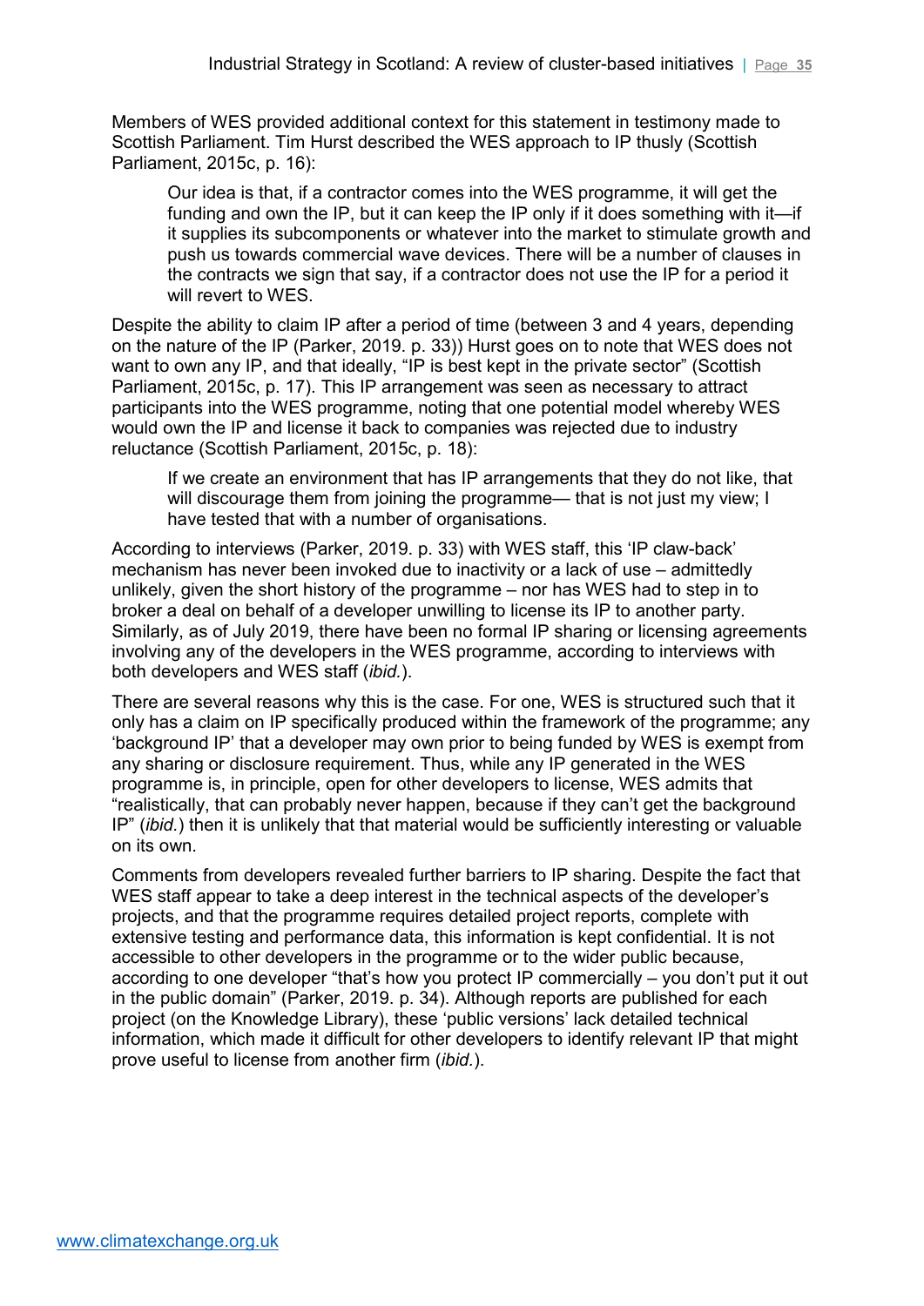Members of WES provided additional context for this statement in testimony made to Scottish Parliament. Tim Hurst described the WES approach to IP thusly (Scottish Parliament, 2015c, p. 16):

> Our idea is that, if a contractor comes into the WES programme, it will get the funding and own the IP, but it can keep the IP only if it does something with it—if it supplies its subcomponents or whatever into the market to stimulate growth and push us towards commercial wave devices. There will be a number of clauses in the contracts we sign that say, if a contractor does not use the IP for a period it will revert to WES.

Despite the ability to claim IP after a period of time (between 3 and 4 years, depending on the nature of the IP (Parker, 2019. p. 33)) Hurst goes on to note that WES does not want to own any IP, and that ideally, "IP is best kept in the private sector" (Scottish Parliament, 2015c, p. 17). This IP arrangement was seen as necessary to attract participants into the WES programme, noting that one potential model whereby WES would own the IP and license it back to companies was rejected due to industry reluctance (Scottish Parliament, 2015c, p. 18):

> If we create an environment that has IP arrangements that they do not like, that will discourage them from joining the programme— that is not just my view; I have tested that with a number of organisations.

According to interviews (Parker, 2019. p. 33) with WES staff, this 'IP claw-back' mechanism has never been invoked due to inactivity or a lack of use – admittedly unlikely, given the short history of the programme – nor has WES had to step in to broker a deal on behalf of a developer unwilling to license its IP to another party. Similarly, as of July 2019, there have been no formal IP sharing or licensing agreements involving any of the developers in the WES programme, according to interviews with both developers and WES staff (*ibid.*).

There are several reasons why this is the case. For one, WES is structured such that it only has a claim on IP specifically produced within the framework of the programme; any 'background IP' that a developer may own prior to being funded by WES is exempt from any sharing or disclosure requirement. Thus, while any IP generated in the WES programme is, in principle, open for other developers to license, WES admits that "realistically, that can probably never happen, because if they can't get the background IP" (*ibid.*) then it is unlikely that that material would be sufficiently interesting or valuable on its own.

Comments from developers revealed further barriers to IP sharing. Despite the fact that WES staff appear to take a deep interest in the technical aspects of the developer's projects, and that the programme requires detailed project reports, complete with extensive testing and performance data, this information is kept confidential. It is not accessible to other developers in the programme or to the wider public because, according to one developer "that's how you protect IP commercially – you don't put it out in the public domain" (Parker, 2019. p. 34). Although reports are published for each project (on the Knowledge Library), these 'public versions' lack detailed technical information, which made it difficult for other developers to identify relevant IP that might prove useful to license from another firm (*ibid.*).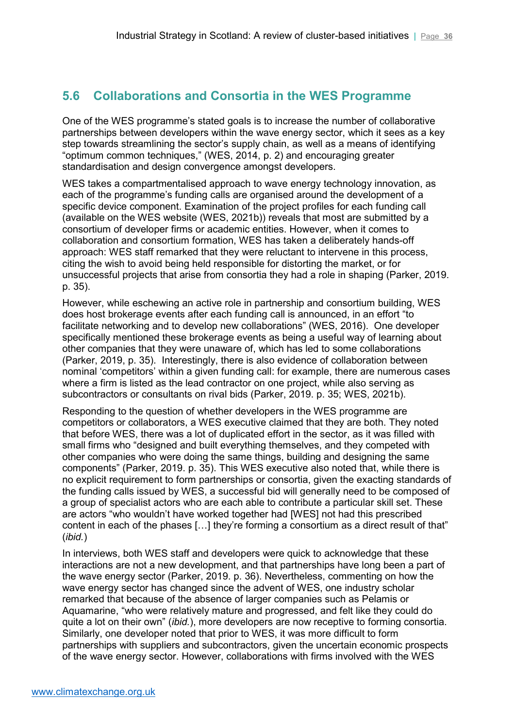## 5.6 Collaborations and Consortia in the WES Programme

One of the WES programme's stated goals is to increase the number of collaborative partnerships between developers within the wave energy sector, which it sees as a key step towards streamlining the sector's supply chain, as well as a means of identifying "optimum common techniques," (WES, 2014, p. 2) and encouraging greater standardisation and design convergence amongst developers.

WES takes a compartmentalised approach to wave energy technology innovation, as each of the programme's funding calls are organised around the development of a specific device component. Examination of the project profiles for each funding call (available on the WES website (WES, 2021b)) reveals that most are submitted by a consortium of developer firms or academic entities. However, when it comes to collaboration and consortium formation, WES has taken a deliberately hands-off approach: WES staff remarked that they were reluctant to intervene in this process, citing the wish to avoid being held responsible for distorting the market, or for unsuccessful projects that arise from consortia they had a role in shaping (Parker, 2019. p. 35).

However, while eschewing an active role in partnership and consortium building, WES does host brokerage events after each funding call is announced, in an effort "to facilitate networking and to develop new collaborations" (WES, 2016). One developer specifically mentioned these brokerage events as being a useful way of learning about other companies that they were unaware of, which has led to some collaborations (Parker, 2019, p. 35). Interestingly, there is also evidence of collaboration between nominal 'competitors' within a given funding call: for example, there are numerous cases where a firm is listed as the lead contractor on one project, while also serving as subcontractors or consultants on rival bids (Parker, 2019. p. 35; WES, 2021b).

Responding to the question of whether developers in the WES programme are competitors or collaborators, a WES executive claimed that they are both. They noted that before WES, there was a lot of duplicated effort in the sector, as it was filled with small firms who "designed and built everything themselves, and they competed with other companies who were doing the same things, building and designing the same components" (Parker, 2019. p. 35). This WES executive also noted that, while there is no explicit requirement to form partnerships or consortia, given the exacting standards of the funding calls issued by WES, a successful bid will generally need to be composed of a group of specialist actors who are each able to contribute a particular skill set. These are actors "who wouldn't have worked together had [WES] not had this prescribed content in each of the phases […] they're forming a consortium as a direct result of that" (*ibid.*)

In interviews, both WES staff and developers were quick to acknowledge that these interactions are not a new development, and that partnerships have long been a part of the wave energy sector (Parker, 2019. p. 36). Nevertheless, commenting on how the wave energy sector has changed since the advent of WES, one industry scholar remarked that because of the absence of larger companies such as Pelamis or Aquamarine, "who were relatively mature and progressed, and felt like they could do quite a lot on their own" (*ibid.*), more developers are now receptive to forming consortia. Similarly, one developer noted that prior to WES, it was more difficult to form partnerships with suppliers and subcontractors, given the uncertain economic prospects of the wave energy sector. However, collaborations with firms involved with the WES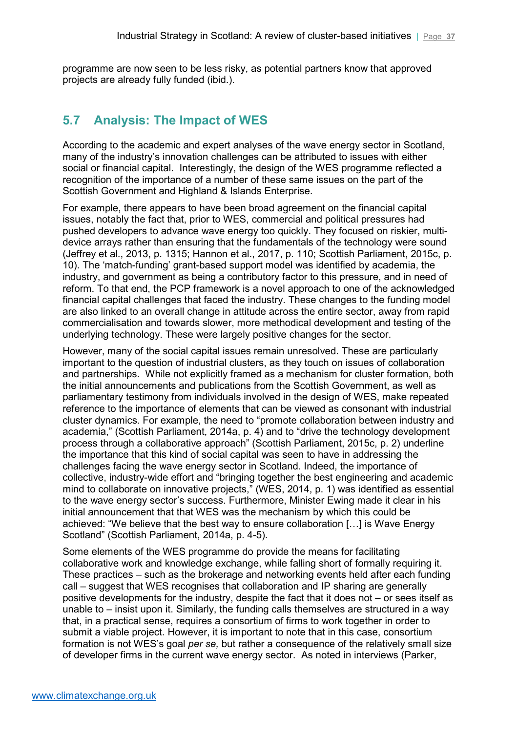programme are now seen to be less risky, as potential partners know that approved projects are already fully funded (ibid.).

## 5.7 Analysis: The Impact of WES

According to the academic and expert analyses of the wave energy sector in Scotland, many of the industry's innovation challenges can be attributed to issues with either social or financial capital. Interestingly, the design of the WES programme reflected a recognition of the importance of a number of these same issues on the part of the Scottish Government and Highland & Islands Enterprise.

For example, there appears to have been broad agreement on the financial capital issues, notably the fact that, prior to WES, commercial and political pressures had pushed developers to advance wave energy too quickly. They focused on riskier, multi-device arrays rather than ensuring that the fundamentals of the technology were sound (Jeffrey et al., 2013, p. 1315; Hannon et al., 2017, p. 110; Scottish Parliament, 2015c, p. 10). The 'match-funding' grant-based support model was identified by academia, the industry, and government as being a contributory factor to this pressure, and in need of reform. To that end, the PCP framework is a novel approach to one of the acknowledged financial capital challenges that faced the industry. These changes to the funding model are also linked to an overall change in attitude across the entire sector, away from rapid commercialisation and towards slower, more methodical development and testing of the underlying technology. These were largely positive changes for the sector.

However, many of the social capital issues remain unresolved. These are particularly important to the question of industrial clusters, as they touch on issues of collaboration and partnerships. While not explicitly framed as a mechanism for cluster formation, both the initial announcements and publications from the Scottish Government, as well as parliamentary testimony from individuals involved in the design of WES, make repeated reference to the importance of elements that can be viewed as consonant with industrial cluster dynamics. For example, the need to "promote collaboration between industry and academia," (Scottish Parliament, 2014a, p. 4) and to "drive the technology development process through a collaborative approach" (Scottish Parliament, 2015c, p. 2) underline the importance that this kind of social capital was seen to have in addressing the challenges facing the wave energy sector in Scotland. Indeed, the importance of collective, industry-wide effort and "bringing together the best engineering and academic mind to collaborate on innovative projects," (WES, 2014, p. 1) was identified as essential to the wave energy sector's success. Furthermore, Minister Ewing made it clear in his initial announcement that that WES was the mechanism by which this could be achieved: "We believe that the best way to ensure collaboration […] is Wave Energy Scotland" (Scottish Parliament, 2014a, p. 4-5).

Some elements of the WES programme do provide the means for facilitating collaborative work and knowledge exchange, while falling short of formally requiring it. These practices – such as the brokerage and networking events held after each funding call – suggest that WES recognises that collaboration and IP sharing are generally positive developments for the industry, despite the fact that it does not – or sees itself as unable to – insist upon it. Similarly, the funding calls themselves are structured in a way that, in a practical sense, requires a consortium of firms to work together in order to submit a viable project. However, it is important to note that in this case, consortium formation is not WES's goal *per se,* but rather a consequence of the relatively small size of developer firms in the current wave energy sector. As noted in interviews (Parker,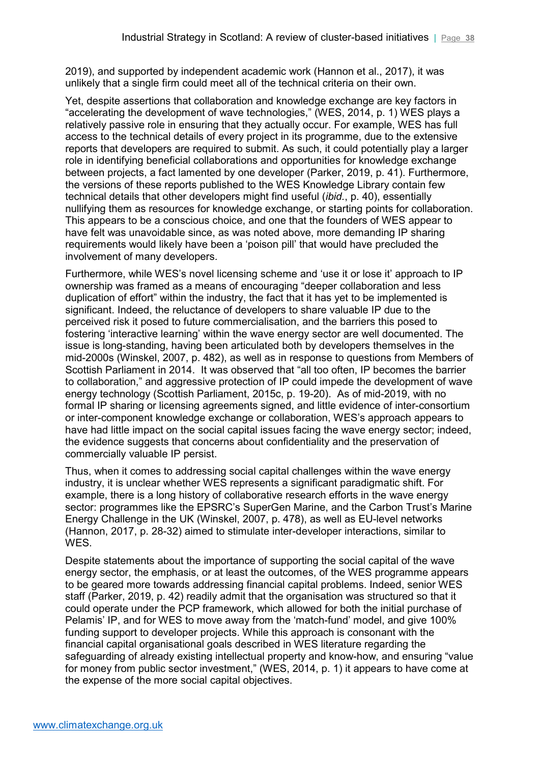2019), and supported by independent academic work (Hannon et al., 2017), it was unlikely that a single firm could meet all of the technical criteria on their own.

Yet, despite assertions that collaboration and knowledge exchange are key factors in "accelerating the development of wave technologies," (WES, 2014, p. 1) WES plays a relatively passive role in ensuring that they actually occur. For example, WES has full access to the technical details of every project in its programme, due to the extensive reports that developers are required to submit. As such, it could potentially play a larger role in identifying beneficial collaborations and opportunities for knowledge exchange between projects, a fact lamented by one developer (Parker, 2019, p. 41). Furthermore, the versions of these reports published to the WES Knowledge Library contain few technical details that other developers might find useful (*ibid.*, p. 40), essentially nullifying them as resources for knowledge exchange, or starting points for collaboration. This appears to be a conscious choice, and one that the founders of WES appear to have felt was unavoidable since, as was noted above, more demanding IP sharing requirements would likely have been a 'poison pill' that would have precluded the involvement of many developers.

Furthermore, while WES's novel licensing scheme and 'use it or lose it' approach to IP ownership was framed as a means of encouraging "deeper collaboration and less duplication of effort" within the industry, the fact that it has yet to be implemented is significant. Indeed, the reluctance of developers to share valuable IP due to the perceived risk it posed to future commercialisation, and the barriers this posed to fostering 'interactive learning' within the wave energy sector are well documented. The issue is long-standing, having been articulated both by developers themselves in the mid-2000s (Winskel, 2007, p. 482), as well as in response to questions from Members of Scottish Parliament in 2014. It was observed that "all too often, IP becomes the barrier to collaboration," and aggressive protection of IP could impede the development of wave energy technology (Scottish Parliament, 2015c, p. 19-20). As of mid-2019, with no formal IP sharing or licensing agreements signed, and little evidence of inter-consortium or inter-component knowledge exchange or collaboration, WES's approach appears to have had little impact on the social capital issues facing the wave energy sector; indeed, the evidence suggests that concerns about confidentiality and the preservation of commercially valuable IP persist.

Thus, when it comes to addressing social capital challenges within the wave energy industry, it is unclear whether WES represents a significant paradigmatic shift. For example, there is a long history of collaborative research efforts in the wave energy sector: programmes like the EPSRC's SuperGen Marine, and the Carbon Trust's Marine Energy Challenge in the UK (Winskel, 2007, p. 478), as well as EU-level networks (Hannon, 2017, p. 28-32) aimed to stimulate inter-developer interactions, similar to WES.

Despite statements about the importance of supporting the social capital of the wave energy sector, the emphasis, or at least the outcomes, of the WES programme appears to be geared more towards addressing financial capital problems. Indeed, senior WES staff (Parker, 2019, p. 42) readily admit that the organisation was structured so that it could operate under the PCP framework, which allowed for both the initial purchase of Pelamis' IP, and for WES to move away from the 'match-fund' model, and give 100% funding support to developer projects. While this approach is consonant with the financial capital organisational goals described in WES literature regarding the safeguarding of already existing intellectual property and know-how, and ensuring "value for money from public sector investment," (WES, 2014, p. 1) it appears to have come at the expense of the more social capital objectives.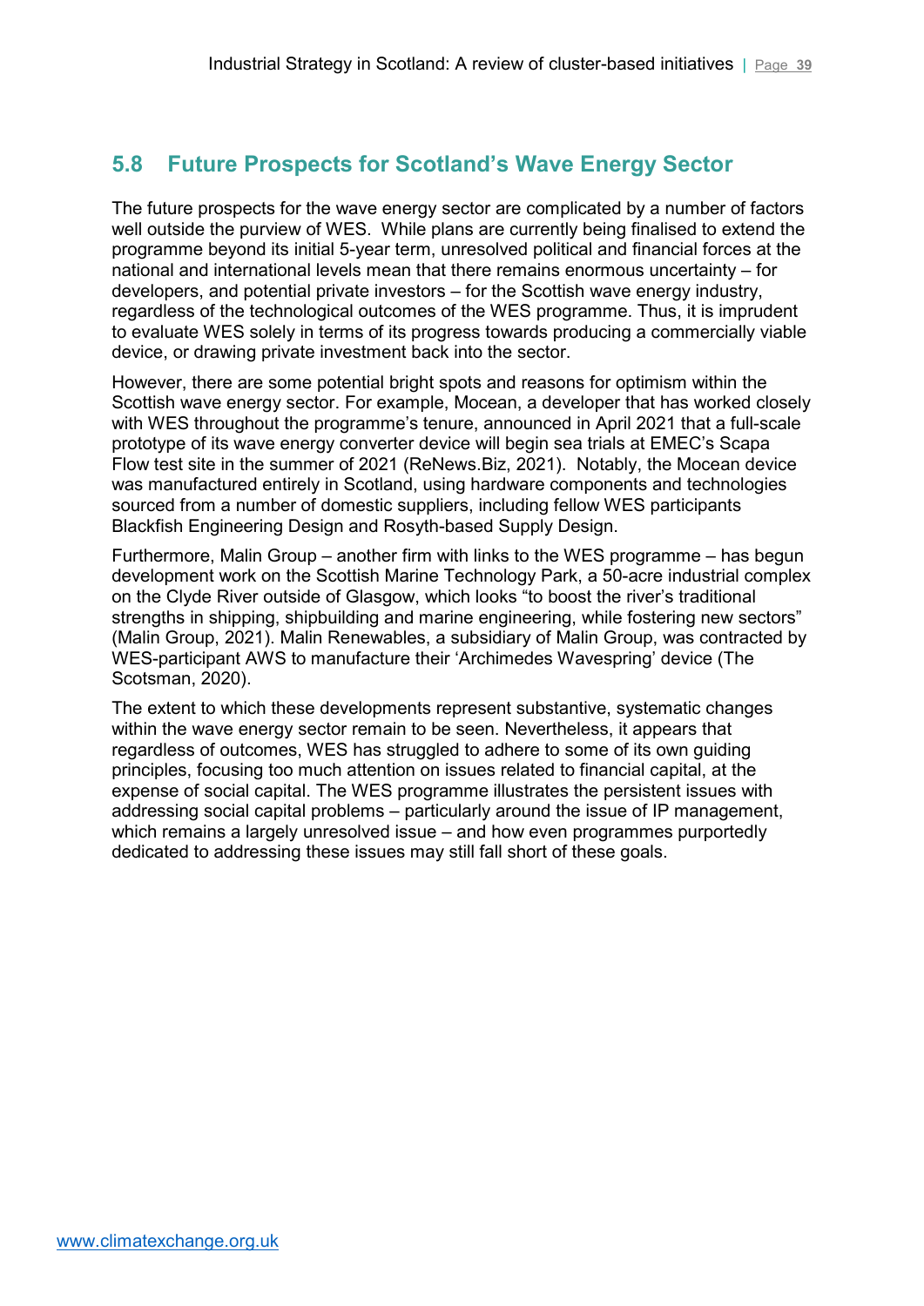## 5.8 Future Prospects for Scotland's Wave Energy Sector

The future prospects for the wave energy sector are complicated by a number of factors well outside the purview of WES. While plans are currently being finalised to extend the programme beyond its initial 5-year term, unresolved political and financial forces at the national and international levels mean that there remains enormous uncertainty – for developers, and potential private investors – for the Scottish wave energy industry, regardless of the technological outcomes of the WES programme. Thus, it is imprudent to evaluate WES solely in terms of its progress towards producing a commercially viable device, or drawing private investment back into the sector.

However, there are some potential bright spots and reasons for optimism within the Scottish wave energy sector. For example, Mocean, a developer that has worked closely with WES throughout the programme's tenure, announced in April 2021 that a full-scale prototype of its wave energy converter device will begin sea trials at EMEC's Scapa Flow test site in the summer of 2021 (ReNews.Biz, 2021). Notably, the Mocean device was manufactured entirely in Scotland, using hardware components and technologies sourced from a number of domestic suppliers, including fellow WES participants Blackfish Engineering Design and Rosyth-based Supply Design.

Furthermore, Malin Group – another firm with links to the WES programme – has begun development work on the Scottish Marine Technology Park, a 50-acre industrial complex on the Clyde River outside of Glasgow, which looks "to boost the river's traditional strengths in shipping, shipbuilding and marine engineering, while fostering new sectors" (Malin Group, 2021). Malin Renewables, a subsidiary of Malin Group, was contracted by WES-participant AWS to manufacture their 'Archimedes Wavespring' device (The Scotsman, 2020).

The extent to which these developments represent substantive, systematic changes within the wave energy sector remain to be seen. Nevertheless, it appears that regardless of outcomes, WES has struggled to adhere to some of its own guiding principles, focusing too much attention on issues related to financial capital, at the expense of social capital. The WES programme illustrates the persistent issues with addressing social capital problems – particularly around the issue of IP management, which remains a largely unresolved issue – and how even programmes purportedly dedicated to addressing these issues may still fall short of these goals.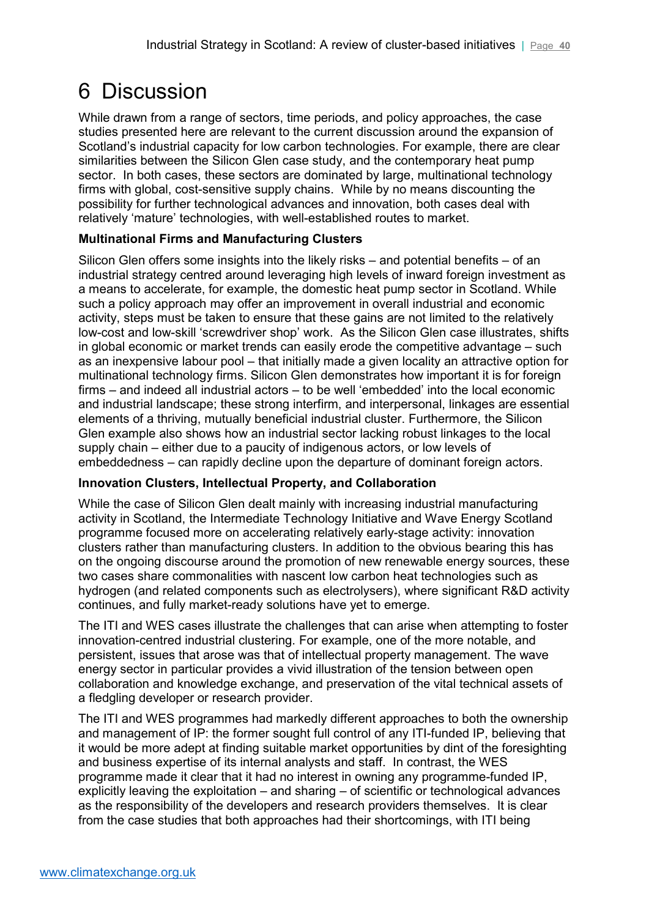# 6 Discussion

While drawn from a range of sectors, time periods, and policy approaches, the case studies presented here are relevant to the current discussion around the expansion of Scotland's industrial capacity for low carbon technologies. For example, there are clear similarities between the Silicon Glen case study, and the contemporary heat pump sector. In both cases, these sectors are dominated by large, multinational technology firms with global, cost-sensitive supply chains. While by no means discounting the possibility for further technological advances and innovation, both cases deal with relatively 'mature' technologies, with well-established routes to market.

**Multinational Firms and Manufacturing Clusters**

Silicon Glen offers some insights into the likely risks – and potential benefits – of an industrial strategy centred around leveraging high levels of inward foreign investment as a means to accelerate, for example, the domestic heat pump sector in Scotland. While such a policy approach may offer an improvement in overall industrial and economic activity, steps must be taken to ensure that these gains are not limited to the relatively low-cost and low-skill 'screwdriver shop' work. As the Silicon Glen case illustrates, shifts in global economic or market trends can easily erode the competitive advantage – such as an inexpensive labour pool – that initially made a given locality an attractive option for multinational technology firms. Silicon Glen demonstrates how important it is for foreign firms – and indeed all industrial actors – to be well 'embedded' into the local economic and industrial landscape; these strong interfirm, and interpersonal, linkages are essential elements of a thriving, mutually beneficial industrial cluster. Furthermore, the Silicon Glen example also shows how an industrial sector lacking robust linkages to the local supply chain – either due to a paucity of indigenous actors, or low levels of embeddedness – can rapidly decline upon the departure of dominant foreign actors.

**Innovation Clusters, Intellectual Property, and Collaboration**

While the case of Silicon Glen dealt mainly with increasing industrial manufacturing activity in Scotland, the Intermediate Technology Initiative and Wave Energy Scotland programme focused more on accelerating relatively early-stage activity: innovation clusters rather than manufacturing clusters. In addition to the obvious bearing this has on the ongoing discourse around the promotion of new renewable energy sources, these two cases share commonalities with nascent low carbon heat technologies such as hydrogen (and related components such as electrolysers), where significant R&D activity continues, and fully market-ready solutions have yet to emerge.

The ITI and WES cases illustrate the challenges that can arise when attempting to foster innovation-centred industrial clustering. For example, one of the more notable, and persistent, issues that arose was that of intellectual property management. The wave energy sector in particular provides a vivid illustration of the tension between open collaboration and knowledge exchange, and preservation of the vital technical assets of a fledgling developer or research provider.

The ITI and WES programmes had markedly different approaches to both the ownership and management of IP: the former sought full control of any ITI-funded IP, believing that it would be more adept at finding suitable market opportunities by dint of the foresighting and business expertise of its internal analysts and staff. In contrast, the WES programme made it clear that it had no interest in owning any programme-funded IP, explicitly leaving the exploitation – and sharing – of scientific or technological advances as the responsibility of the developers and research providers themselves. It is clear from the case studies that both approaches had their shortcomings, with ITI being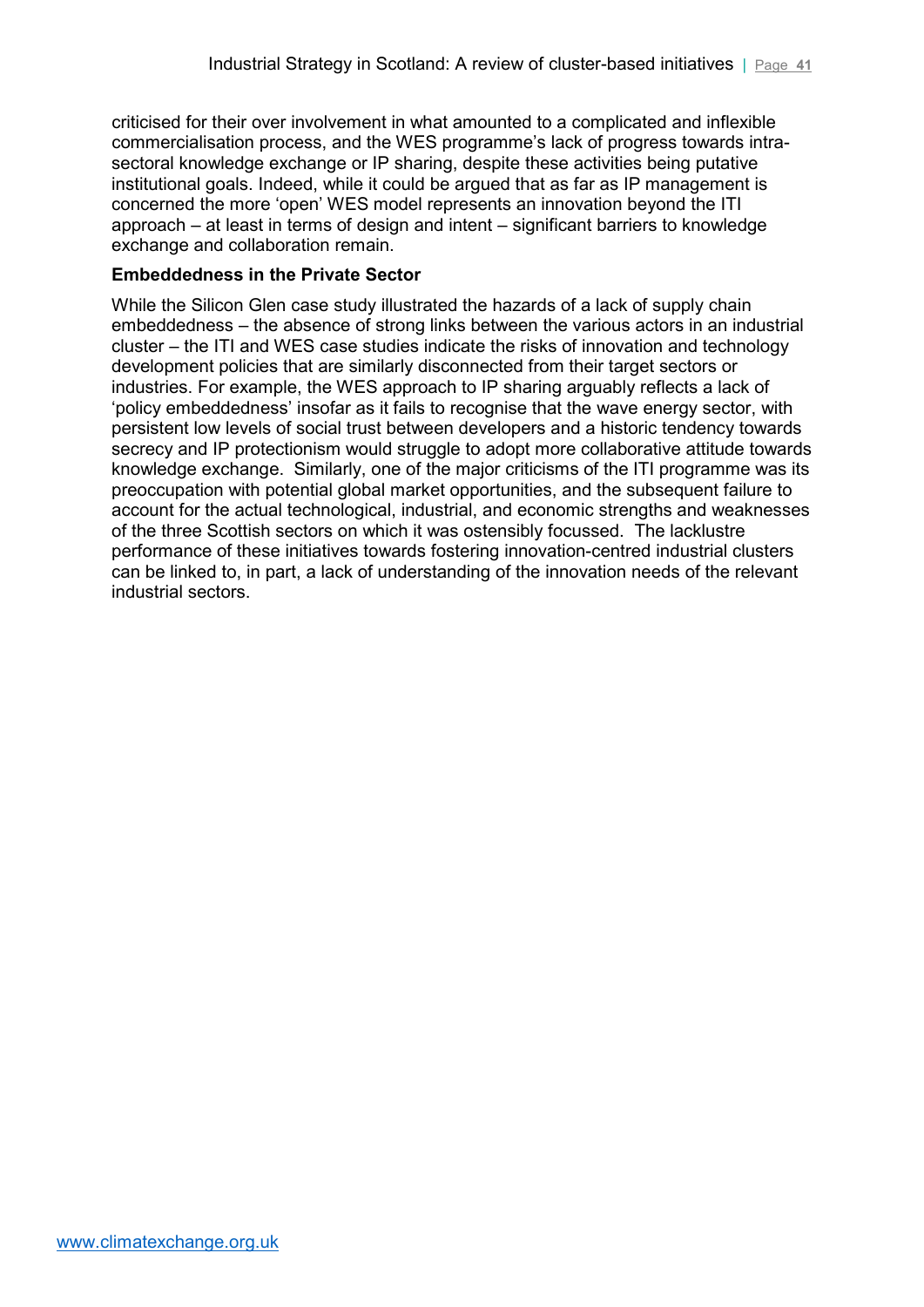criticised for their over involvement in what amounted to a complicated and inflexible commercialisation process, and the WES programme's lack of progress towards intra-sectoral knowledge exchange or IP sharing, despite these activities being putative institutional goals. Indeed, while it could be argued that as far as IP management is concerned the more 'open' WES model represents an innovation beyond the ITI approach – at least in terms of design and intent – significant barriers to knowledge exchange and collaboration remain.

**Embeddedness in the Private Sector**

While the Silicon Glen case study illustrated the hazards of a lack of supply chain embeddedness – the absence of strong links between the various actors in an industrial cluster – the ITI and WES case studies indicate the risks of innovation and technology development policies that are similarly disconnected from their target sectors or industries. For example, the WES approach to IP sharing arguably reflects a lack of 'policy embeddedness' insofar as it fails to recognise that the wave energy sector, with persistent low levels of social trust between developers and a historic tendency towards secrecy and IP protectionism would struggle to adopt more collaborative attitude towards knowledge exchange. Similarly, one of the major criticisms of the ITI programme was its preoccupation with potential global market opportunities, and the subsequent failure to account for the actual technological, industrial, and economic strengths and weaknesses of the three Scottish sectors on which it was ostensibly focussed. The lacklustre performance of these initiatives towards fostering innovation-centred industrial clusters can be linked to, in part, a lack of understanding of the innovation needs of the relevant industrial sectors.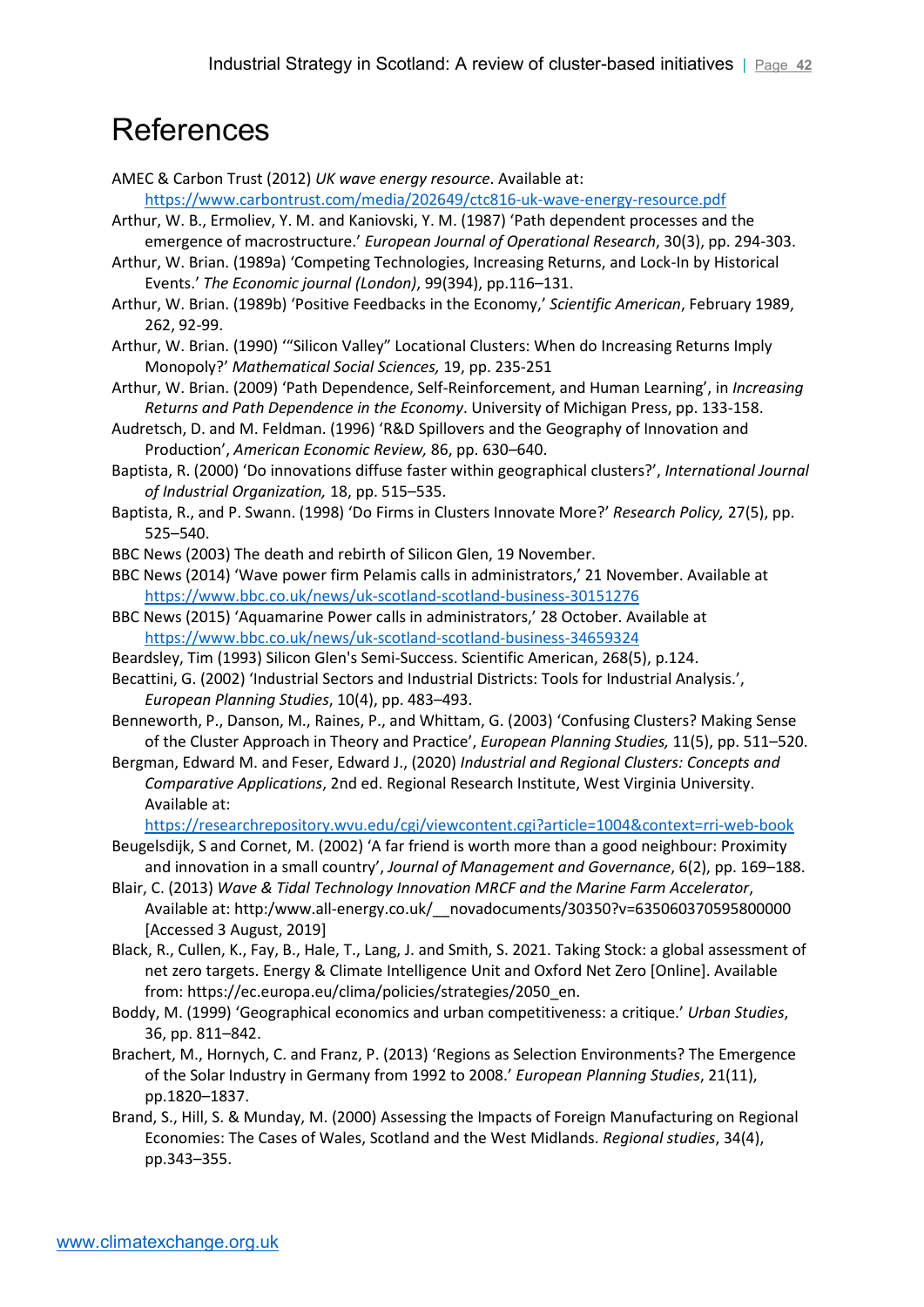# References

AMEC & Carbon Trust (2012) *UK wave energy resource*. Available at: https://www.carbontrust.com/media/202649/ctc816-uk-wave-energy-resource.pdf

Arthur, W. B., Ermoliev, Y. M. and Kaniovski, Y. M. (1987) 'Path dependent processes and the emergence of macrostructure.' *European Journal of Operational Research*, 30(3), pp. 294-303.

Arthur, W. Brian. (1989a) 'Competing Technologies, Increasing Returns, and Lock-In by Historical Events.' *The Economic journal (London)*, 99(394), pp.116–131.

Arthur, W. Brian. (1989b) 'Positive Feedbacks in the Economy,' *Scientific American*, February 1989, 262, 92-99.

Arthur, W. Brian. (1990) '"Silicon Valley" Locational Clusters: When do Increasing Returns Imply Monopoly?' *Mathematical Social Sciences,* 19, pp. 235-251

Arthur, W. Brian. (2009) 'Path Dependence, Self-Reinforcement, and Human Learning', in *Increasing Returns and Path Dependence in the Economy*. University of Michigan Press, pp. 133-158.

Audretsch, D. and M. Feldman. (1996) 'R&D Spillovers and the Geography of Innovation and Production', *American Economic Review,* 86, pp. 630–640.

Baptista, R. (2000) 'Do innovations diffuse faster within geographical clusters?', *International Journal of Industrial Organization,* 18, pp. 515–535.

Baptista, R., and P. Swann. (1998) 'Do Firms in Clusters Innovate More?' *Research Policy,* 27(5), pp. 525–540.

BBC News (2003) The death and rebirth of Silicon Glen, 19 November.

BBC News (2014) 'Wave power firm Pelamis calls in administrators,' 21 November. Available at https://www.bbc.co.uk/news/uk-scotland-scotland-business-30151276

BBC News (2015) 'Aquamarine Power calls in administrators,' 28 October. Available at https://www.bbc.co.uk/news/uk-scotland-scotland-business-34659324

Beardsley, Tim (1993) Silicon Glen's Semi-Success. Scientific American, 268(5), p.124.

Becattini, G. (2002) 'Industrial Sectors and Industrial Districts: Tools for Industrial Analysis.', *European Planning Studies*, 10(4), pp. 483–493.

Benneworth, P., Danson, M., Raines, P., and Whittam, G. (2003) 'Confusing Clusters? Making Sense of the Cluster Approach in Theory and Practice', *European Planning Studies,* 11(5), pp. 511–520.

Bergman, Edward M. and Feser, Edward J., (2020) *Industrial and Regional Clusters: Concepts and Comparative Applications*, 2nd ed. Regional Research Institute, West Virginia University. Available at: https://researchrepository.wvu.edu/cgi/viewcontent.cgi?article=1004&context=rri-web-book

Beugelsdijk, S and Cornet, M. (2002) 'A far friend is worth more than a good neighbour: Proximity and innovation in a small country', *Journal of Management and Governance*, 6(2), pp. 169–188.

Blair, C. (2013) *Wave & Tidal Technology Innovation MRCF and the Marine Farm Accelerator*, Available at: http:/www.all-energy.co.uk/__novadocuments/30350?v=635060370595800000 [Accessed 3 August, 2019]

Black, R., Cullen, K., Fay, B., Hale, T., Lang, J. and Smith, S. 2021. Taking Stock: a global assessment of net zero targets. Energy & Climate Intelligence Unit and Oxford Net Zero [Online]. Available from: https://ec.europa.eu/clima/policies/strategies/2050_en.

Boddy, M. (1999) 'Geographical economics and urban competitiveness: a critique.' *Urban Studies*, 36, pp. 811–842.

Brachert, M., Hornych, C. and Franz, P. (2013) 'Regions as Selection Environments? The Emergence of the Solar Industry in Germany from 1992 to 2008.' *European Planning Studies*, 21(11), pp.1820–1837.

Brand, S., Hill, S. & Munday, M. (2000) Assessing the Impacts of Foreign Manufacturing on Regional Economies: The Cases of Wales, Scotland and the West Midlands. *Regional studies*, 34(4), pp.343–355.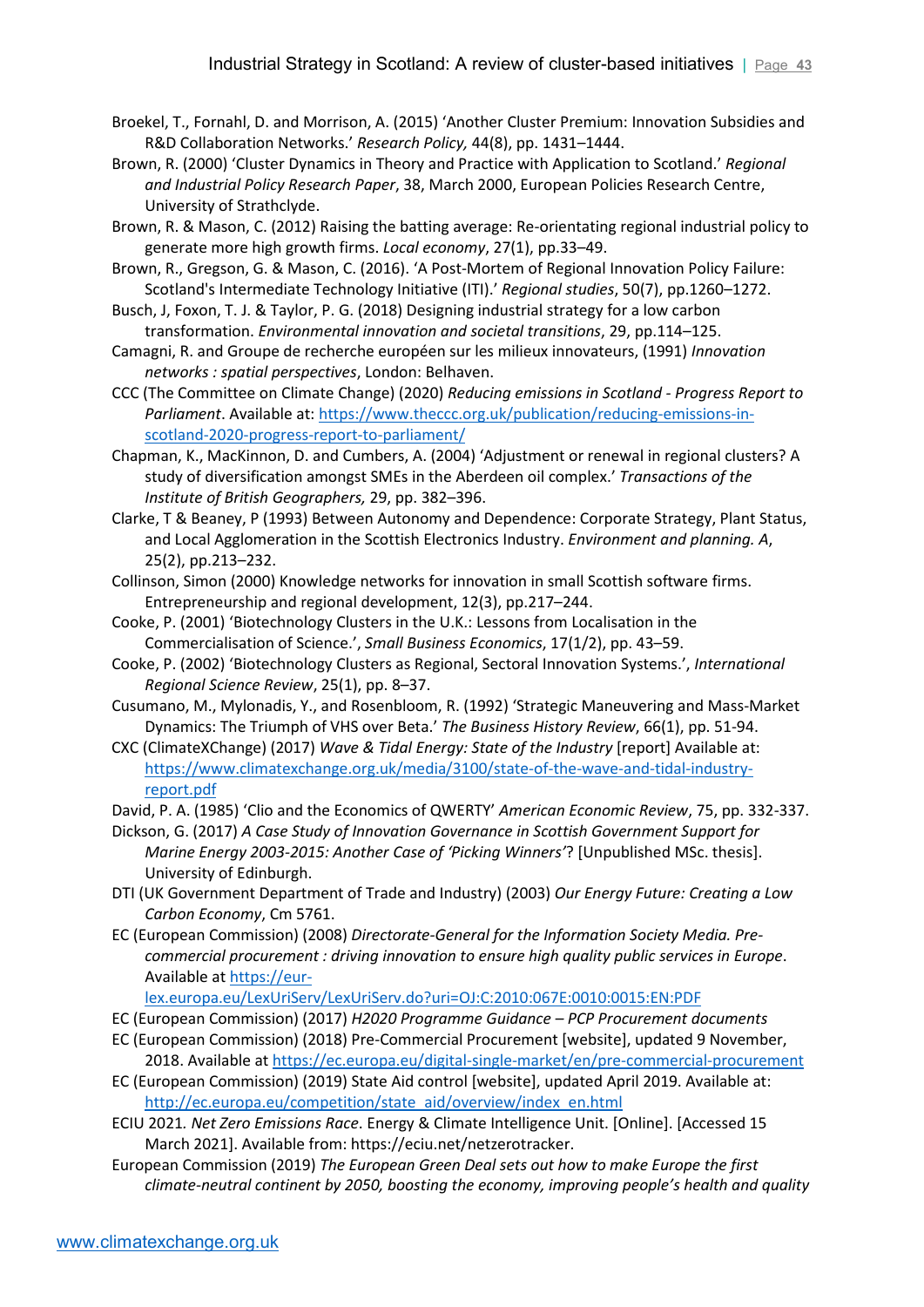Broekel, T., Fornahl, D. and Morrison, A. (2015) 'Another Cluster Premium: Innovation Subsidies and R&D Collaboration Networks.' *Research Policy,* 44(8), pp. 1431–1444.

Brown, R. (2000) 'Cluster Dynamics in Theory and Practice with Application to Scotland.' *Regional and Industrial Policy Research Paper*, 38, March 2000, European Policies Research Centre, University of Strathclyde.

Brown, R. & Mason, C. (2012) Raising the batting average: Re-orientating regional industrial policy to generate more high growth firms. *Local economy*, 27(1), pp.33–49.

Brown, R., Gregson, G. & Mason, C. (2016). 'A Post-Mortem of Regional Innovation Policy Failure: Scotland's Intermediate Technology Initiative (ITI).' *Regional studies*, 50(7), pp.1260–1272.

Busch, J, Foxon, T. J. & Taylor, P. G. (2018) Designing industrial strategy for a low carbon transformation. *Environmental innovation and societal transitions*, 29, pp.114–125.

Camagni, R. and Groupe de recherche européen sur les milieux innovateurs, (1991) *Innovation networks : spatial perspectives*, London: Belhaven.

CCC (The Committee on Climate Change) (2020) *Reducing emissions in Scotland - Progress Report to Parliament*. Available at: https://www.theccc.org.uk/publication/reducing-emissions-in-scotland-2020-progress-report-to-parliament/

Chapman, K., MacKinnon, D. and Cumbers, A. (2004) 'Adjustment or renewal in regional clusters? A study of diversification amongst SMEs in the Aberdeen oil complex.' *Transactions of the Institute of British Geographers,* 29, pp. 382–396.

Clarke, T & Beaney, P (1993) Between Autonomy and Dependence: Corporate Strategy, Plant Status, and Local Agglomeration in the Scottish Electronics Industry. *Environment and planning. A*, 25(2), pp.213–232.

Collinson, Simon (2000) Knowledge networks for innovation in small Scottish software firms. Entrepreneurship and regional development, 12(3), pp.217–244.

Cooke, P. (2001) 'Biotechnology Clusters in the U.K.: Lessons from Localisation in the Commercialisation of Science.', *Small Business Economics*, 17(1/2), pp. 43–59.

Cooke, P. (2002) 'Biotechnology Clusters as Regional, Sectoral Innovation Systems.', *International Regional Science Review*, 25(1), pp. 8–37.

Cusumano, M., Mylonadis, Y., and Rosenbloom, R. (1992) 'Strategic Maneuvering and Mass-Market Dynamics: The Triumph of VHS over Beta.' *The Business History Review*, 66(1), pp. 51-94.

CXC (ClimateXChange) (2017) *Wave & Tidal Energy: State of the Industry* [report] Available at: https://www.climatexchange.org.uk/media/3100/state-of-the-wave-and-tidal-industry-report.pdf

David, P. A. (1985) 'Clio and the Economics of QWERTY' *American Economic Review*, 75, pp. 332-337.

Dickson, G. (2017) *A Case Study of Innovation Governance in Scottish Government Support for Marine Energy 2003-2015: Another Case of 'Picking Winners'*? [Unpublished MSc. thesis]. University of Edinburgh.

DTI (UK Government Department of Trade and Industry) (2003) *Our Energy Future: Creating a Low Carbon Economy*, Cm 5761.

EC (European Commission) (2008) *Directorate-General for the Information Society Media. Pre-commercial procurement : driving innovation to ensure high quality public services in Europe*. Available at https://eur-lex.europa.eu/LexUriServ/LexUriServ.do?uri=OJ:C:2010:067E:0010:0015:EN:PDF

EC (European Commission) (2017) *H2020 Programme Guidance – PCP Procurement documents*

EC (European Commission) (2018) Pre-Commercial Procurement [website], updated 9 November, 2018. Available at https://ec.europa.eu/digital-single-market/en/pre-commercial-procurement

EC (European Commission) (2019) State Aid control [website], updated April 2019. Available at: http://ec.europa.eu/competition/state_aid/overview/index_en.html

ECIU 2021. *Net Zero Emissions Race*. Energy & Climate Intelligence Unit. [Online]. [Accessed 15 March 2021]. Available from: https://eciu.net/netzerotracker.

European Commission (2019) *The European Green Deal sets out how to make Europe the first climate-neutral continent by 2050, boosting the economy, improving people's health and quality*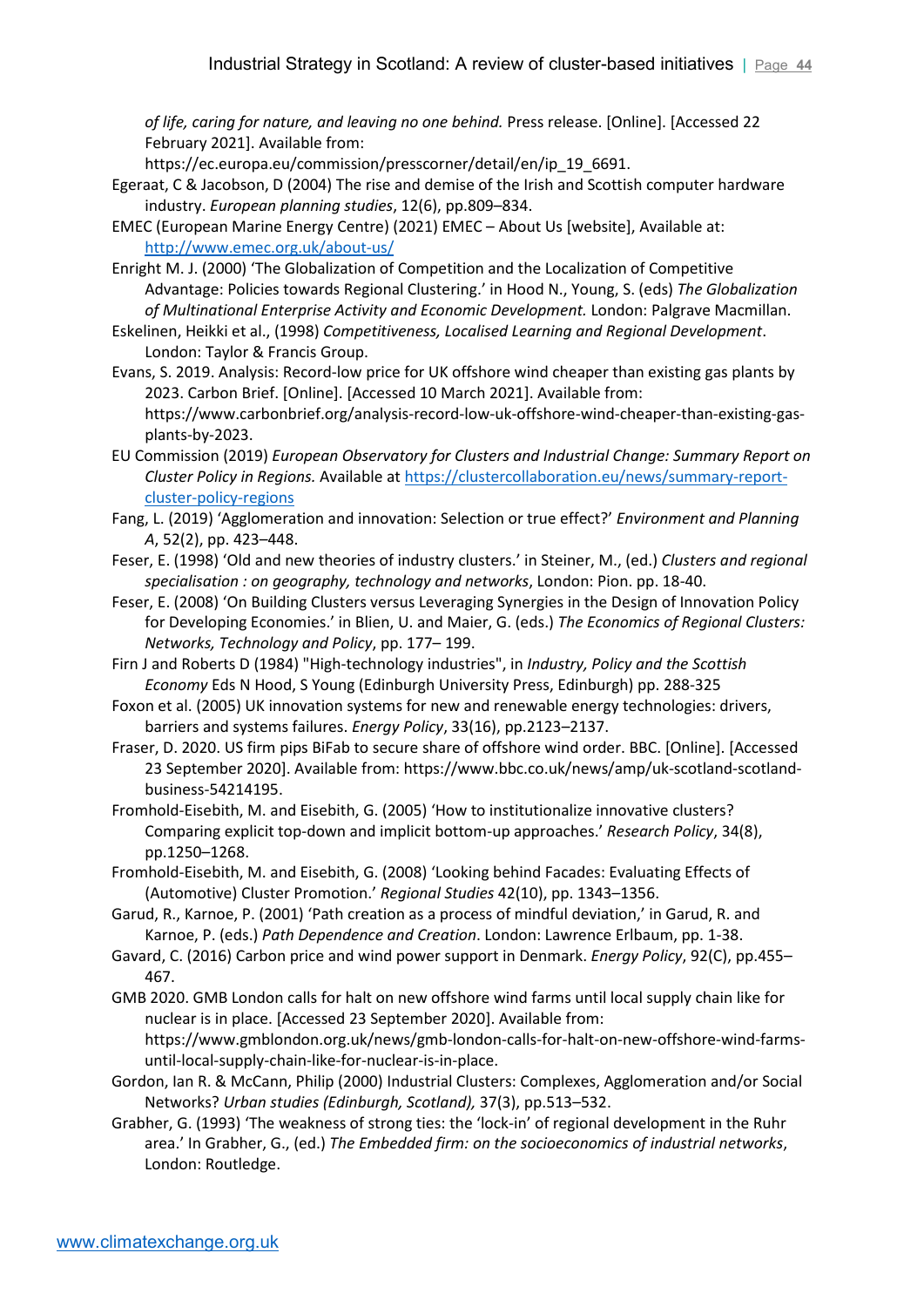*of life, caring for nature, and leaving no one behind.* Press release. [Online]. [Accessed 22 February 2021]. Available from: https://ec.europa.eu/commission/presscorner/detail/en/ip_19_6691.

Egeraat, C & Jacobson, D (2004) The rise and demise of the Irish and Scottish computer hardware industry. *European planning studies*, 12(6), pp.809–834.

EMEC (European Marine Energy Centre) (2021) EMEC – About Us [website], Available at: http://www.emec.org.uk/about-us/

Enright M. J. (2000) 'The Globalization of Competition and the Localization of Competitive Advantage: Policies towards Regional Clustering.' in Hood N., Young, S. (eds) *The Globalization of Multinational Enterprise Activity and Economic Development.* London: Palgrave Macmillan.

Eskelinen, Heikki et al., (1998) *Competitiveness, Localised Learning and Regional Development*. London: Taylor & Francis Group.

Evans, S. 2019. Analysis: Record-low price for UK offshore wind cheaper than existing gas plants by 2023. Carbon Brief. [Online]. [Accessed 10 March 2021]. Available from: https://www.carbonbrief.org/analysis-record-low-uk-offshore-wind-cheaper-than-existing-gas-plants-by-2023.

EU Commission (2019) *European Observatory for Clusters and Industrial Change: Summary Report on Cluster Policy in Regions.* Available at https://clustercollaboration.eu/news/summary-report-cluster-policy-regions

Fang, L. (2019) 'Agglomeration and innovation: Selection or true effect?' *Environment and Planning A*, 52(2), pp. 423–448.

Feser, E. (1998) 'Old and new theories of industry clusters.' in Steiner, M., (ed.) *Clusters and regional specialisation : on geography, technology and networks*, London: Pion. pp. 18-40.

Feser, E. (2008) 'On Building Clusters versus Leveraging Synergies in the Design of Innovation Policy for Developing Economies.' in Blien, U. and Maier, G. (eds.) *The Economics of Regional Clusters: Networks, Technology and Policy*, pp. 177– 199.

Firn J and Roberts D (1984) "High-technology industries", in *Industry, Policy and the Scottish Economy* Eds N Hood, S Young (Edinburgh University Press, Edinburgh) pp. 288-325

Foxon et al. (2005) UK innovation systems for new and renewable energy technologies: drivers, barriers and systems failures. *Energy Policy*, 33(16), pp.2123–2137.

Fraser, D. 2020. US firm pips BiFab to secure share of offshore wind order. BBC. [Online]. [Accessed 23 September 2020]. Available from: https://www.bbc.co.uk/news/amp/uk-scotland-scotland-business-54214195.

Fromhold-Eisebith, M. and Eisebith, G. (2005) 'How to institutionalize innovative clusters? Comparing explicit top-down and implicit bottom-up approaches.' *Research Policy*, 34(8), pp.1250–1268.

Fromhold-Eisebith, M. and Eisebith, G. (2008) 'Looking behind Facades: Evaluating Effects of (Automotive) Cluster Promotion.' *Regional Studies* 42(10), pp. 1343–1356.

Garud, R., Karnoe, P. (2001) 'Path creation as a process of mindful deviation,' in Garud, R. and Karnoe, P. (eds.) *Path Dependence and Creation*. London: Lawrence Erlbaum, pp. 1-38.

Gavard, C. (2016) Carbon price and wind power support in Denmark. *Energy Policy*, 92(C), pp.455–467.

GMB 2020. GMB London calls for halt on new offshore wind farms until local supply chain like for nuclear is in place. [Accessed 23 September 2020]. Available from: https://www.gmblondon.org.uk/news/gmb-london-calls-for-halt-on-new-offshore-wind-farms-until-local-supply-chain-like-for-nuclear-is-in-place.

Gordon, Ian R. & McCann, Philip (2000) Industrial Clusters: Complexes, Agglomeration and/or Social Networks? *Urban studies (Edinburgh, Scotland),* 37(3), pp.513–532.

Grabher, G. (1993) 'The weakness of strong ties: the 'lock-in' of regional development in the Ruhr area.' In Grabher, G., (ed.) *The Embedded firm: on the socioeconomics of industrial networks*, London: Routledge.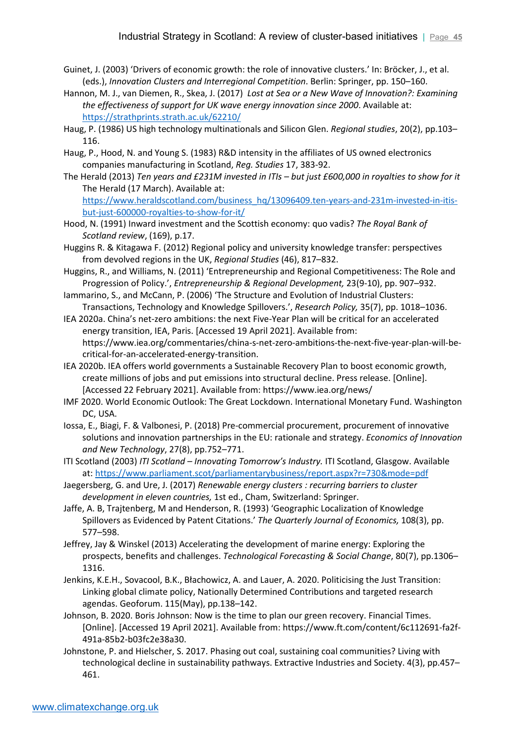Guinet, J. (2003) 'Drivers of economic growth: the role of innovative clusters.' In: Bröcker, J., et al. (eds.), *Innovation Clusters and Interregional Competition*. Berlin: Springer, pp. 150–160.

Hannon, M. J., van Diemen, R., Skea, J. (2017) *Lost at Sea or a New Wave of Innovation?: Examining the effectiveness of support for UK wave energy innovation since 2000*. Available at: https://strathprints.strath.ac.uk/62210/

Haug, P. (1986) US high technology multinationals and Silicon Glen. *Regional studies*, 20(2), pp.103–116.

Haug, P., Hood, N. and Young S. (1983) R&D intensity in the affiliates of US owned electronics companies manufacturing in Scotland, *Reg. Studies* 17, 383-92.

The Herald (2013) *Ten years and £231M invested in ITIs – but just £600,000 in royalties to show for it* The Herald (17 March). Available at: https://www.heraldscotland.com/business_hq/13096409.ten-years-and-231m-invested-in-itis-but-just-600000-royalties-to-show-for-it/

Hood, N. (1991) Inward investment and the Scottish economy: quo vadis? *The Royal Bank of Scotland review*, (169), p.17.

Huggins R. & Kitagawa F. (2012) Regional policy and university knowledge transfer: perspectives from devolved regions in the UK, *Regional Studies* (46), 817–832.

Huggins, R., and Williams, N. (2011) 'Entrepreneurship and Regional Competitiveness: The Role and Progression of Policy.', *Entrepreneurship & Regional Development,* 23(9-10), pp. 907–932.

Iammarino, S., and McCann, P. (2006) 'The Structure and Evolution of Industrial Clusters: Transactions, Technology and Knowledge Spillovers.', *Research Policy,* 35(7), pp. 1018–1036.

IEA 2020a. China's net-zero ambitions: the next Five-Year Plan will be critical for an accelerated energy transition, IEA, Paris. [Accessed 19 April 2021]. Available from: https://www.iea.org/commentaries/china-s-net-zero-ambitions-the-next-five-year-plan-will-be-critical-for-an-accelerated-energy-transition.

IEA 2020b. IEA offers world governments a Sustainable Recovery Plan to boost economic growth, create millions of jobs and put emissions into structural decline. Press release. [Online]. [Accessed 22 February 2021]. Available from: https://www.iea.org/news/

IMF 2020. World Economic Outlook: The Great Lockdown. International Monetary Fund. Washington DC, USA.

Iossa, E., Biagi, F. & Valbonesi, P. (2018) Pre-commercial procurement, procurement of innovative solutions and innovation partnerships in the EU: rationale and strategy. *Economics of Innovation and New Technology*, 27(8), pp.752–771.

ITI Scotland (2003) *ITI Scotland – Innovating Tomorrow's Industry.* ITI Scotland, Glasgow. Available at: https://www.parliament.scot/parliamentarybusiness/report.aspx?r=730&mode=pdf

Jaegersberg, G. and Ure, J. (2017) *Renewable energy clusters : recurring barriers to cluster development in eleven countries,* 1st ed., Cham, Switzerland: Springer.

Jaffe, A. B, Trajtenberg, M and Henderson, R. (1993) 'Geographic Localization of Knowledge Spillovers as Evidenced by Patent Citations.' *The Quarterly Journal of Economics,* 108(3), pp. 577–598.

Jeffrey, Jay & Winskel (2013) Accelerating the development of marine energy: Exploring the prospects, benefits and challenges. *Technological Forecasting & Social Change*, 80(7), pp.1306–1316.

Jenkins, K.E.H., Sovacool, B.K., Błachowicz, A. and Lauer, A. 2020. Politicising the Just Transition: Linking global climate policy, Nationally Determined Contributions and targeted research agendas. Geoforum. 115(May), pp.138–142.

Johnson, B. 2020. Boris Johnson: Now is the time to plan our green recovery. Financial Times. [Online]. [Accessed 19 April 2021]. Available from: https://www.ft.com/content/6c112691-fa2f-491a-85b2-b03fc2e38a30.

Johnstone, P. and Hielscher, S. 2017. Phasing out coal, sustaining coal communities? Living with technological decline in sustainability pathways. Extractive Industries and Society. 4(3), pp.457–461.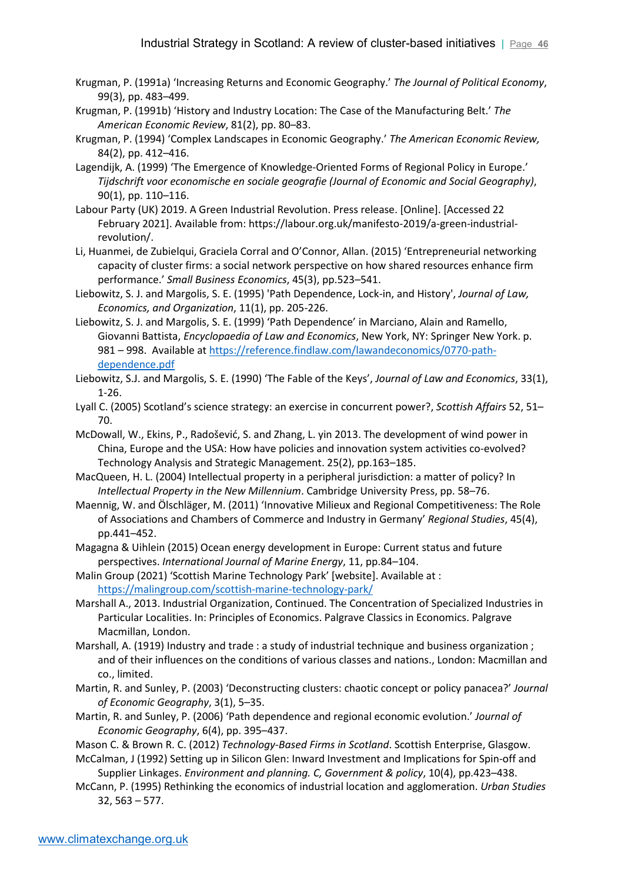Krugman, P. (1991a) 'Increasing Returns and Economic Geography.' *The Journal of Political Economy*, 99(3), pp. 483–499.

Krugman, P. (1991b) 'History and Industry Location: The Case of the Manufacturing Belt.' *The American Economic Review*, 81(2), pp. 80–83.

Krugman, P. (1994) 'Complex Landscapes in Economic Geography.' *The American Economic Review,* 84(2), pp. 412–416.

Lagendijk, A. (1999) 'The Emergence of Knowledge-Oriented Forms of Regional Policy in Europe.' *Tijdschrift voor economische en sociale geografie (Journal of Economic and Social Geography)*, 90(1), pp. 110–116.

Labour Party (UK) 2019. A Green Industrial Revolution. Press release. [Online]. [Accessed 22 February 2021]. Available from: https://labour.org.uk/manifesto-2019/a-green-industrial-revolution/.

Li, Huanmei, de Zubielqui, Graciela Corral and O'Connor, Allan. (2015) 'Entrepreneurial networking capacity of cluster firms: a social network perspective on how shared resources enhance firm performance.' *Small Business Economics*, 45(3), pp.523–541.

Liebowitz, S. J. and Margolis, S. E. (1995) 'Path Dependence, Lock-in, and History', *Journal of Law, Economics, and Organization*, 11(1), pp. 205-226.

Liebowitz, S. J. and Margolis, S. E. (1999) 'Path Dependence' in Marciano, Alain and Ramello, Giovanni Battista, *Encyclopaedia of Law and Economics*, New York, NY: Springer New York. p. 981 – 998. Available at https://reference.findlaw.com/lawandeconomics/0770-path-dependence.pdf

Liebowitz, S.J. and Margolis, S. E. (1990) 'The Fable of the Keys', *Journal of Law and Economics*, 33(1), 1-26.

Lyall C. (2005) Scotland's science strategy: an exercise in concurrent power?, *Scottish Affairs* 52, 51–70.

McDowall, W., Ekins, P., Radošević, S. and Zhang, L. yin 2013. The development of wind power in China, Europe and the USA: How have policies and innovation system activities co-evolved? Technology Analysis and Strategic Management. 25(2), pp.163–185.

MacQueen, H. L. (2004) Intellectual property in a peripheral jurisdiction: a matter of policy? In *Intellectual Property in the New Millennium*. Cambridge University Press, pp. 58–76.

Maennig, W. and Ölschläger, M. (2011) 'Innovative Milieux and Regional Competitiveness: The Role of Associations and Chambers of Commerce and Industry in Germany' *Regional Studies*, 45(4), pp.441–452.

Magagna & Uihlein (2015) Ocean energy development in Europe: Current status and future perspectives. *International Journal of Marine Energy*, 11, pp.84–104.

Malin Group (2021) 'Scottish Marine Technology Park' [website]. Available at : https://malingroup.com/scottish-marine-technology-park/

Marshall A., 2013. Industrial Organization, Continued. The Concentration of Specialized Industries in Particular Localities. In: Principles of Economics. Palgrave Classics in Economics. Palgrave Macmillan, London.

Marshall, A. (1919) Industry and trade : a study of industrial technique and business organization ; and of their influences on the conditions of various classes and nations., London: Macmillan and co., limited.

Martin, R. and Sunley, P. (2003) 'Deconstructing clusters: chaotic concept or policy panacea?' *Journal of Economic Geography*, 3(1), 5–35.

Martin, R. and Sunley, P. (2006) 'Path dependence and regional economic evolution.' *Journal of Economic Geography*, 6(4), pp. 395–437.

Mason C. & Brown R. C. (2012) *Technology-Based Firms in Scotland*. Scottish Enterprise, Glasgow.

McCalman, J (1992) Setting up in Silicon Glen: Inward Investment and Implications for Spin-off and Supplier Linkages. *Environment and planning. C, Government & policy*, 10(4), pp.423–438.

McCann, P. (1995) Rethinking the economics of industrial location and agglomeration. *Urban Studies* 32, 563 – 577.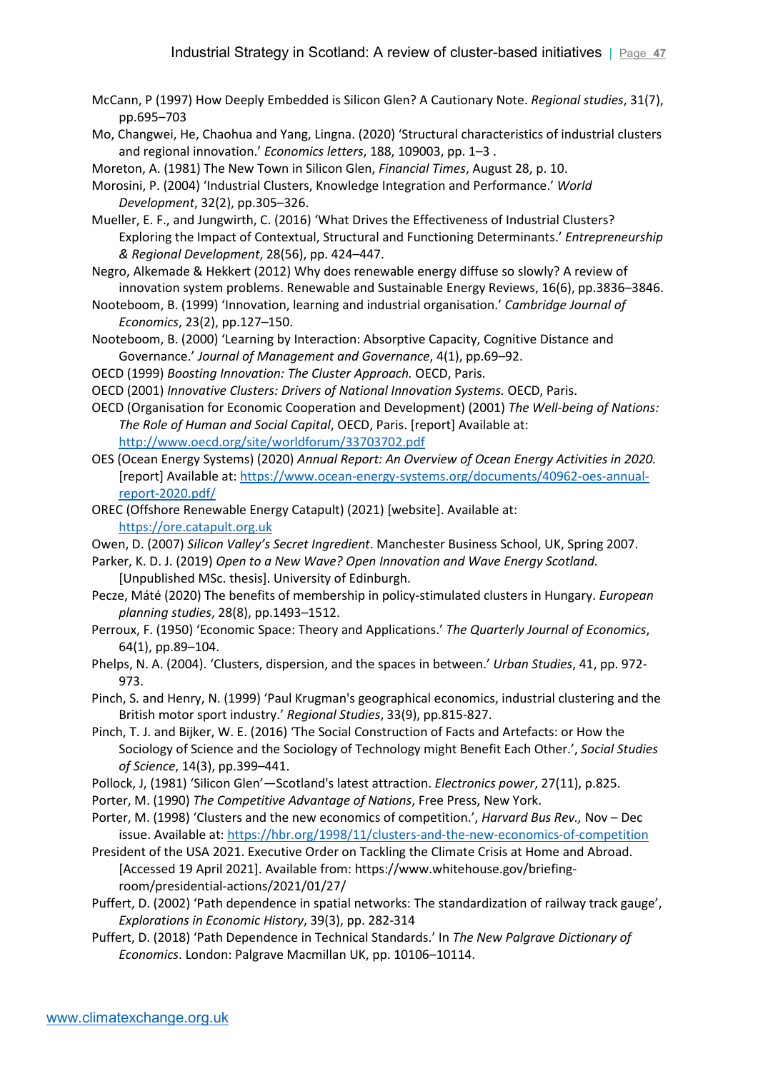McCann, P (1997) How Deeply Embedded is Silicon Glen? A Cautionary Note. *Regional studies*, 31(7), pp.695–703

Mo, Changwei, He, Chaohua and Yang, Lingna. (2020) 'Structural characteristics of industrial clusters and regional innovation.' *Economics letters*, 188, 109003, pp. 1–3 .

Moreton, A. (1981) The New Town in Silicon Glen, *Financial Times*, August 28, p. 10.

Morosini, P. (2004) 'Industrial Clusters, Knowledge Integration and Performance.' *World Development*, 32(2), pp.305–326.

Mueller, E. F., and Jungwirth, C. (2016) 'What Drives the Effectiveness of Industrial Clusters? Exploring the Impact of Contextual, Structural and Functioning Determinants.' *Entrepreneurship & Regional Development*, 28(56), pp. 424–447.

Negro, Alkemade & Hekkert (2012) Why does renewable energy diffuse so slowly? A review of innovation system problems. Renewable and Sustainable Energy Reviews, 16(6), pp.3836–3846.

Nooteboom, B. (1999) 'Innovation, learning and industrial organisation.' *Cambridge Journal of Economics*, 23(2), pp.127–150.

Nooteboom, B. (2000) 'Learning by Interaction: Absorptive Capacity, Cognitive Distance and Governance.' *Journal of Management and Governance*, 4(1), pp.69–92.

OECD (1999) *Boosting Innovation: The Cluster Approach.* OECD, Paris.

OECD (2001) *Innovative Clusters: Drivers of National Innovation Systems.* OECD, Paris.

OECD (Organisation for Economic Cooperation and Development) (2001) *The Well-being of Nations: The Role of Human and Social Capital*, OECD, Paris. [report] Available at: http://www.oecd.org/site/worldforum/33703702.pdf

OES (Ocean Energy Systems) (2020) *Annual Report: An Overview of Ocean Energy Activities in 2020.* [report] Available at: https://www.ocean-energy-systems.org/documents/40962-oes-annual-report-2020.pdf/

OREC (Offshore Renewable Energy Catapult) (2021) [website]. Available at: https://ore.catapult.org.uk

Owen, D. (2007) *Silicon Valley's Secret Ingredient*. Manchester Business School, UK, Spring 2007.

Parker, K. D. J. (2019) *Open to a New Wave? Open Innovation and Wave Energy Scotland.* [Unpublished MSc. thesis]. University of Edinburgh.

Pecze, Máté (2020) The benefits of membership in policy-stimulated clusters in Hungary. *European planning studies*, 28(8), pp.1493–1512.

Perroux, F. (1950) 'Economic Space: Theory and Applications.' *The Quarterly Journal of Economics*, 64(1), pp.89–104.

Phelps, N. A. (2004). 'Clusters, dispersion, and the spaces in between.' *Urban Studies*, 41, pp. 972-973.

Pinch, S. and Henry, N. (1999) 'Paul Krugman's geographical economics, industrial clustering and the British motor sport industry.' *Regional Studies*, 33(9), pp.815-827.

Pinch, T. J. and Bijker, W. E. (2016) 'The Social Construction of Facts and Artefacts: or How the Sociology of Science and the Sociology of Technology might Benefit Each Other.', *Social Studies of Science*, 14(3), pp.399–441.

Pollock, J, (1981) 'Silicon Glen'—Scotland's latest attraction. *Electronics power*, 27(11), p.825.

Porter, M. (1990) *The Competitive Advantage of Nations*, Free Press, New York.

Porter, M. (1998) 'Clusters and the new economics of competition.', *Harvard Bus Rev.,* Nov – Dec issue. Available at: https://hbr.org/1998/11/clusters-and-the-new-economics-of-competition

President of the USA 2021. Executive Order on Tackling the Climate Crisis at Home and Abroad. [Accessed 19 April 2021]. Available from: https://www.whitehouse.gov/briefing-room/presidential-actions/2021/01/27/

Puffert, D. (2002) 'Path dependence in spatial networks: The standardization of railway track gauge', *Explorations in Economic History*, 39(3), pp. 282-314

Puffert, D. (2018) 'Path Dependence in Technical Standards.' In *The New Palgrave Dictionary of Economics*. London: Palgrave Macmillan UK, pp. 10106–10114.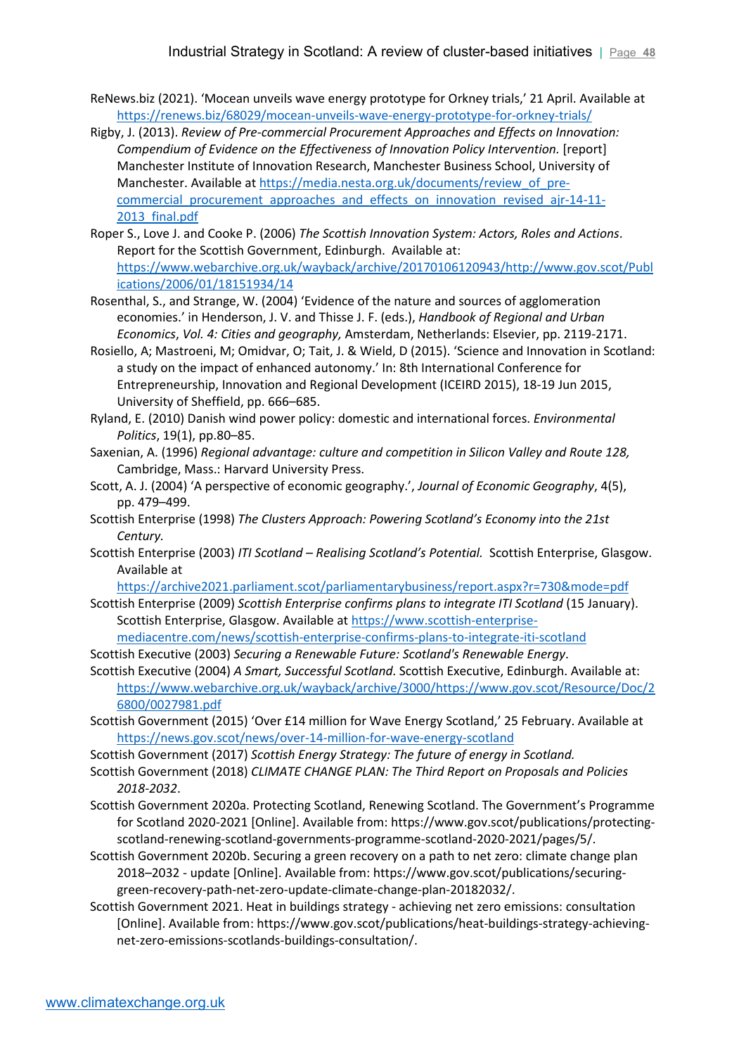ReNews.biz (2021). 'Mocean unveils wave energy prototype for Orkney trials,' 21 April. Available at https://renews.biz/68029/mocean-unveils-wave-energy-prototype-for-orkney-trials/

Rigby, J. (2013). *Review of Pre-commercial Procurement Approaches and Effects on Innovation: Compendium of Evidence on the Effectiveness of Innovation Policy Intervention.* [report] Manchester Institute of Innovation Research, Manchester Business School, University of Manchester. Available at https://media.nesta.org.uk/documents/review_of_pre-commercial_procurement_approaches_and_effects_on_innovation_revised_ajr-14-11-2013_final.pdf

Roper S., Love J. and Cooke P. (2006) *The Scottish Innovation System: Actors, Roles and Actions*. Report for the Scottish Government, Edinburgh. Available at: https://www.webarchive.org.uk/wayback/archive/20170106120943/http://www.gov.scot/Publications/2006/01/18151934/14

Rosenthal, S., and Strange, W. (2004) 'Evidence of the nature and sources of agglomeration economies.' in Henderson, J. V. and Thisse J. F. (eds.), *Handbook of Regional and Urban Economics*, *Vol. 4: Cities and geography,* Amsterdam, Netherlands: Elsevier, pp. 2119-2171.

Rosiello, A; Mastroeni, M; Omidvar, O; Tait, J. & Wield, D (2015). 'Science and Innovation in Scotland: a study on the impact of enhanced autonomy.' In: 8th International Conference for Entrepreneurship, Innovation and Regional Development (ICEIRD 2015), 18-19 Jun 2015, University of Sheffield, pp. 666–685.

Ryland, E. (2010) Danish wind power policy: domestic and international forces. *Environmental Politics*, 19(1), pp.80–85.

Saxenian, A. (1996) *Regional advantage: culture and competition in Silicon Valley and Route 128,* Cambridge, Mass.: Harvard University Press.

Scott, A. J. (2004) 'A perspective of economic geography.', *Journal of Economic Geography*, 4(5), pp. 479–499.

Scottish Enterprise (1998) *The Clusters Approach: Powering Scotland's Economy into the 21st Century.*

Scottish Enterprise (2003) *ITI Scotland – Realising Scotland's Potential.* Scottish Enterprise, Glasgow. Available at https://archive2021.parliament.scot/parliamentarybusiness/report.aspx?r=730&mode=pdf

Scottish Enterprise (2009) *Scottish Enterprise confirms plans to integrate ITI Scotland* (15 January). Scottish Enterprise, Glasgow. Available at https://www.scottish-enterprise-mediacentre.com/news/scottish-enterprise-confirms-plans-to-integrate-iti-scotland

Scottish Executive (2003) *Securing a Renewable Future: Scotland's Renewable Energy*.

Scottish Executive (2004) *A Smart, Successful Scotland*. Scottish Executive, Edinburgh. Available at: https://www.webarchive.org.uk/wayback/archive/3000/https://www.gov.scot/Resource/Doc/26800/0027981.pdf

Scottish Government (2015) 'Over £14 million for Wave Energy Scotland,' 25 February. Available at https://news.gov.scot/news/over-14-million-for-wave-energy-scotland

Scottish Government (2017) *Scottish Energy Strategy: The future of energy in Scotland.*

Scottish Government (2018) *CLIMATE CHANGE PLAN: The Third Report on Proposals and Policies 2018-2032*.

Scottish Government 2020a. Protecting Scotland, Renewing Scotland. The Government's Programme for Scotland 2020-2021 [Online]. Available from: https://www.gov.scot/publications/protecting-scotland-renewing-scotland-governments-programme-scotland-2020-2021/pages/5/.

Scottish Government 2020b. Securing a green recovery on a path to net zero: climate change plan 2018–2032 - update [Online]. Available from: https://www.gov.scot/publications/securing-green-recovery-path-net-zero-update-climate-change-plan-20182032/.

Scottish Government 2021. Heat in buildings strategy - achieving net zero emissions: consultation [Online]. Available from: https://www.gov.scot/publications/heat-buildings-strategy-achieving-net-zero-emissions-scotlands-buildings-consultation/.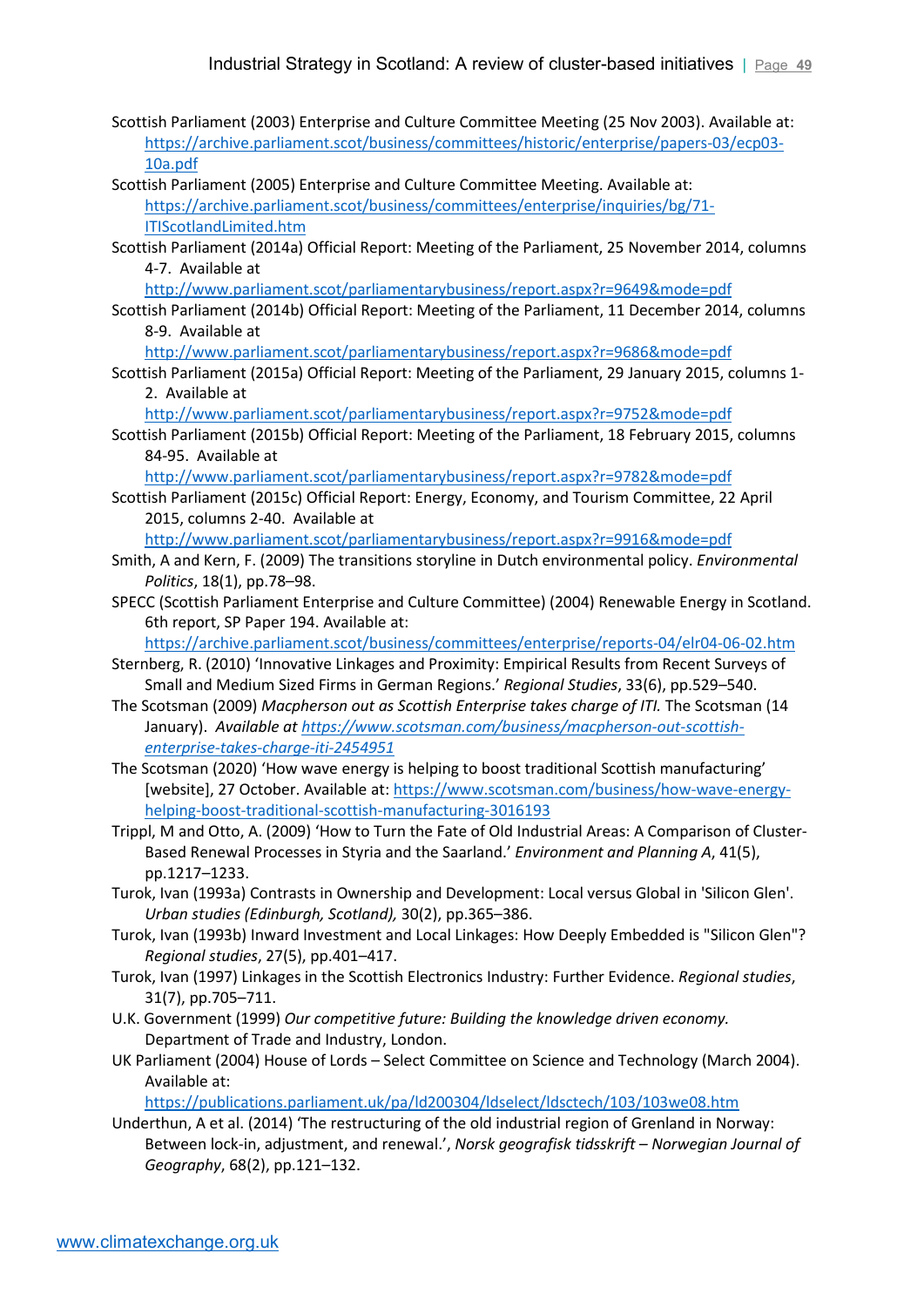Scottish Parliament (2003) Enterprise and Culture Committee Meeting (25 Nov 2003). Available at: https://archive.parliament.scot/business/committees/historic/enterprise/papers-03/ecp03-10a.pdf

Scottish Parliament (2005) Enterprise and Culture Committee Meeting. Available at: https://archive.parliament.scot/business/committees/enterprise/inquiries/bg/71-ITIScotlandLimited.htm

Scottish Parliament (2014a) Official Report: Meeting of the Parliament, 25 November 2014, columns 4-7. Available at http://www.parliament.scot/parliamentarybusiness/report.aspx?r=9649&mode=pdf

Scottish Parliament (2014b) Official Report: Meeting of the Parliament, 11 December 2014, columns 8-9. Available at http://www.parliament.scot/parliamentarybusiness/report.aspx?r=9686&mode=pdf

Scottish Parliament (2015a) Official Report: Meeting of the Parliament, 29 January 2015, columns 1-2. Available at http://www.parliament.scot/parliamentarybusiness/report.aspx?r=9752&mode=pdf

Scottish Parliament (2015b) Official Report: Meeting of the Parliament, 18 February 2015, columns 84-95. Available at http://www.parliament.scot/parliamentarybusiness/report.aspx?r=9782&mode=pdf

Scottish Parliament (2015c) Official Report: Energy, Economy, and Tourism Committee, 22 April 2015, columns 2-40. Available at http://www.parliament.scot/parliamentarybusiness/report.aspx?r=9916&mode=pdf

Smith, A and Kern, F. (2009) The transitions storyline in Dutch environmental policy. *Environmental Politics*, 18(1), pp.78–98.

SPECC (Scottish Parliament Enterprise and Culture Committee) (2004) Renewable Energy in Scotland. 6th report, SP Paper 194. Available at: https://archive.parliament.scot/business/committees/enterprise/reports-04/elr04-06-02.htm

Sternberg, R. (2010) 'Innovative Linkages and Proximity: Empirical Results from Recent Surveys of Small and Medium Sized Firms in German Regions.' *Regional Studies*, 33(6), pp.529–540.

The Scotsman (2009) *Macpherson out as Scottish Enterprise takes charge of ITI.* The Scotsman (14 January). *Available at https://www.scotsman.com/business/macpherson-out-scottish-enterprise-takes-charge-iti-2454951*

The Scotsman (2020) 'How wave energy is helping to boost traditional Scottish manufacturing' [website], 27 October. Available at: https://www.scotsman.com/business/how-wave-energy-helping-boost-traditional-scottish-manufacturing-3016193

Trippl, M and Otto, A. (2009) 'How to Turn the Fate of Old Industrial Areas: A Comparison of Cluster-Based Renewal Processes in Styria and the Saarland.' *Environment and Planning A*, 41(5), pp.1217–1233.

Turok, Ivan (1993a) Contrasts in Ownership and Development: Local versus Global in 'Silicon Glen'. *Urban studies (Edinburgh, Scotland),* 30(2), pp.365–386.

Turok, Ivan (1993b) Inward Investment and Local Linkages: How Deeply Embedded is "Silicon Glen"? *Regional studies*, 27(5), pp.401–417.

Turok, Ivan (1997) Linkages in the Scottish Electronics Industry: Further Evidence. *Regional studies*, 31(7), pp.705–711.

U.K. Government (1999) *Our competitive future: Building the knowledge driven economy.* Department of Trade and Industry, London.

UK Parliament (2004) House of Lords – Select Committee on Science and Technology (March 2004). Available at: https://publications.parliament.uk/pa/ld200304/ldselect/ldsctech/103/103we08.htm

Underthun, A et al. (2014) 'The restructuring of the old industrial region of Grenland in Norway: Between lock-in, adjustment, and renewal.', *Norsk geografisk tidsskrift – Norwegian Journal of Geography*, 68(2), pp.121–132.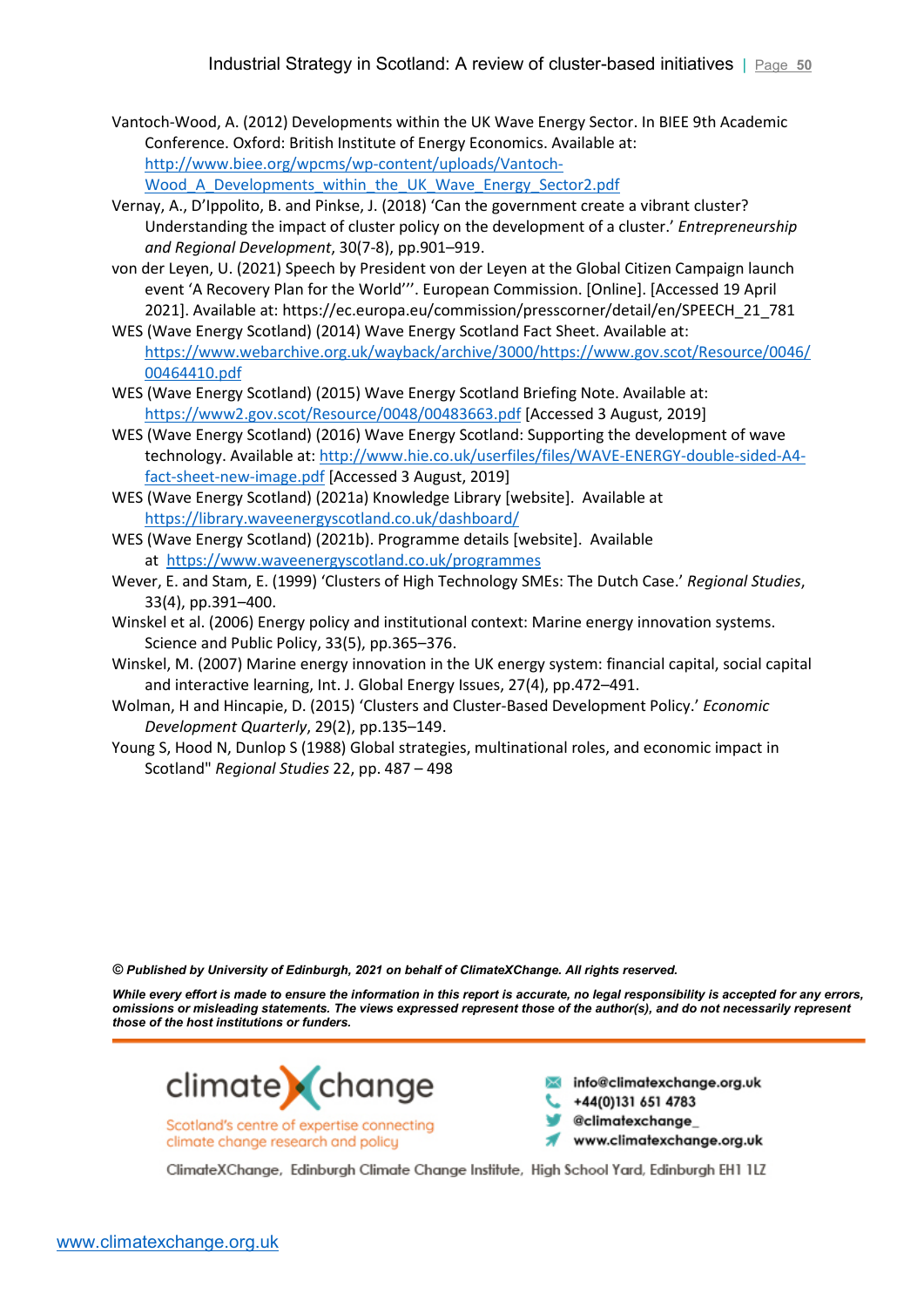Vantoch-Wood, A. (2012) Developments within the UK Wave Energy Sector. In BIEE 9th Academic Conference. Oxford: British Institute of Energy Economics. Available at: http://www.biee.org/wpcms/wp-content/uploads/Vantoch-Wood_A_Developments_within_the_UK_Wave_Energy_Sector2.pdf

Vernay, A., D'Ippolito, B. and Pinkse, J. (2018) 'Can the government create a vibrant cluster? Understanding the impact of cluster policy on the development of a cluster.' *Entrepreneurship and Regional Development*, 30(7-8), pp.901–919.

von der Leyen, U. (2021) Speech by President von der Leyen at the Global Citizen Campaign launch event 'A Recovery Plan for the World''. European Commission. [Online]. [Accessed 19 April 2021]. Available at: https://ec.europa.eu/commission/presscorner/detail/en/SPEECH_21_781

WES (Wave Energy Scotland) (2014) Wave Energy Scotland Fact Sheet. Available at: https://www.webarchive.org.uk/wayback/archive/3000/https://www.gov.scot/Resource/0046/00464410.pdf

WES (Wave Energy Scotland) (2015) Wave Energy Scotland Briefing Note. Available at: https://www2.gov.scot/Resource/0048/00483663.pdf [Accessed 3 August, 2019]

WES (Wave Energy Scotland) (2016) Wave Energy Scotland: Supporting the development of wave technology. Available at: http://www.hie.co.uk/userfiles/files/WAVE-ENERGY-double-sided-A4-fact-sheet-new-image.pdf [Accessed 3 August, 2019]

WES (Wave Energy Scotland) (2021a) Knowledge Library [website]. Available at https://library.waveenergyscotland.co.uk/dashboard/

WES (Wave Energy Scotland) (2021b). Programme details [website]. Available at https://www.waveenergyscotland.co.uk/programmes

Wever, E. and Stam, E. (1999) 'Clusters of High Technology SMEs: The Dutch Case.' *Regional Studies*, 33(4), pp.391–400.

Winskel et al. (2006) Energy policy and institutional context: Marine energy innovation systems. Science and Public Policy, 33(5), pp.365–376.

Winskel, M. (2007) Marine energy innovation in the UK energy system: financial capital, social capital and interactive learning, Int. J. Global Energy Issues, 27(4), pp.472–491.

Wolman, H and Hincapie, D. (2015) 'Clusters and Cluster-Based Development Policy.' *Economic Development Quarterly*, 29(2), pp.135–149.

Young S, Hood N, Dunlop S (1988) Global strategies, multinational roles, and economic impact in Scotland" *Regional Studies* 22, pp. 487 – 498

***© Published by University of Edinburgh, 2021 on behalf of ClimateXChange. All rights reserved.***

***While every effort is made to ensure the information in this report is accurate, no legal responsibility is accepted for any errors, omissions or misleading statements. The views expressed represent those of the author(s), and do not necessarily represent those of the host institutions or funders.***

climate change

Scotland's centre of expertise connecting climate change research and policy

info@climatexchange.org.uk
+44(0)131 651 4783
@climatexchange_
www.climatexchange.org.uk

ClimateXChange, Edinburgh Climate Change Institute, High School Yard, Edinburgh EH1 1LZ

www.climatexchange.org.uk